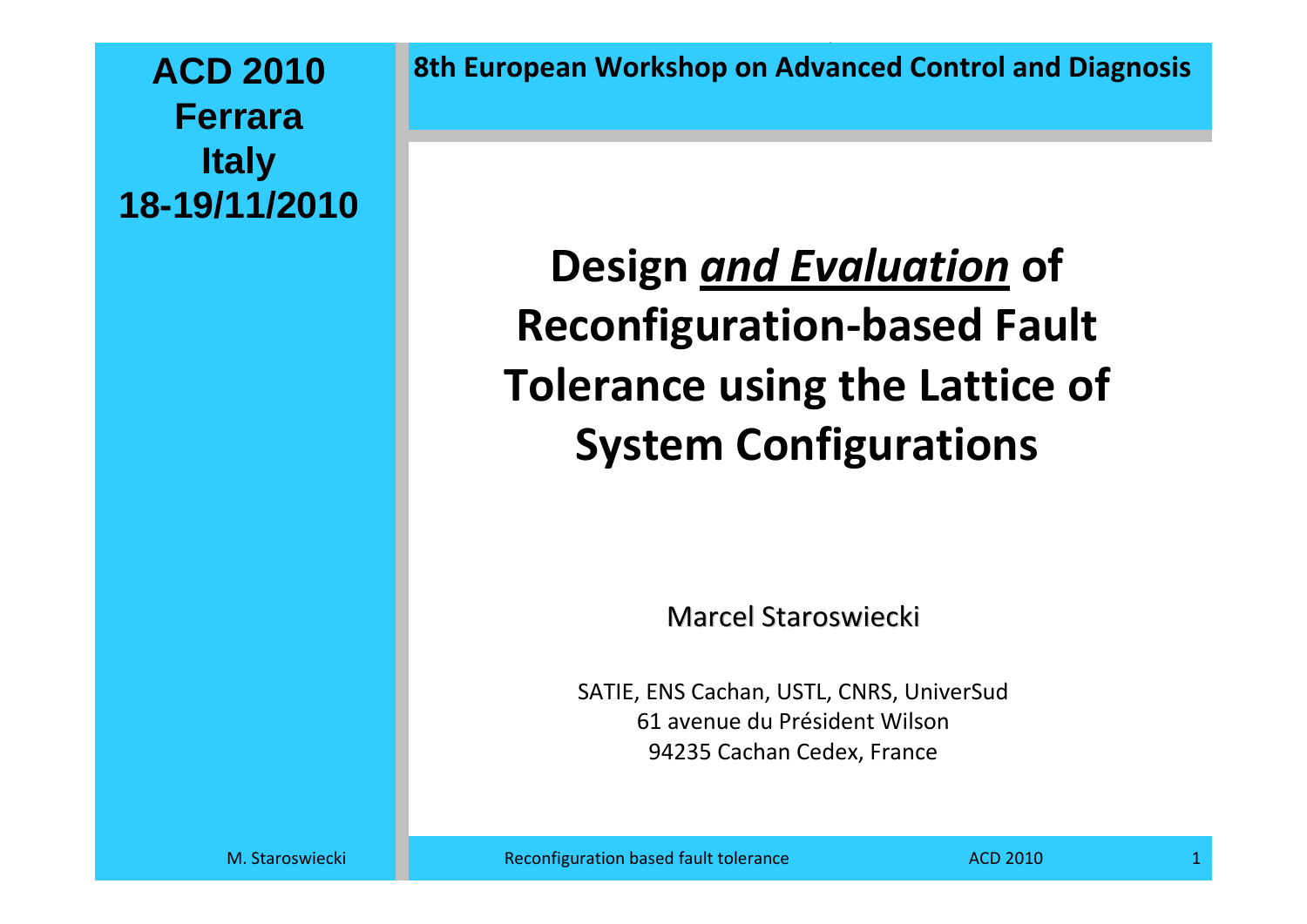**ACD 2010**
**Ferrara**
**Italy**
**18-19/11/2010**

**8th European Workshop on Advanced Control and Diagnosis**

# Design *and Evaluation* of Reconfiguration-based Fault Tolerance using the Lattice of System Configurations

Marcel Staroswiecki

SATIE, ENS Cachan, USTL, CNRS, UniverSud
61 avenue du Président Wilson
94235 Cachan Cedex, France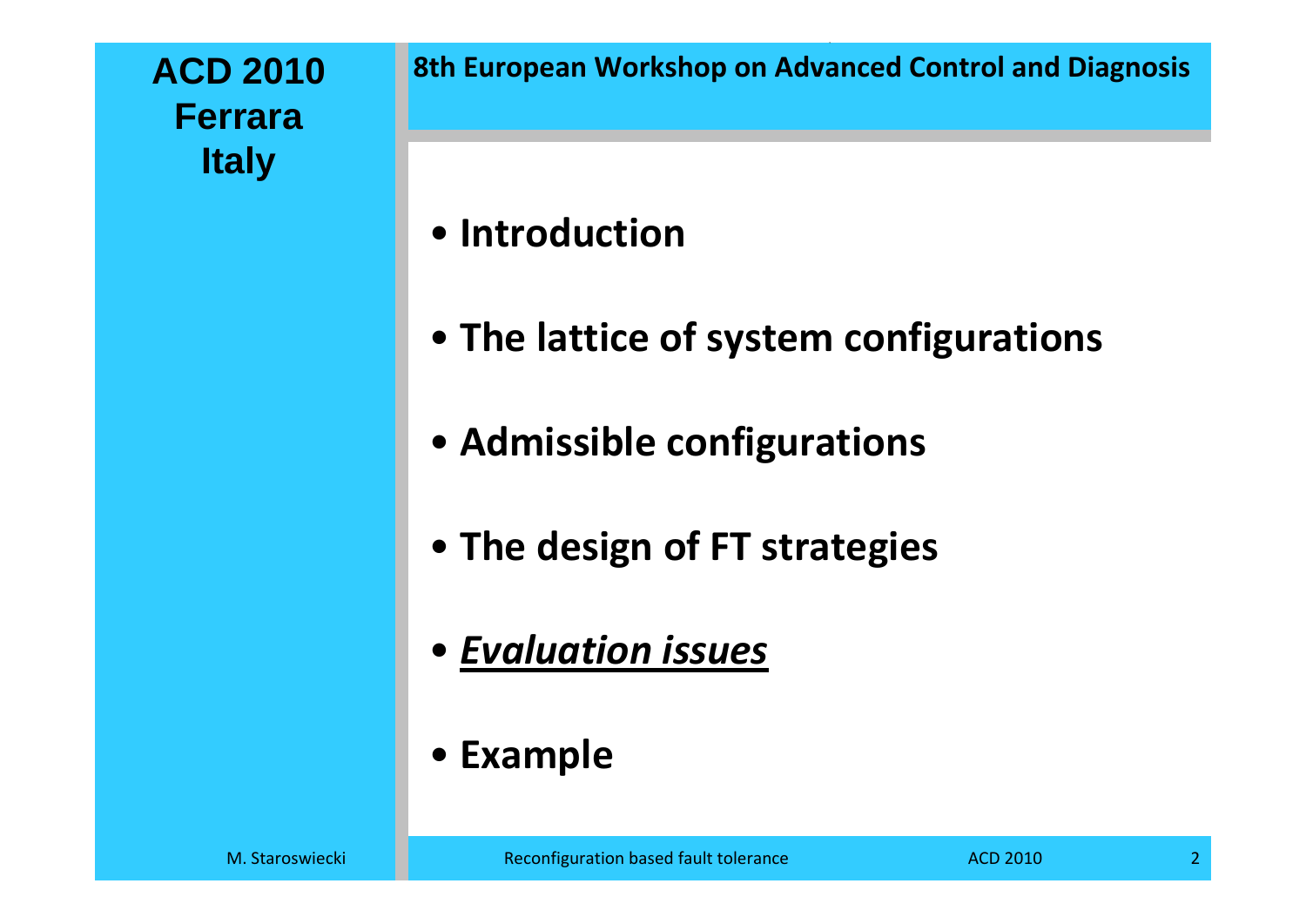- **Introduction**
- **The lattice of system configurations**
- **Admissible configurations**
- **The design of FT strategies**
- ***Evaluation issues***
- **Example**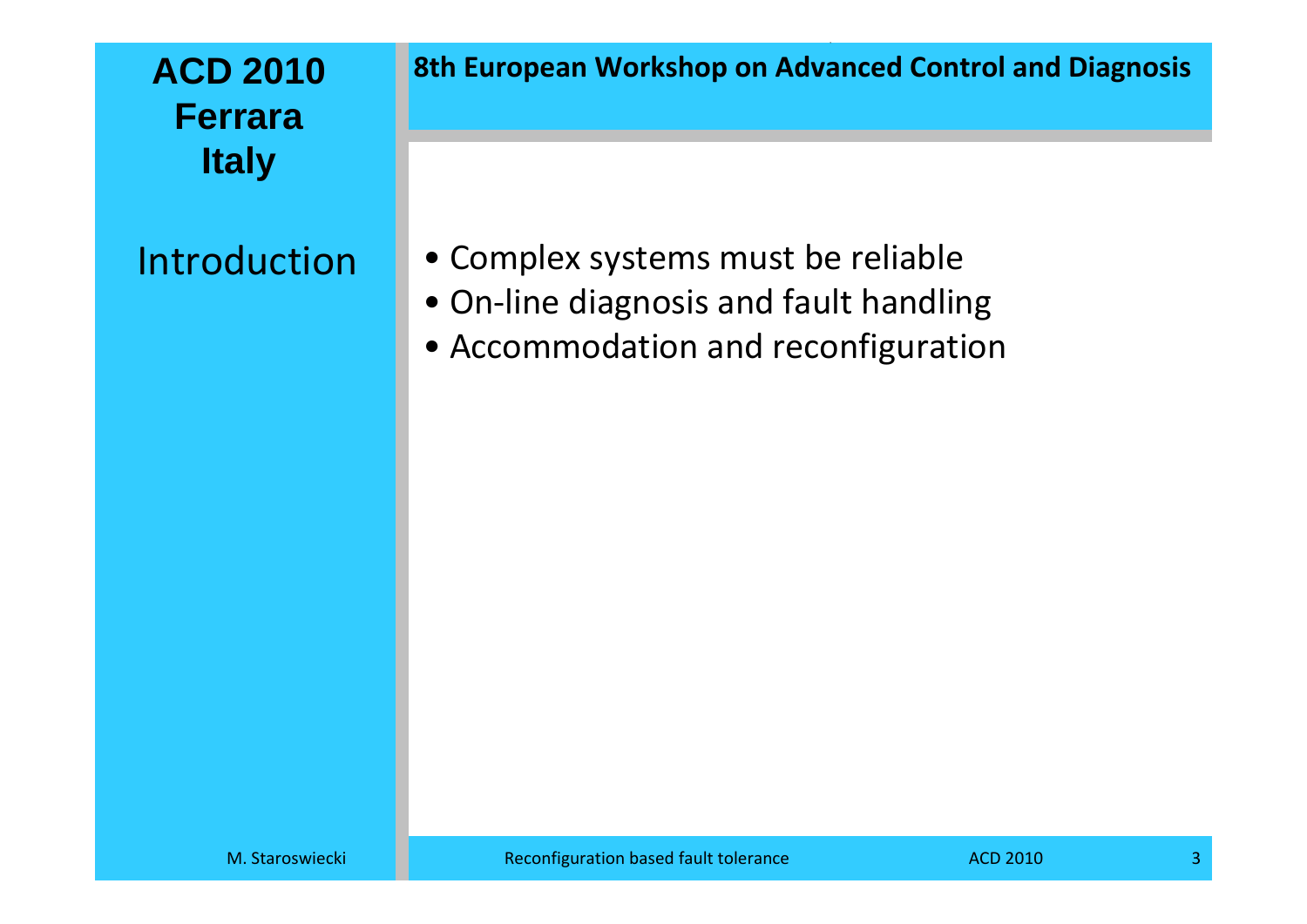## Introduction

- Complex systems must be reliable
- On-line diagnosis and fault handling
- Accommodation and reconfiguration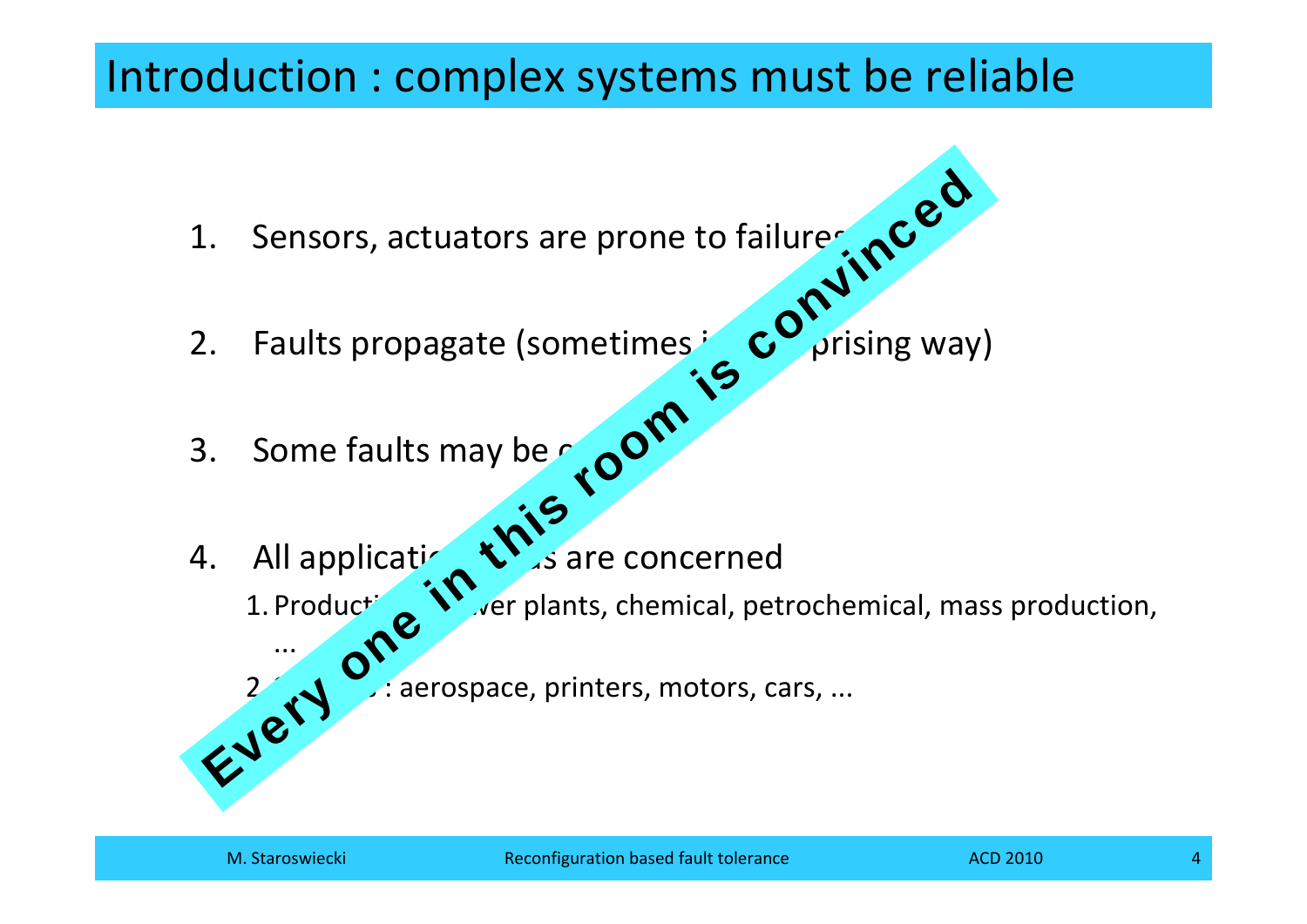# Introduction : complex systems must be reliable

1. Sensors, actuators are prone to failures
2. Faults propagate (sometimes i[...] [...]prising way)
3. Some faults may be c[...]
4. All applicati[...]s are concerned
   1. Product[...]wer plants, chemical, petrochemical, mass production, ...
   2. [...] : aerospace, printers, motors, cars, ...

**Every one in this room is convinced**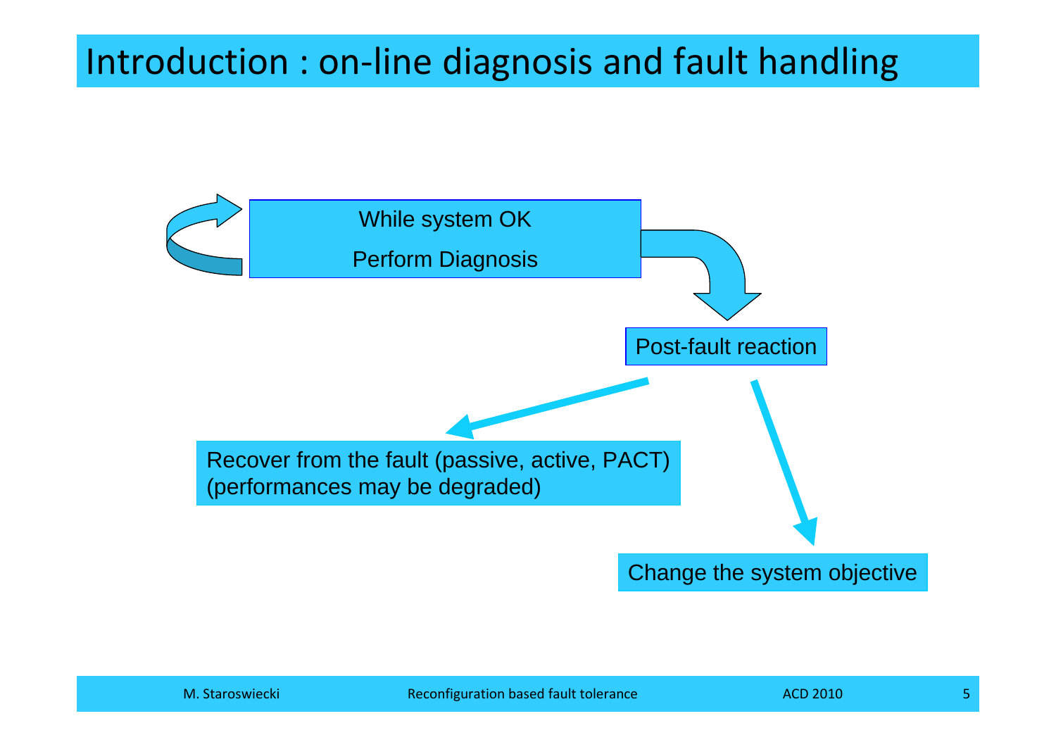# Introduction : on-line diagnosis and fault handling

While system OK

Perform Diagnosis

Post-fault reaction

Recover from the fault (passive, active, PACT)
(performances may be degraded)

Change the system objective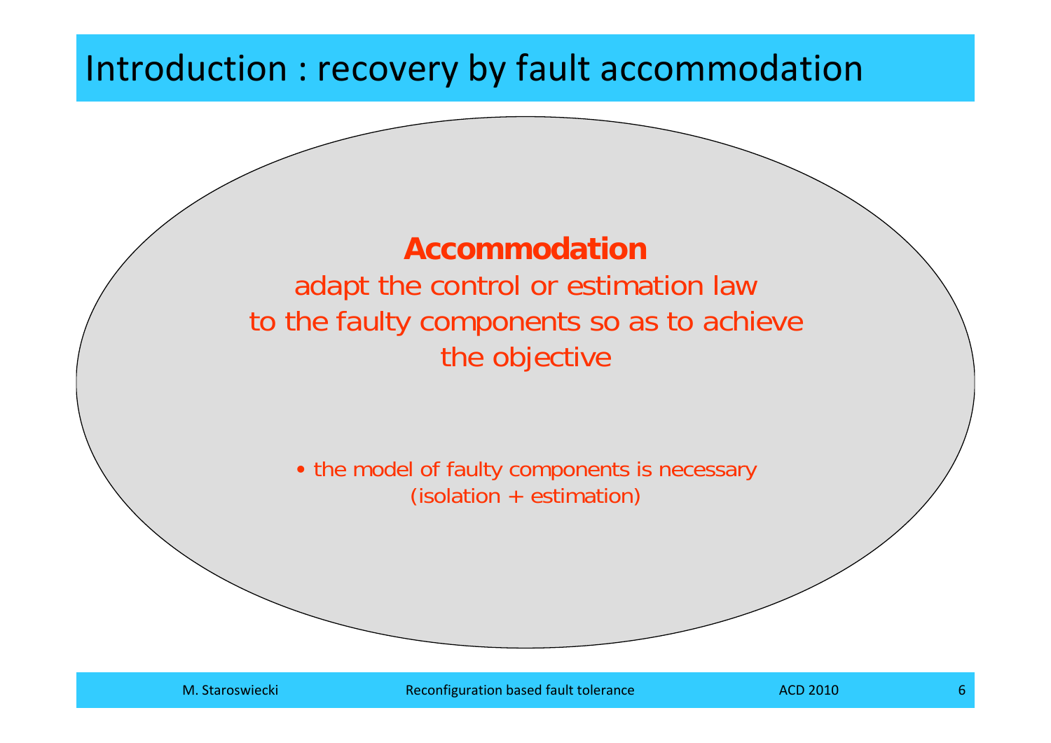# Introduction : recovery by fault accommodation

**Accommodation**

adapt the control or estimation law
to the faulty components so as to achieve
the objective

- the model of faulty components is necessary
  (isolation + estimation)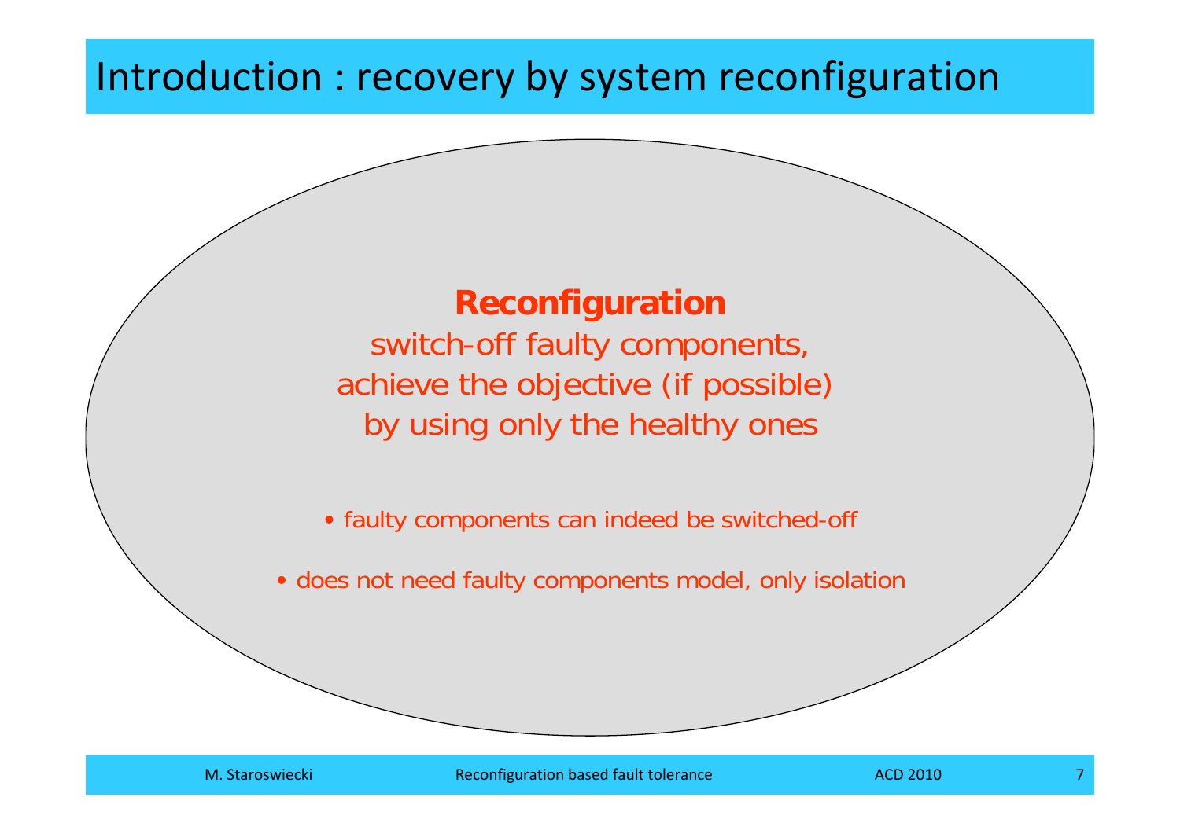# Introduction : recovery by system reconfiguration

**Reconfiguration**

switch-off faulty components,
achieve the objective (if possible)
by using only the healthy ones

- faulty components can indeed be switched-off
- does not need faulty components model, only isolation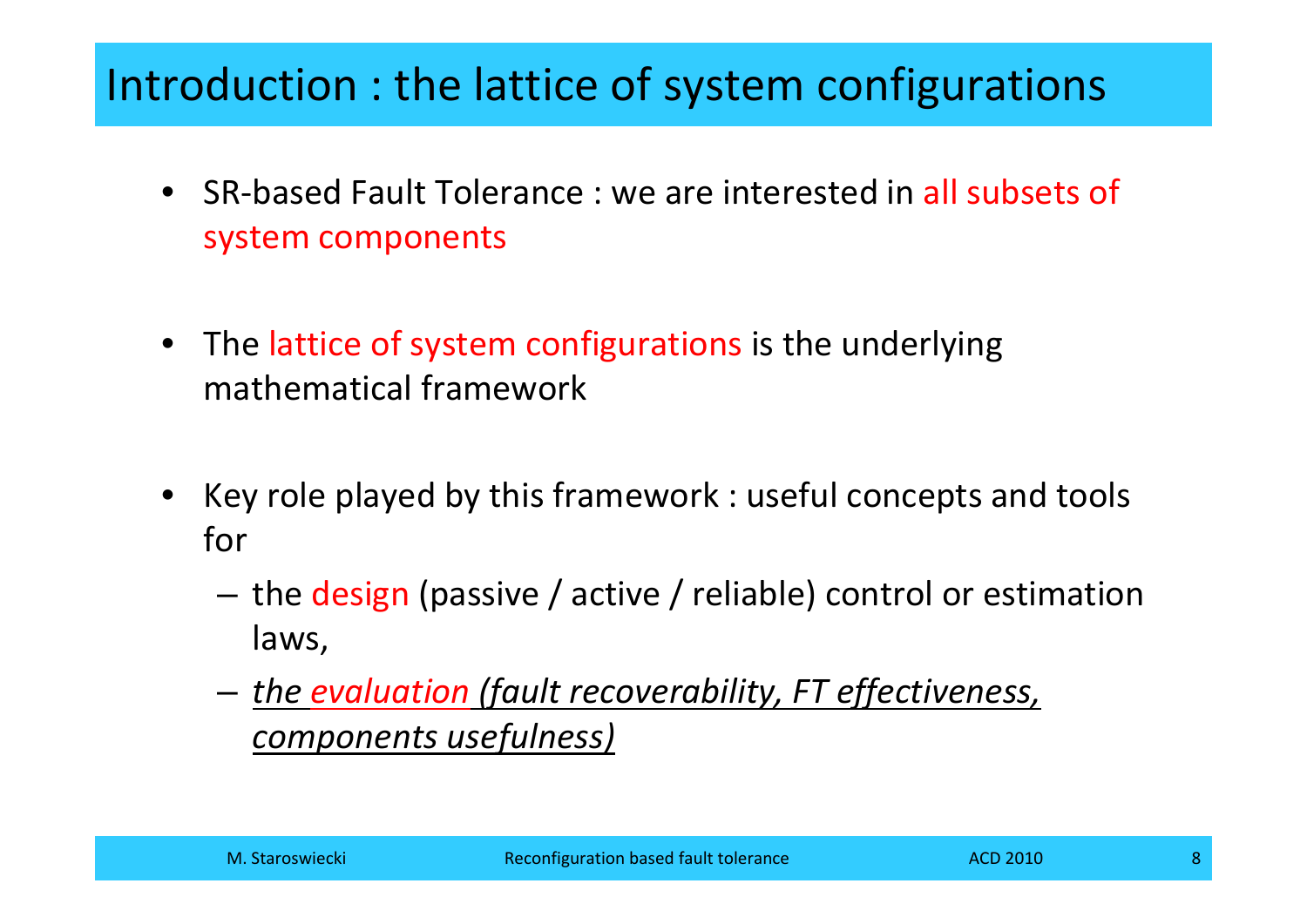# Introduction : the lattice of system configurations

- SR-based Fault Tolerance : we are interested in all subsets of system components

- The lattice of system configurations is the underlying mathematical framework

- Key role played by this framework : useful concepts and tools for
  - the design (passive / active / reliable) control or estimation laws,
  - *the evaluation (fault recoverability, FT effectiveness, components usefulness)*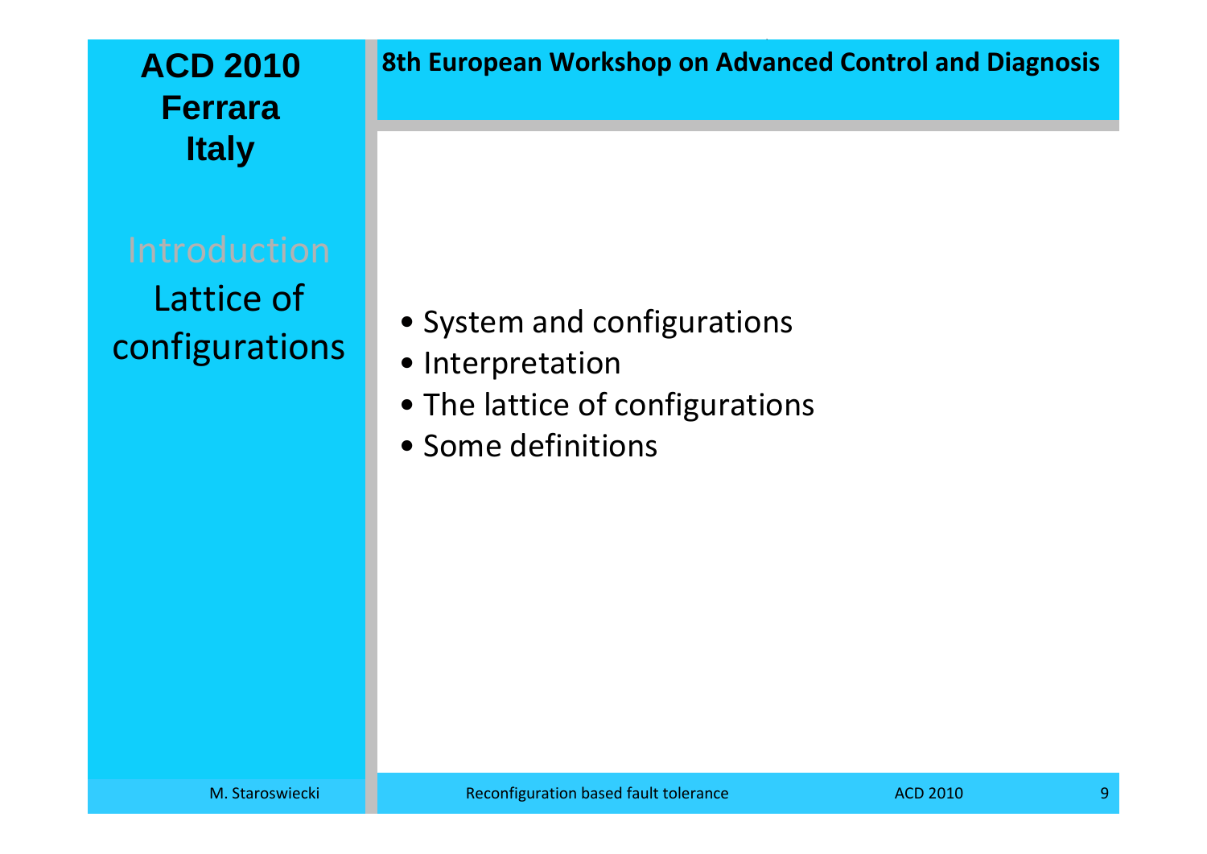Introduction

## Lattice of configurations

- System and configurations
- Interpretation
- The lattice of configurations
- Some definitions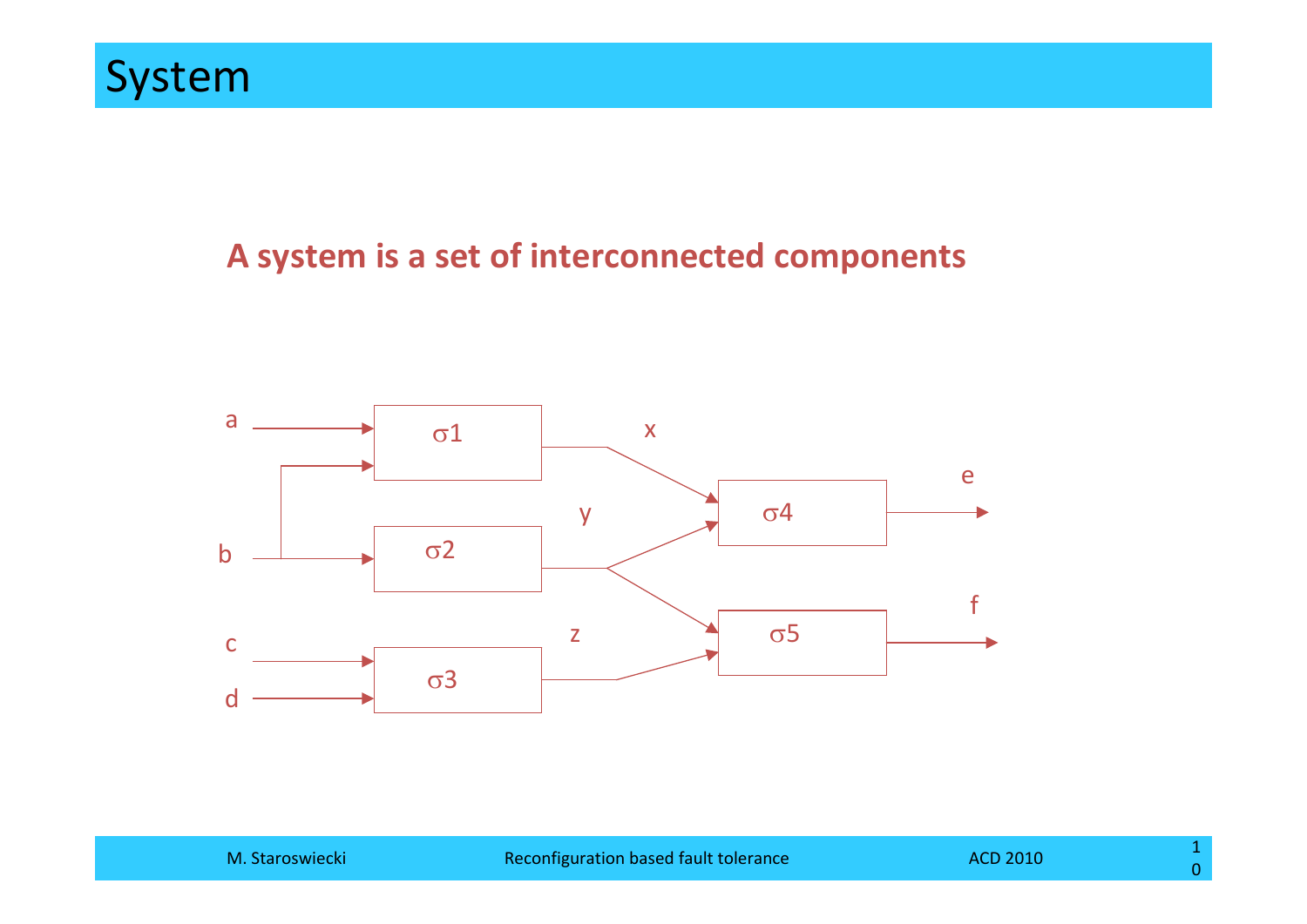# System

**A system is a set of interconnected components**

a → σ1; b → σ1, σ2; c, d → σ3

σ1 → x → σ4; σ2 → y → σ4, σ5; σ3 → z → σ5

σ4 → e; σ5 → f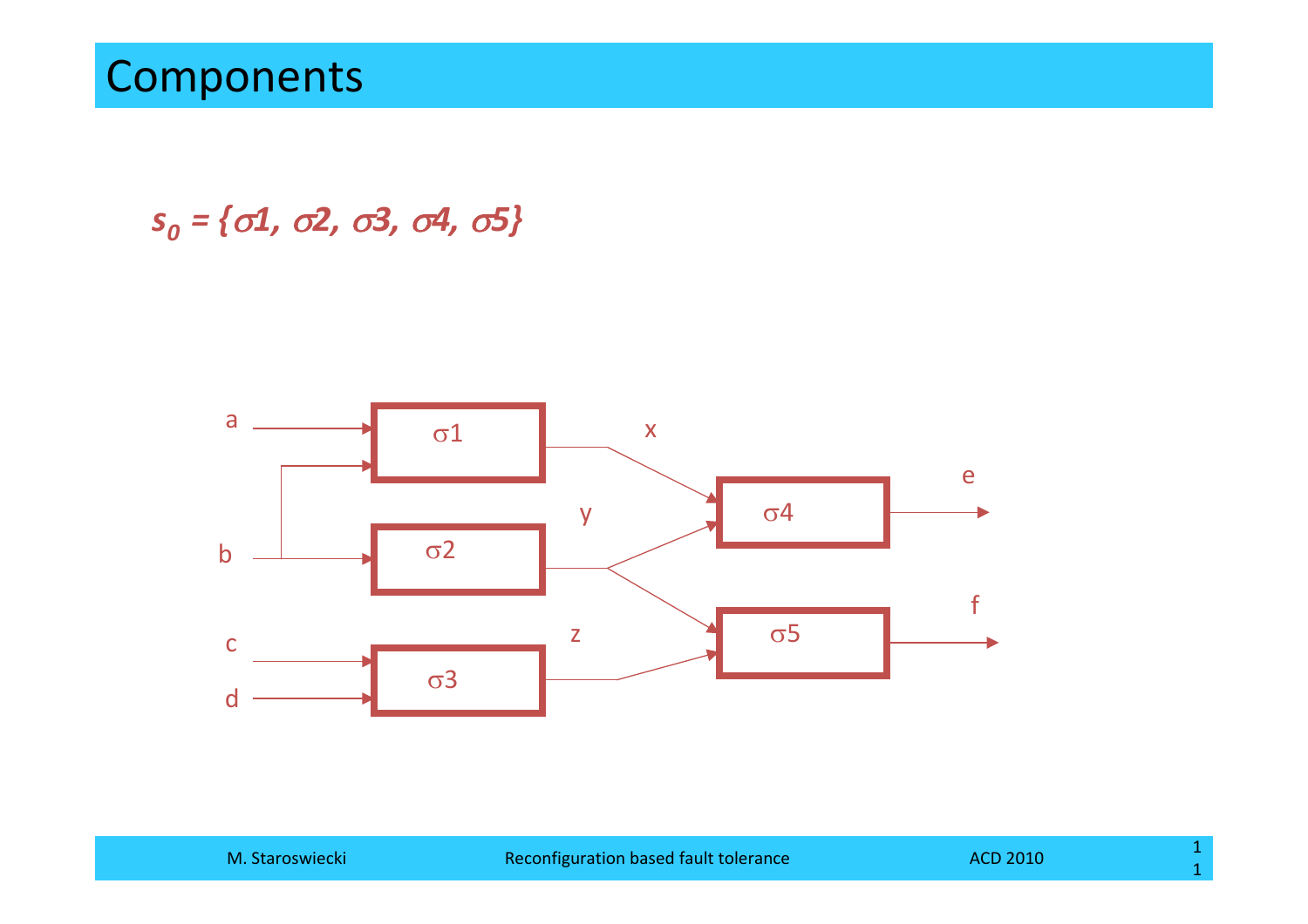# Components

$$s_0 = \{\sigma 1, \sigma 2, \sigma 3, \sigma 4, \sigma 5\}$$

a, b → σ1 → x

b → σ2 → y

c, d → σ3 → z

x, y → σ4 → e

y, z → σ5 → f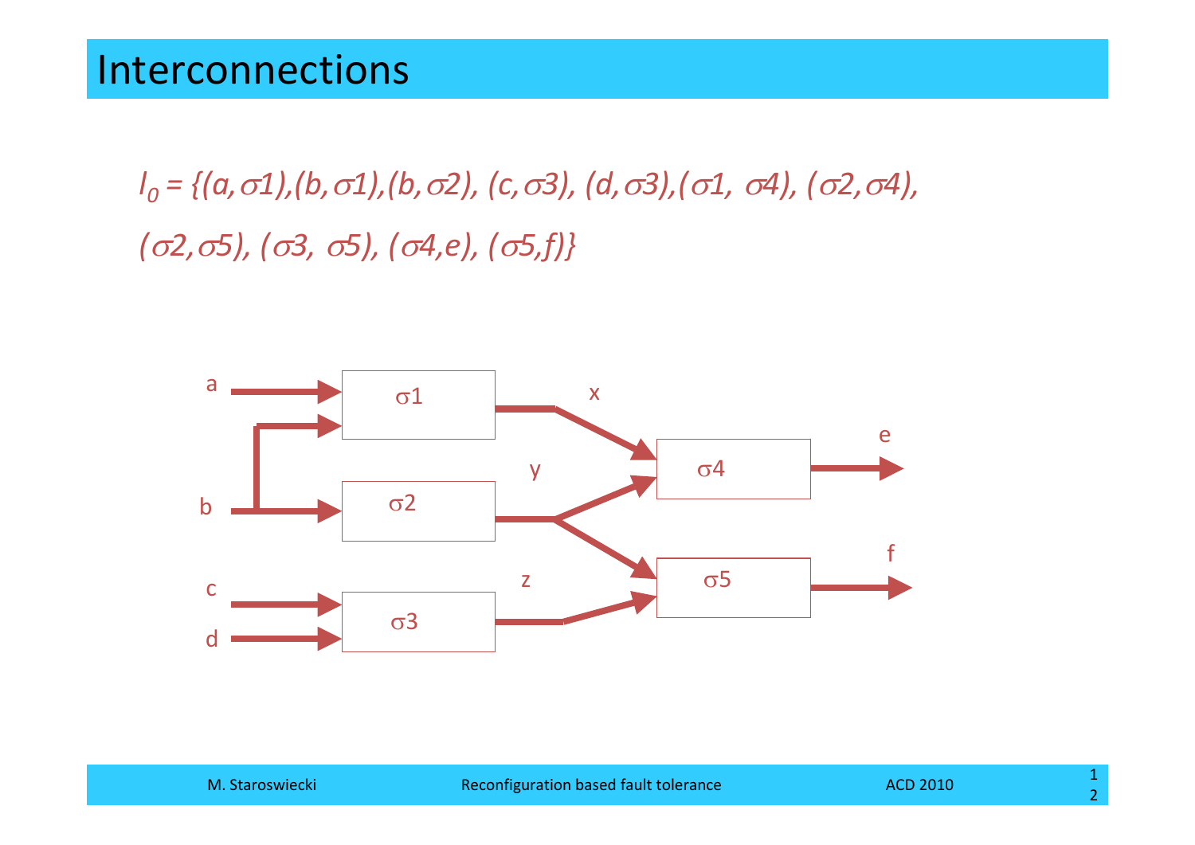# Interconnections

$I_0 = \{(a,\sigma 1),(b,\sigma 1),(b,\sigma 2), (c,\sigma 3), (d,\sigma 3),(\sigma 1, \sigma 4), (\sigma 2,\sigma 4),$
$(\sigma 2,\sigma 5), (\sigma 3, \sigma 5), (\sigma 4,e), (\sigma 5,f)\}$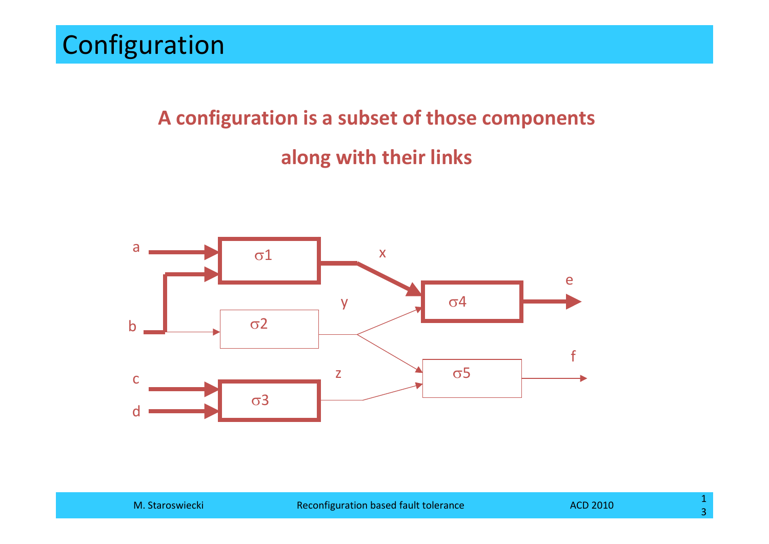# Configuration

**A configuration is a subset of those components**

**along with their links**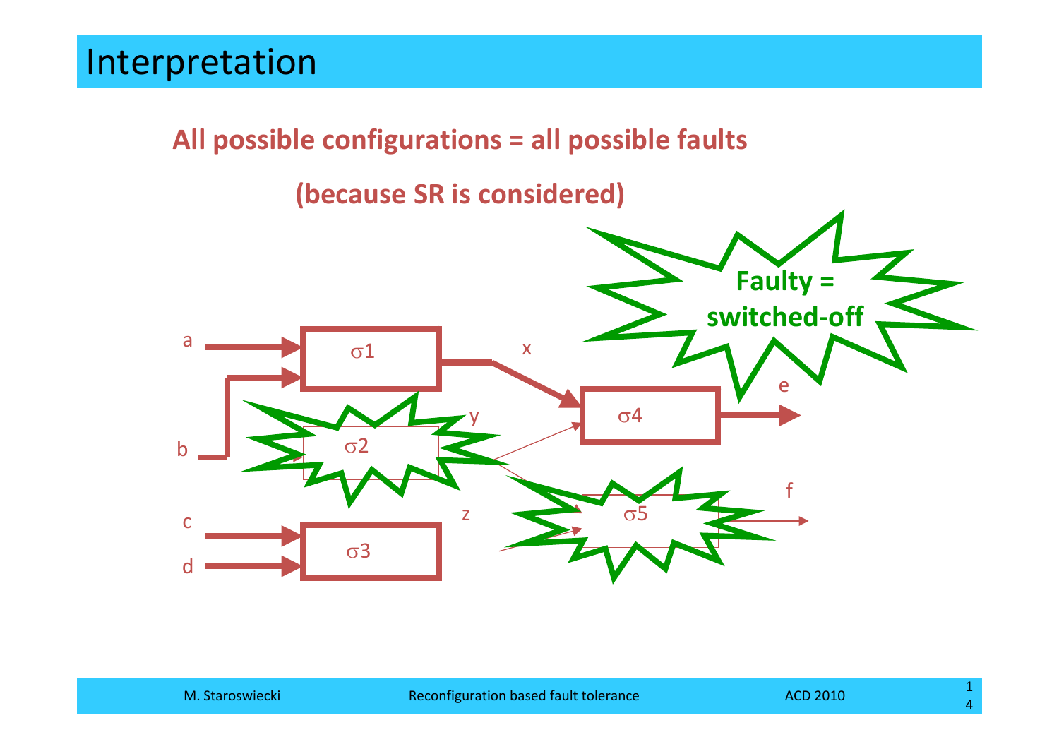# Interpretation

**All possible configurations = all possible faults**

**(because SR is considered)**

**Faulty = switched-off**

a, b, c, d → $\sigma1$, $\sigma2$, $\sigma3$ → x, y, z → $\sigma4$, $\sigma5$ → e, f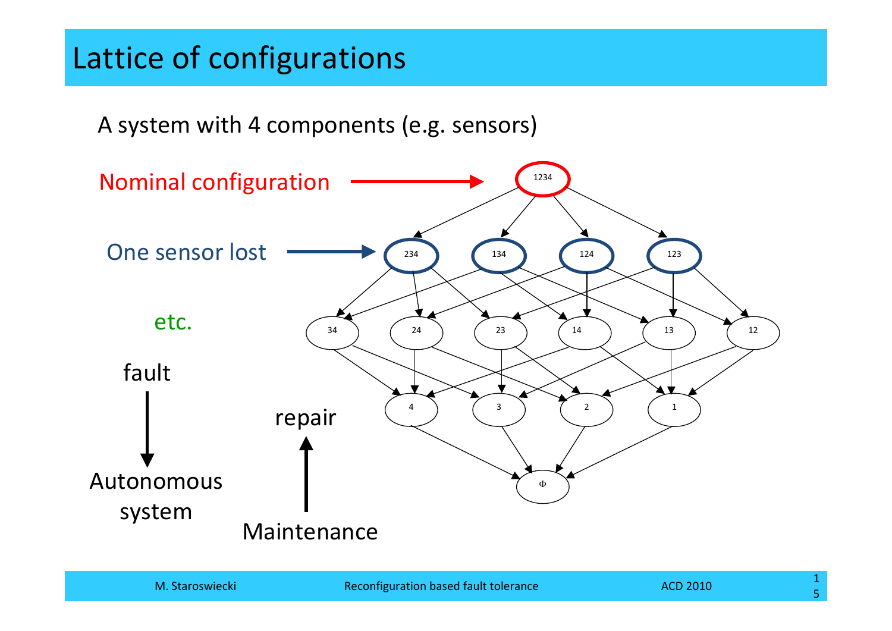# Lattice of configurations

A system with 4 components (e.g. sensors)

Nominal configuration → 1234

One sensor lost → 234, 134, 124, 123

etc.

34, 24, 23, 14, 13, 12

4, 3, 2, 1

Φ

fault ↓ Autonomous system

repair ↑ Maintenance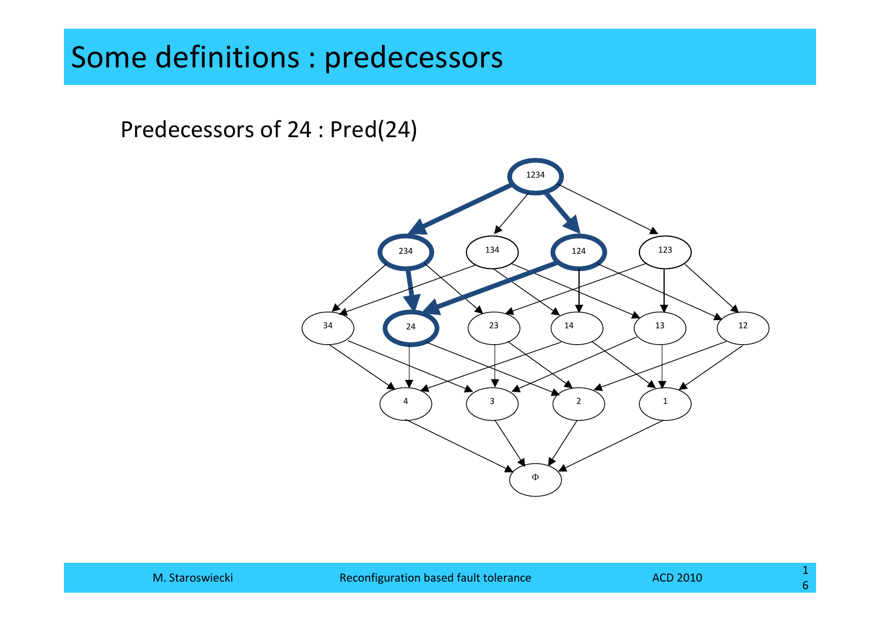# Some definitions : predecessors

Predecessors of 24 : Pred(24)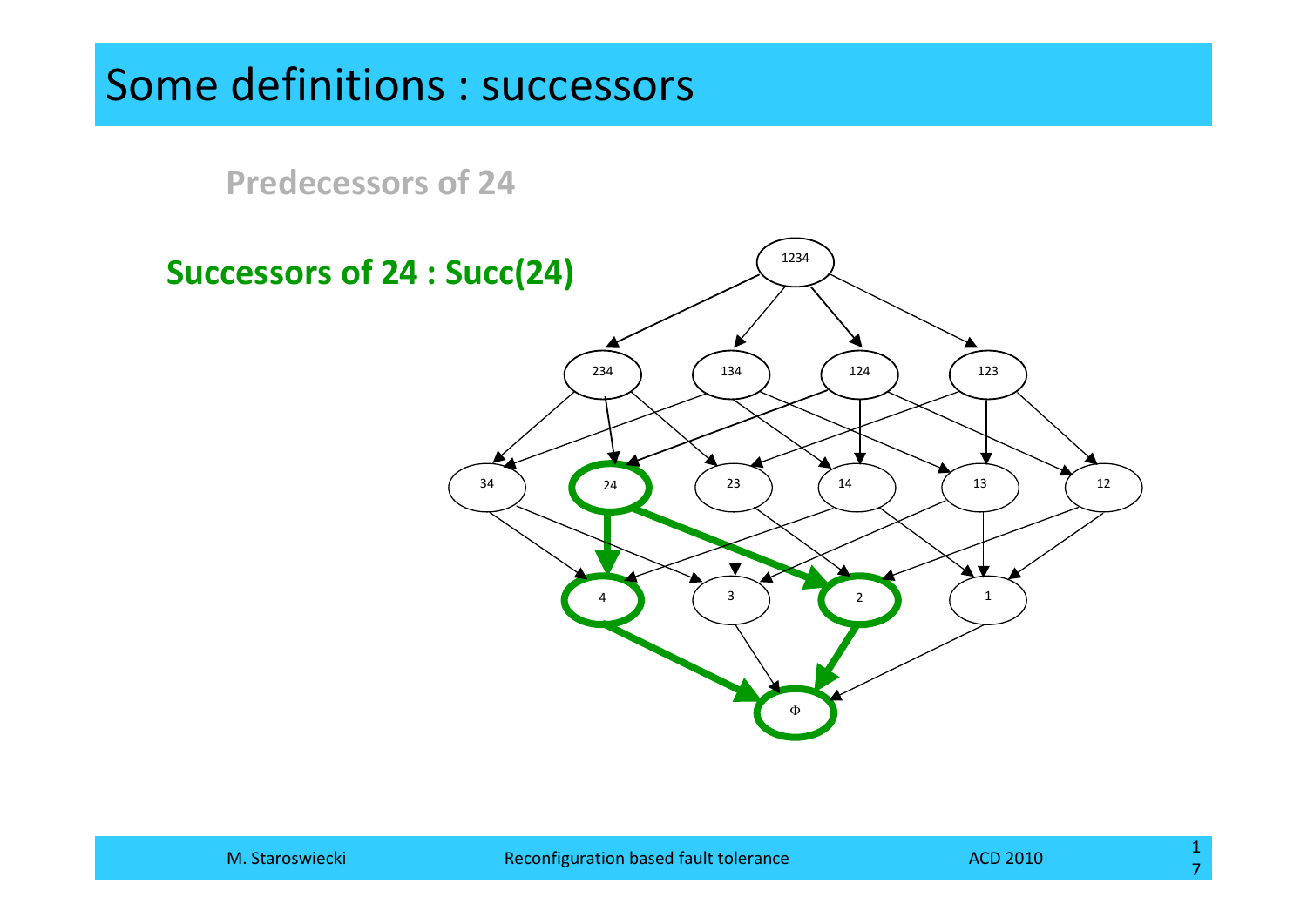# Some definitions : successors

**Predecessors of 24**

**Successors of 24 : Succ(24)**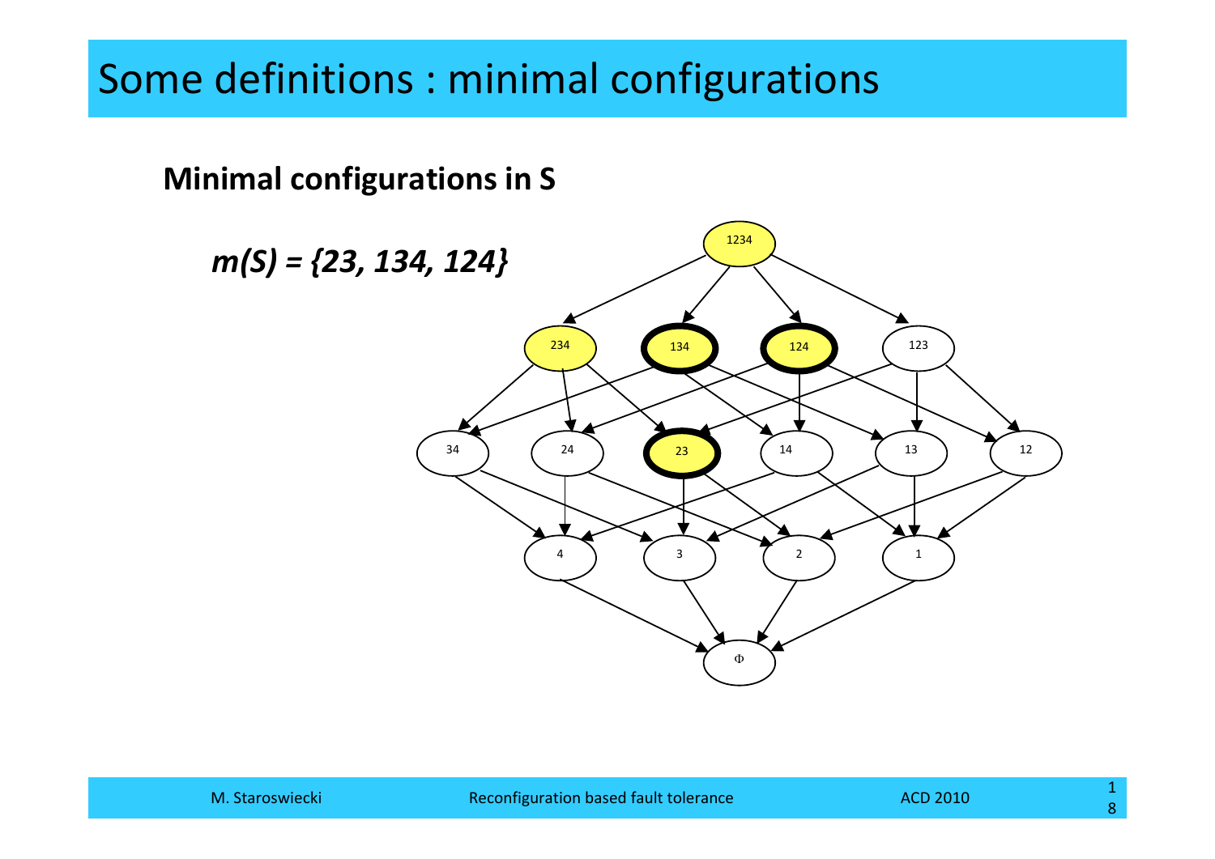# Some definitions : minimal configurations

**Minimal configurations in S**

***m(S) = {23, 134, 124}***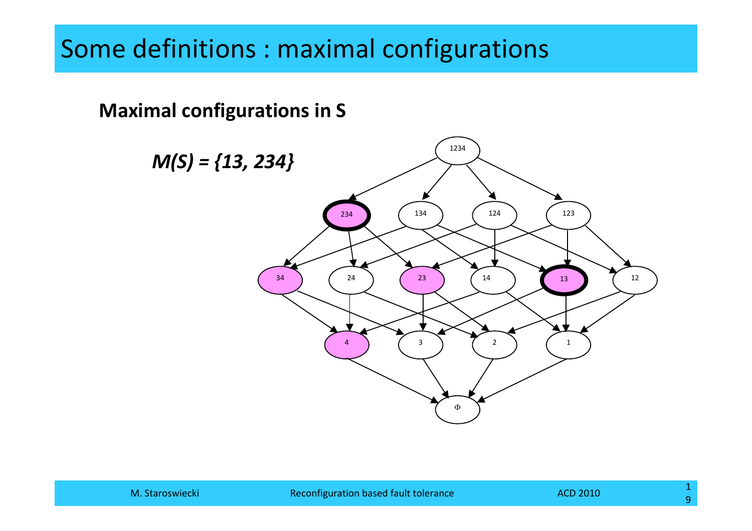# Some definitions : maximal configurations

**Maximal configurations in S**

***M(S) = {13, 234}***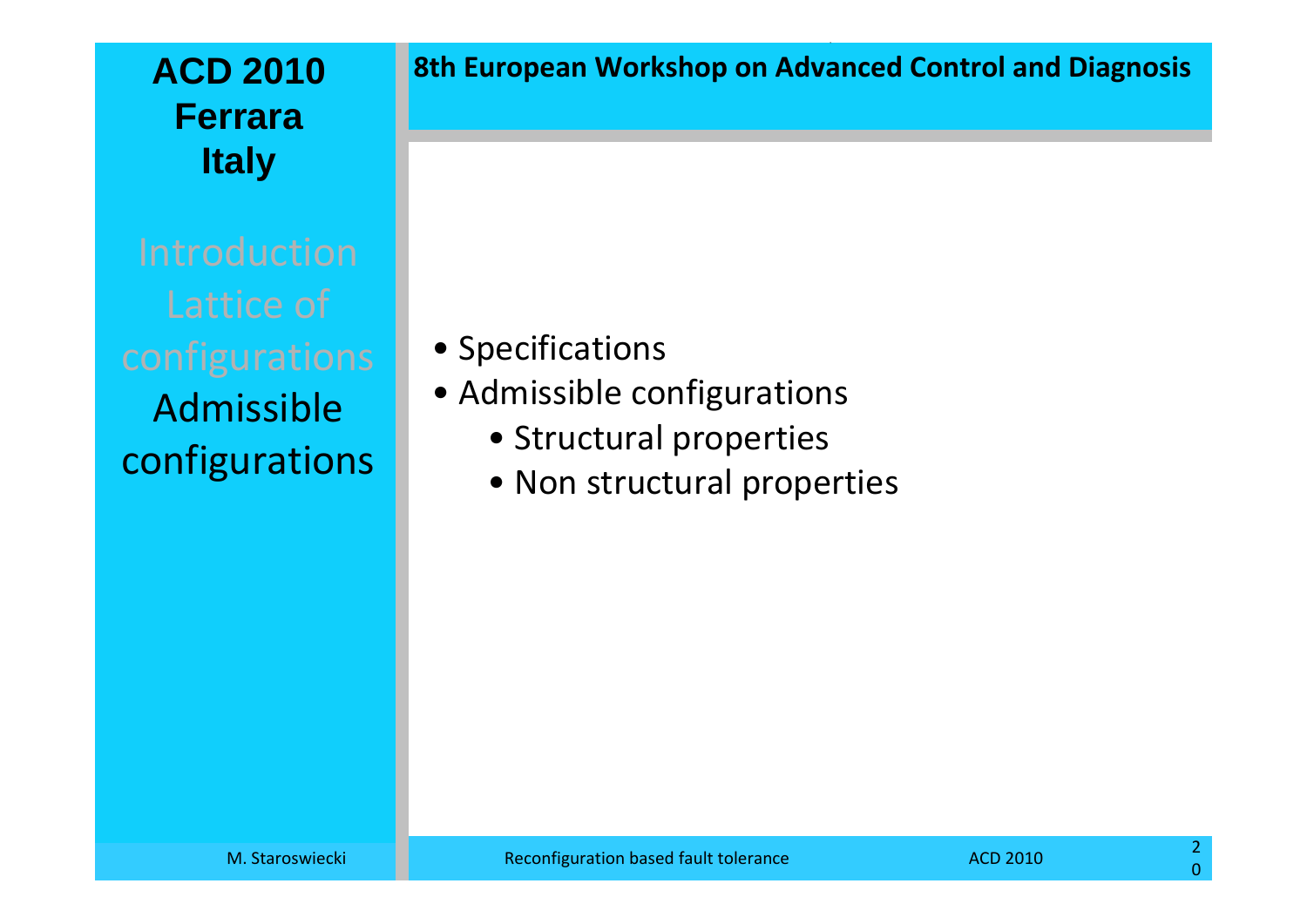- Specifications
- Admissible configurations
  - Structural properties
  - Non structural properties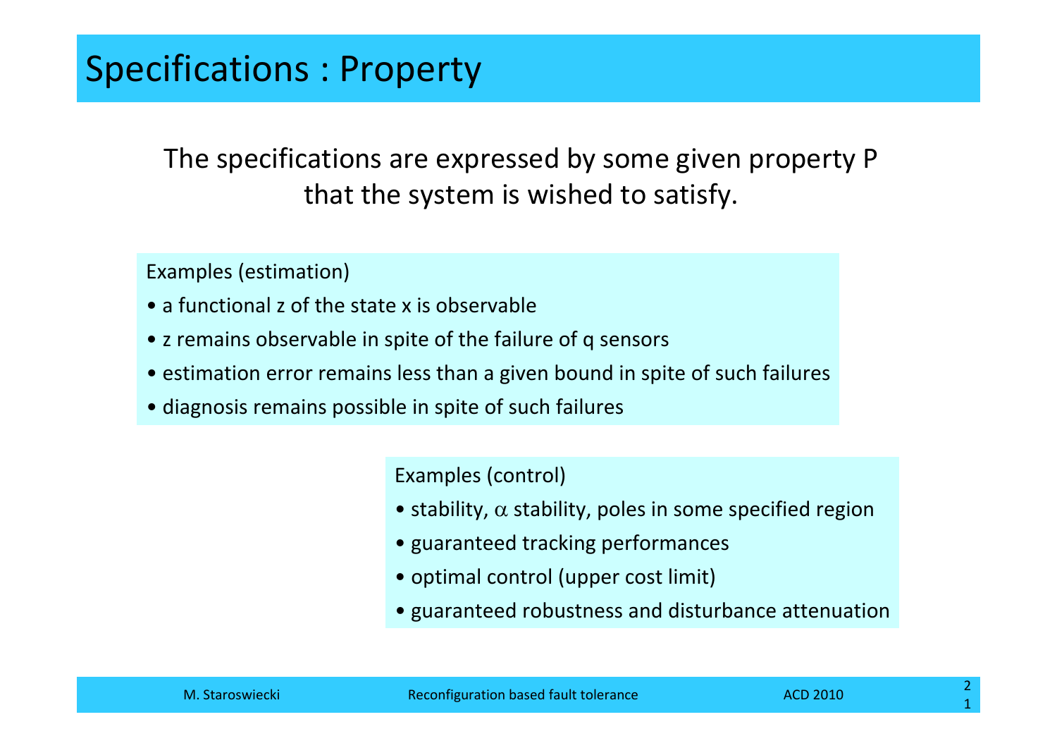# Specifications : Property

The specifications are expressed by some given property P that the system is wished to satisfy.

Examples (estimation)

- a functional z of the state x is observable
- z remains observable in spite of the failure of q sensors
- estimation error remains less than a given bound in spite of such failures
- diagnosis remains possible in spite of such failures

Examples (control)

- stability, $\alpha$ stability, poles in some specified region
- guaranteed tracking performances
- optimal control (upper cost limit)
- guaranteed robustness and disturbance attenuation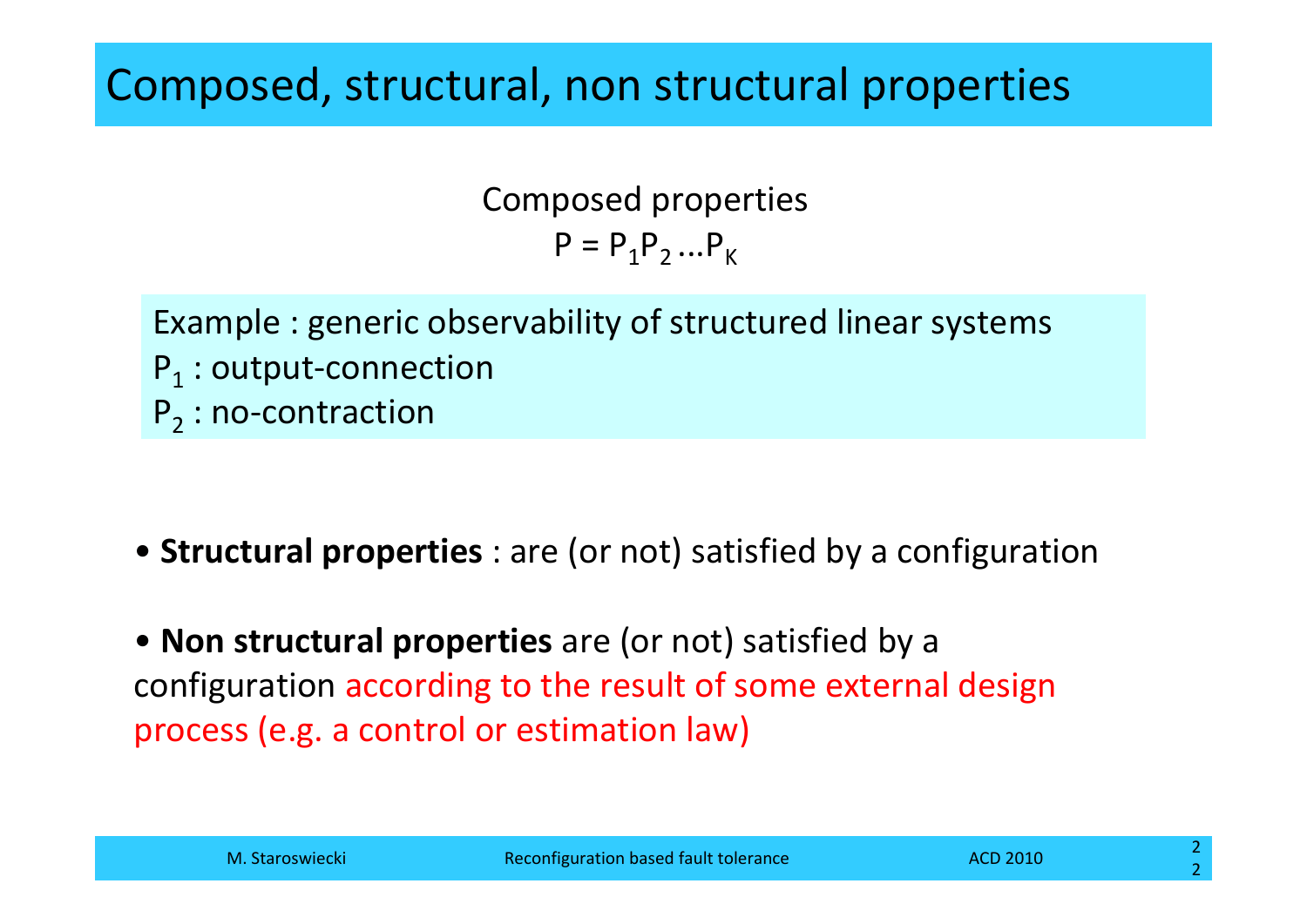# Composed, structural, non structural properties

Composed properties

$$P = P_1 P_2 \ldots P_K$$

Example : generic observability of structured linear systems

$P_1$ : output-connection

$P_2$ : no-contraction

- **Structural properties** : are (or not) satisfied by a configuration

- **Non structural properties** are (or not) satisfied by a configuration according to the result of some external design process (e.g. a control or estimation law)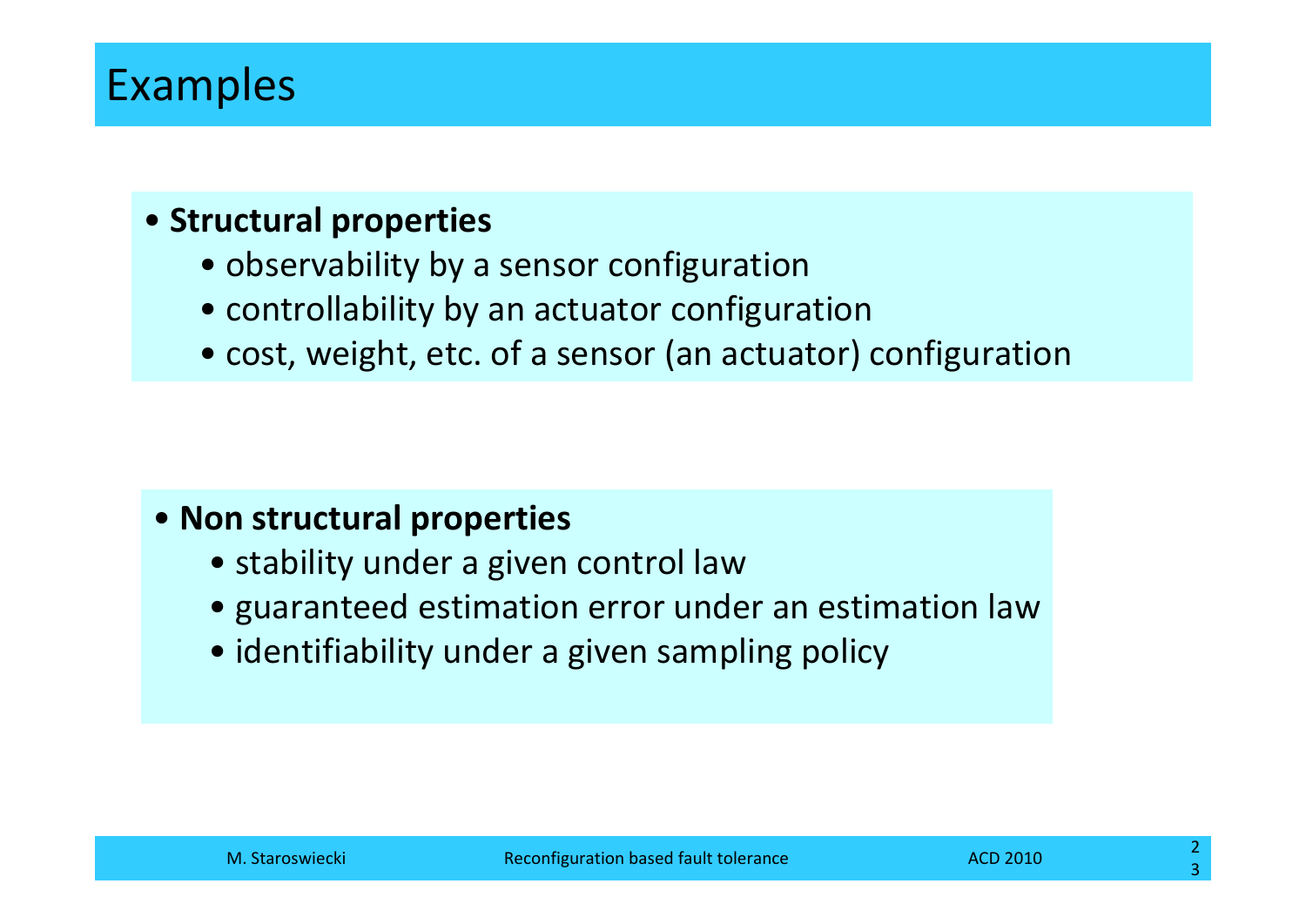# Examples

- **Structural properties**
  - observability by a sensor configuration
  - controllability by an actuator configuration
  - cost, weight, etc. of a sensor (an actuator) configuration

- **Non structural properties**
  - stability under a given control law
  - guaranteed estimation error under an estimation law
  - identifiability under a given sampling policy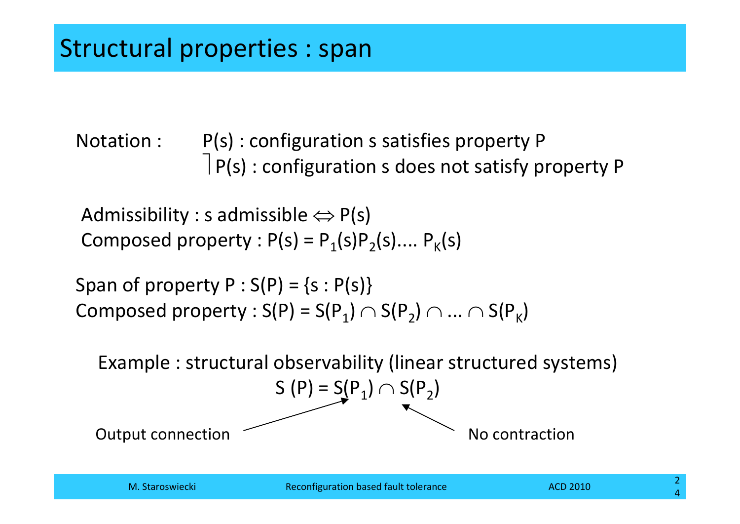# Structural properties : span

Notation : $P(s)$ : configuration s satisfies property P

$\rceil P(s)$ : configuration s does not satisfy property P

Admissibility : s admissible $\Leftrightarrow P(s)$

Composed property : $P(s) = P_1(s)P_2(s) .... P_K(s)$

Span of property P : $S(P) = \{s : P(s)\}$

Composed property : $S(P) = S(P_1) \cap S(P_2) \cap ... \cap S(P_K)$

Example : structural observability (linear structured systems)

$$S(P) = S(P_1) \cap S(P_2)$$

Output connection → $S(P_1)$

No contraction → $S(P_2)$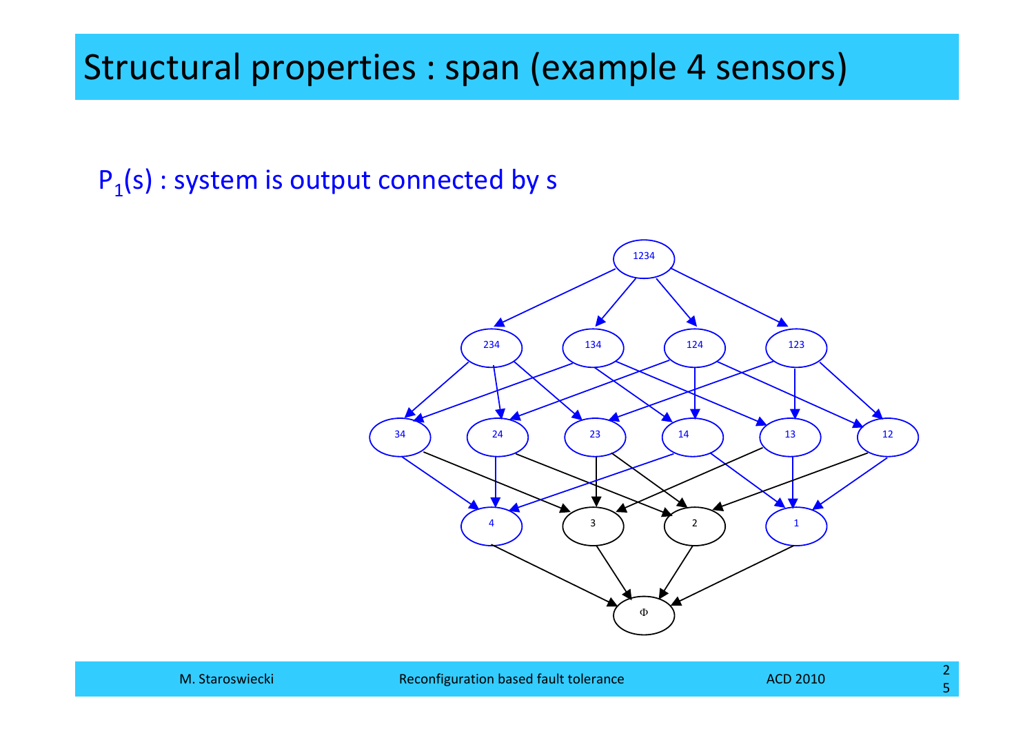# Structural properties : span (example 4 sensors)

$P_1(s)$ : system is output connected by s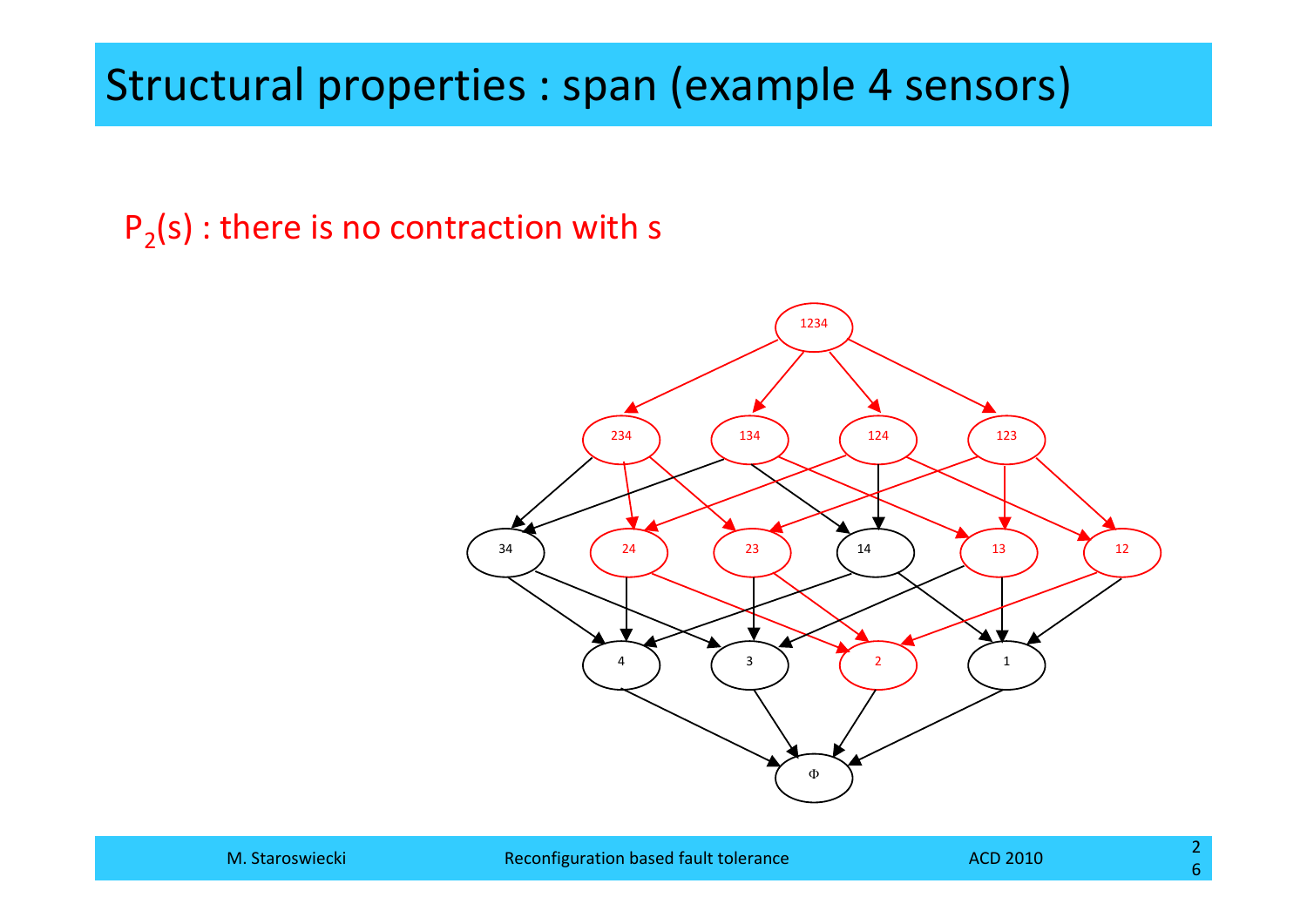# Structural properties : span (example 4 sensors)

$P_2(s)$ : there is no contraction with s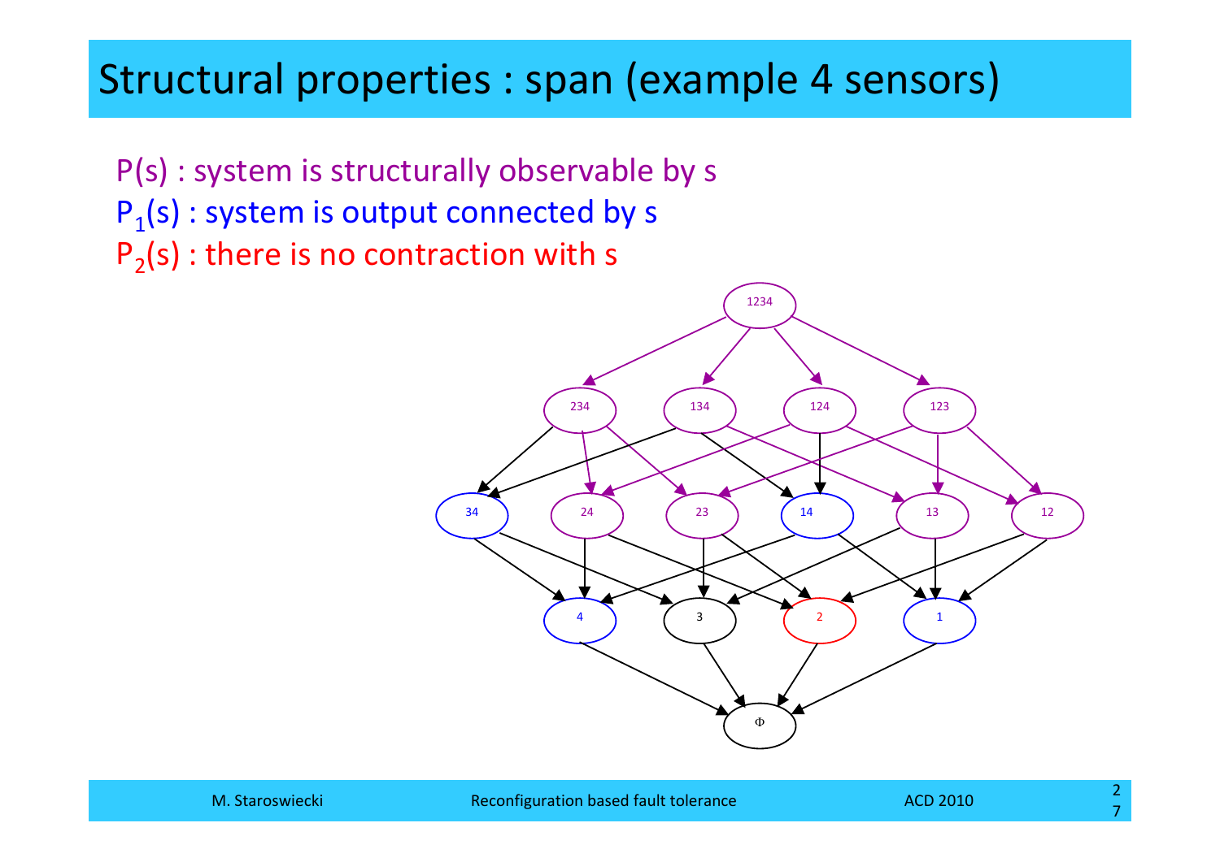# Structural properties : span (example 4 sensors)

P(s) : system is structurally observable by s

$P_1(s)$ : system is output connected by s

$P_2(s)$ : there is no contraction with s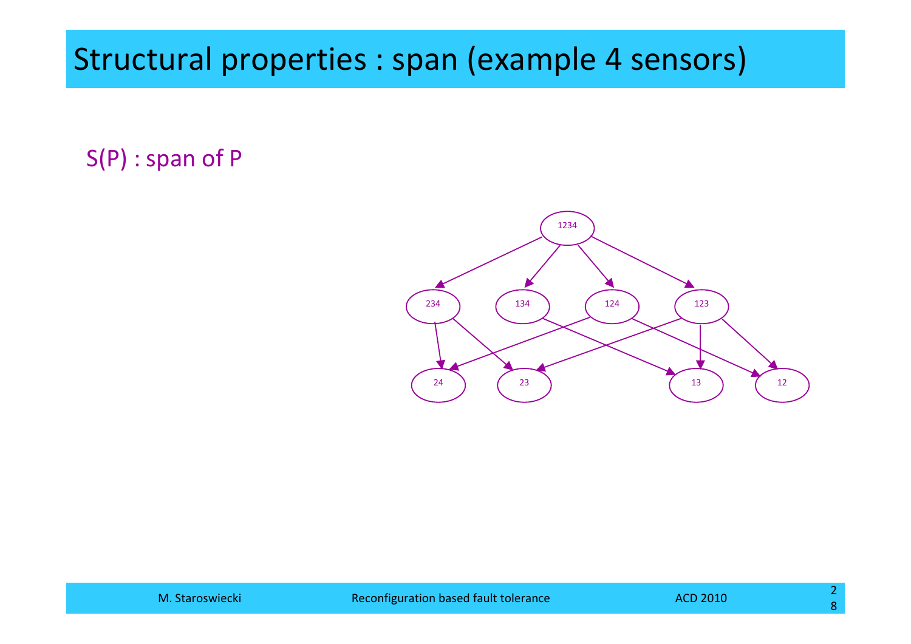# Structural properties : span (example 4 sensors)

S(P) : span of P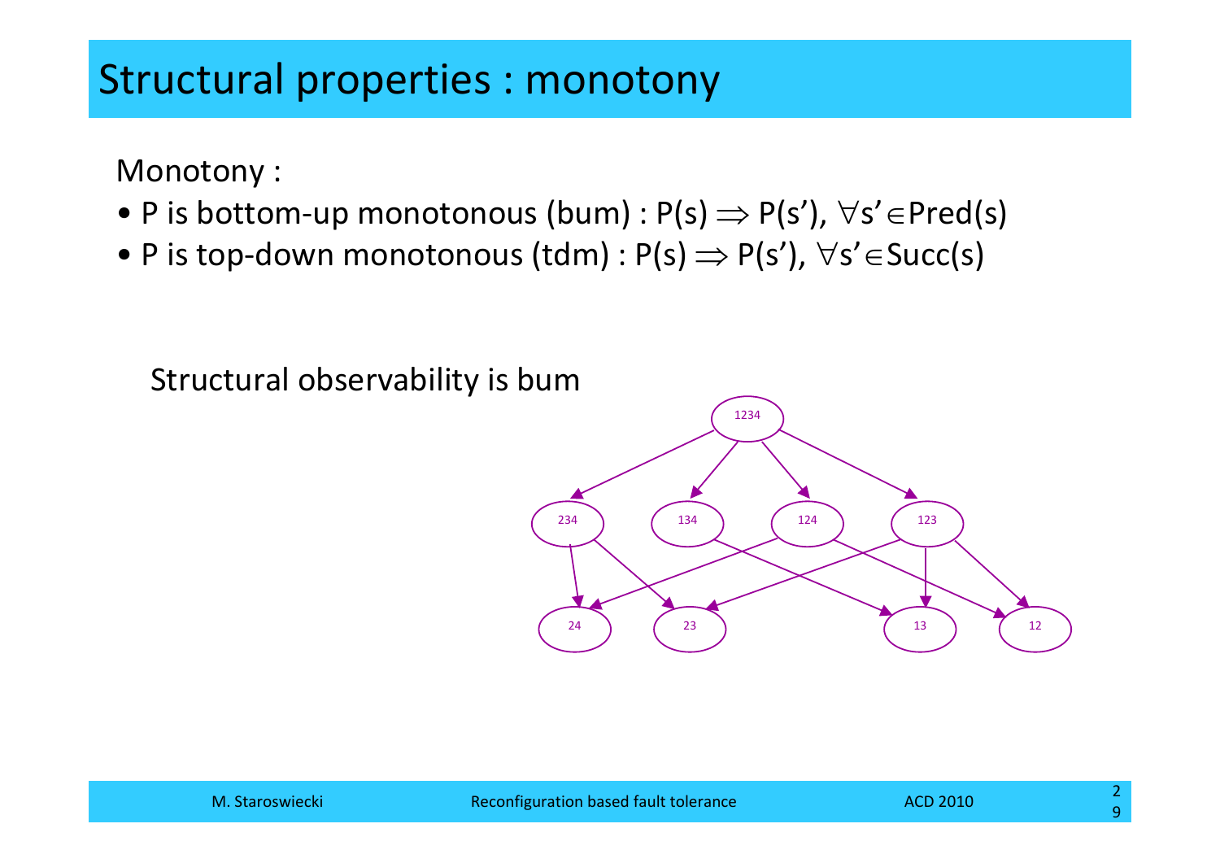# Structural properties : monotony

Monotony :

- P is bottom-up monotonous (bum) : $P(s) \Rightarrow P(s'), \forall s' \in Pred(s)$
- P is top-down monotonous (tdm) : $P(s) \Rightarrow P(s'), \forall s' \in Succ(s)$

Structural observability is bum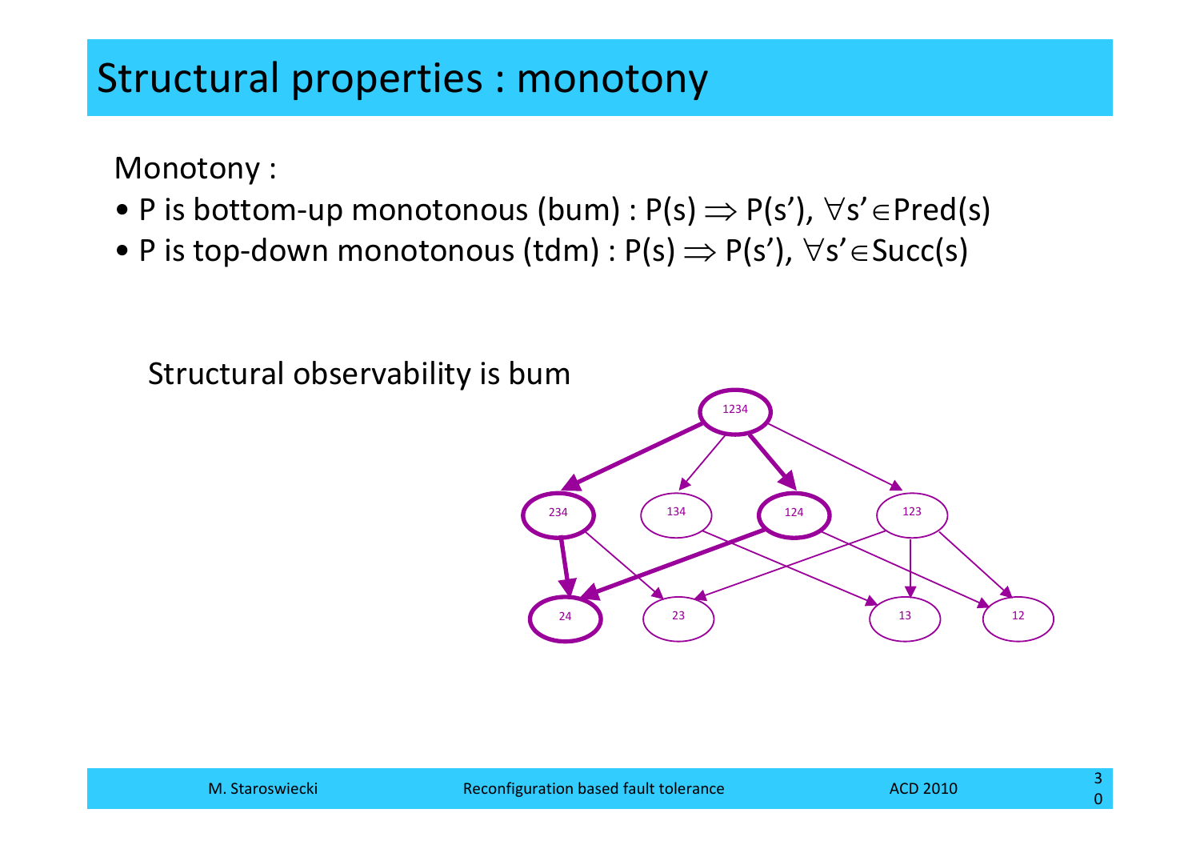# Structural properties : monotony

Monotony :

- P is bottom-up monotonous (bum) : $P(s) \Rightarrow P(s'), \forall s' \in Pred(s)$
- P is top-down monotonous (tdm) : $P(s) \Rightarrow P(s'), \forall s' \in Succ(s)$

Structural observability is bum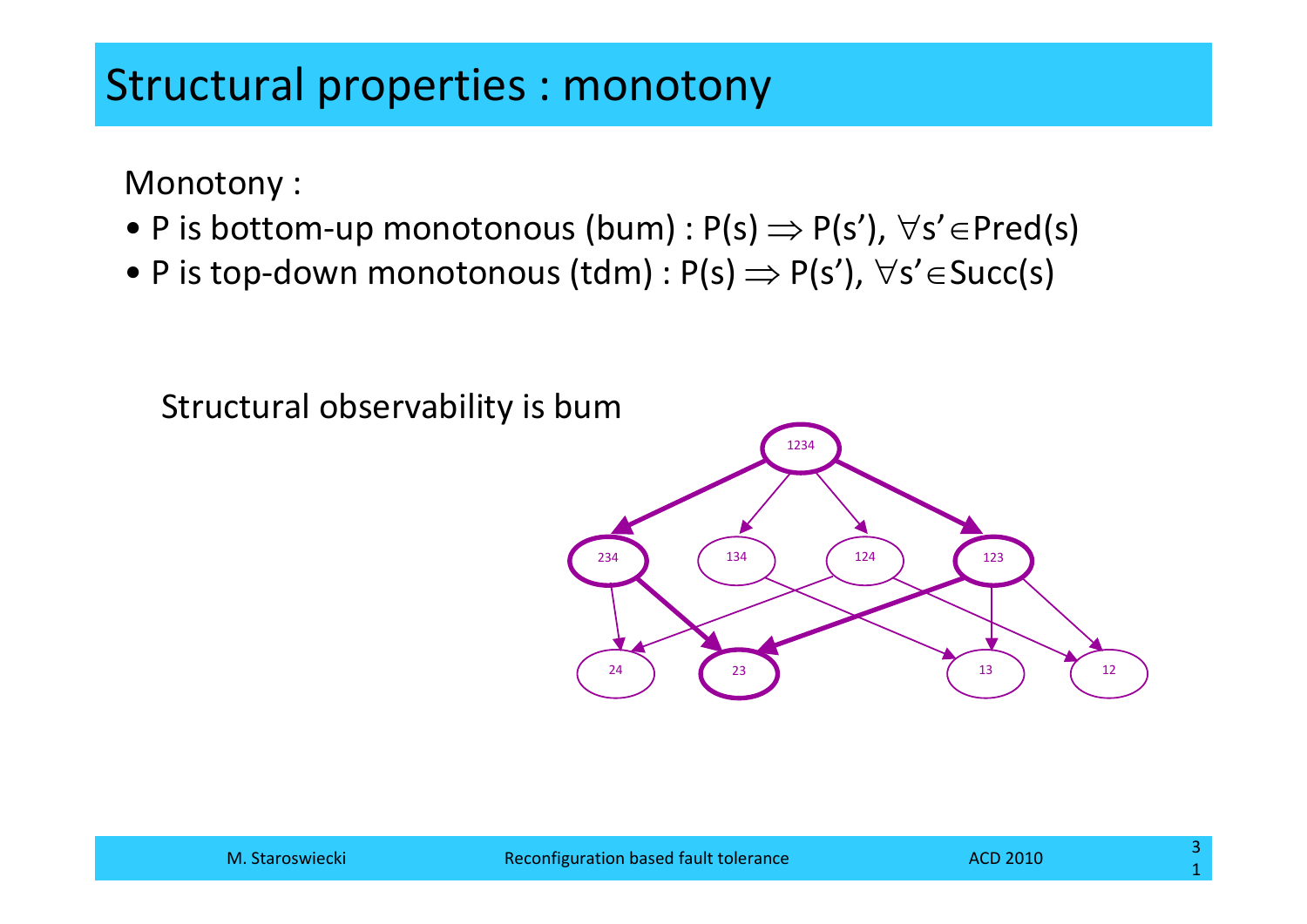# Structural properties : monotony

Monotony :

- P is bottom-up monotonous (bum) : $P(s) \Rightarrow P(s'), \forall s' \in Pred(s)$
- P is top-down monotonous (tdm) : $P(s) \Rightarrow P(s'), \forall s' \in Succ(s)$

Structural observability is bum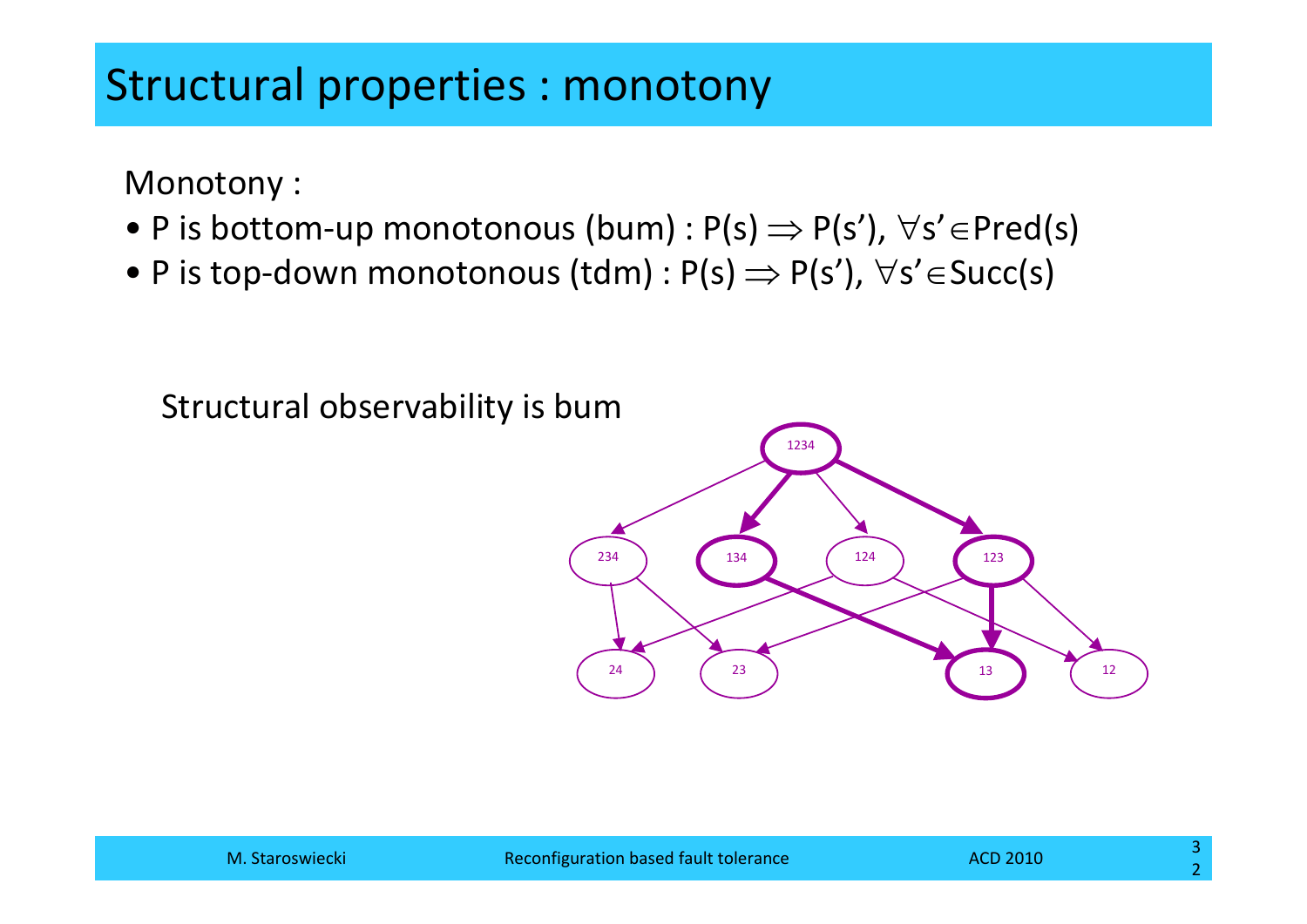# Structural properties : monotony

Monotony :

- P is bottom-up monotonous (bum) : $P(s) \Rightarrow P(s')$, $\forall s' \in Pred(s)$
- P is top-down monotonous (tdm) : $P(s) \Rightarrow P(s')$, $\forall s' \in Succ(s)$

Structural observability is bum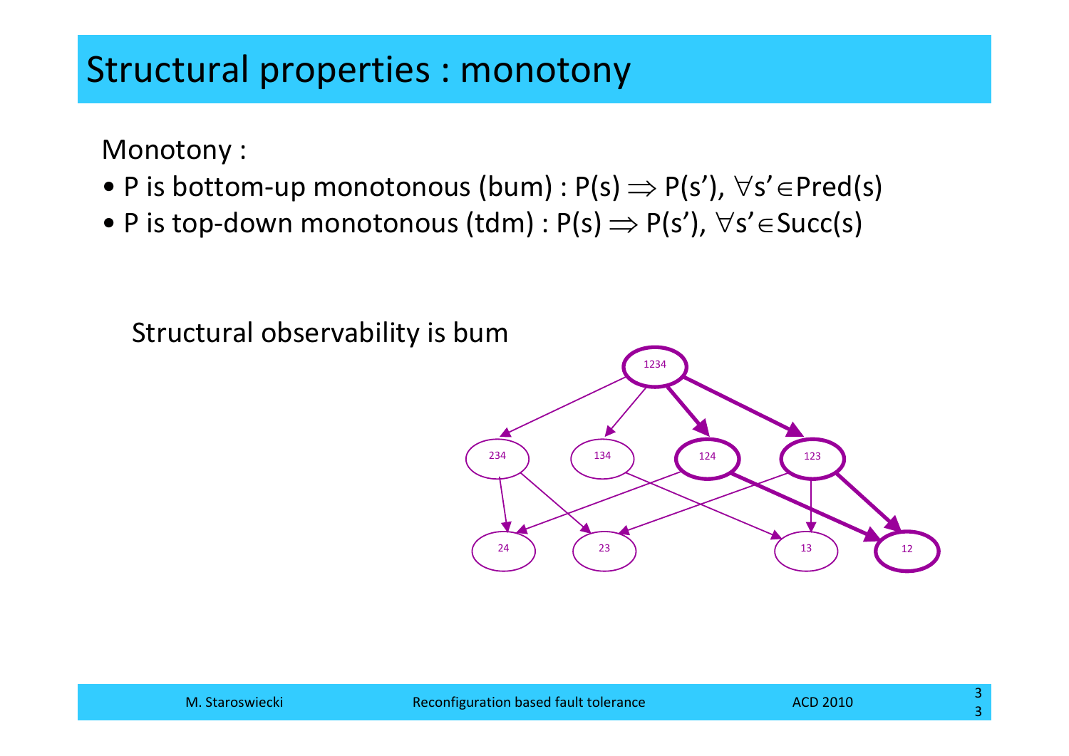# Structural properties : monotony

Monotony :

- P is bottom-up monotonous (bum) : $P(s) \Rightarrow P(s'), \forall s' \in Pred(s)$
- P is top-down monotonous (tdm) : $P(s) \Rightarrow P(s'), \forall s' \in Succ(s)$

Structural observability is bum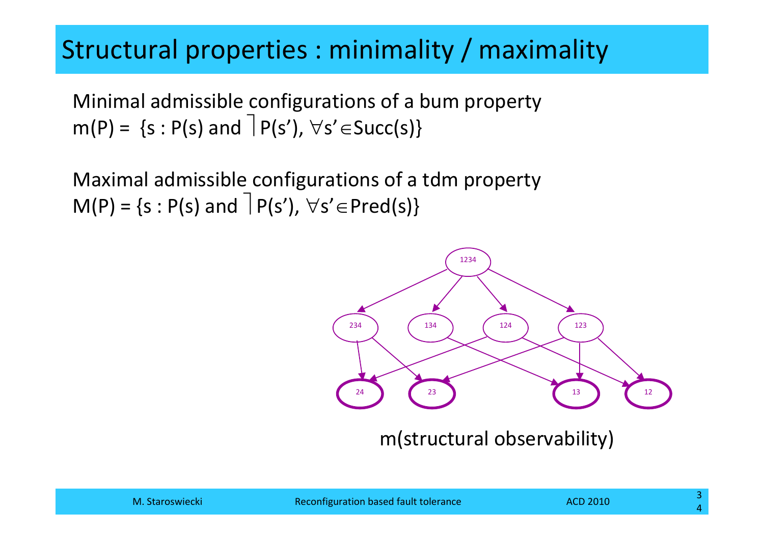# Structural properties : minimality / maximality

Minimal admissible configurations of a bum property
$m(P) = \{s : P(s) \text{ and } \neg P(s'), \forall s' \in Succ(s)\}$

Maximal admissible configurations of a tdm property
$M(P) = \{s : P(s) \text{ and } \neg P(s'), \forall s' \in Pred(s)\}$

m(structural observability)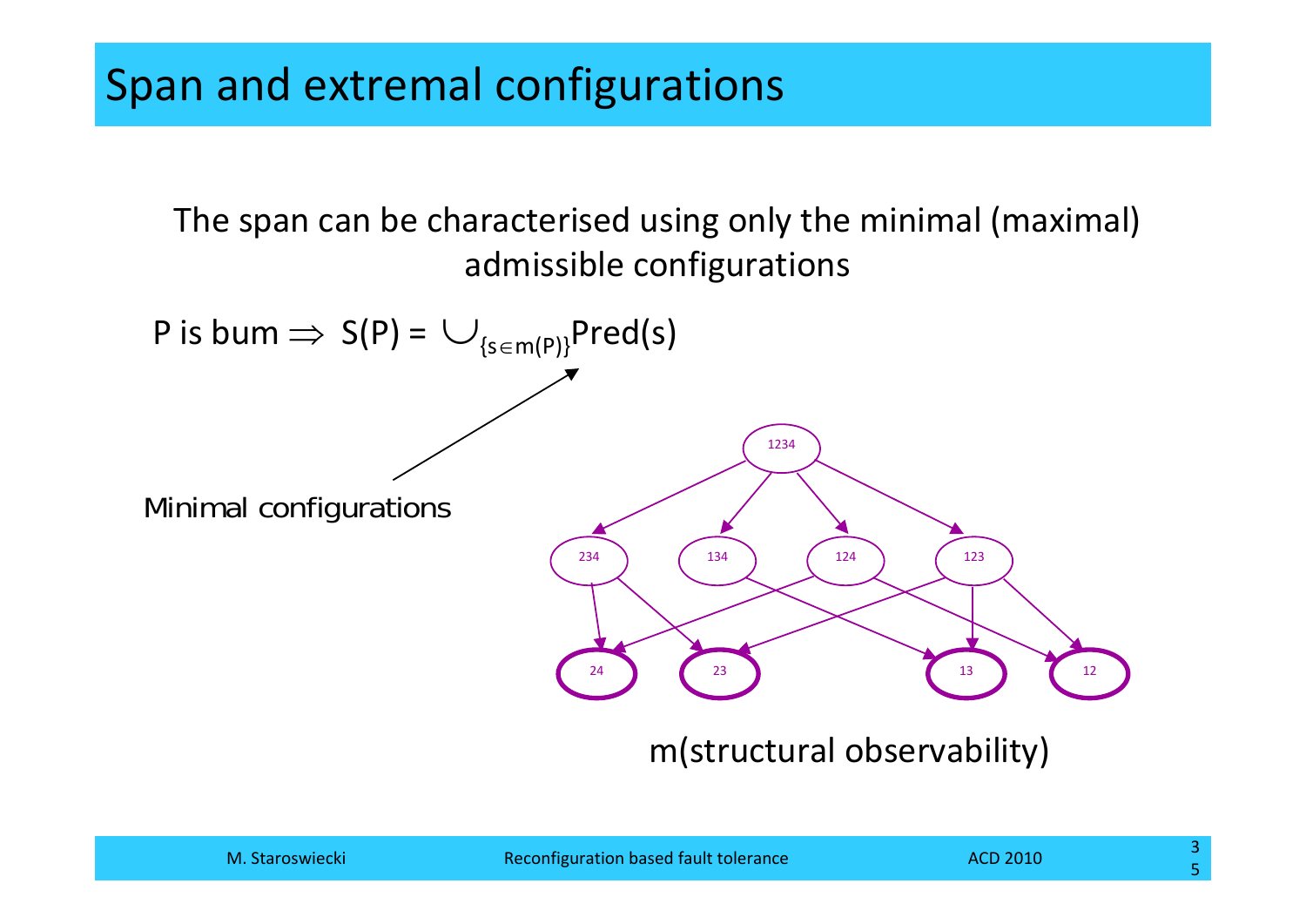# Span and extremal configurations

The span can be characterised using only the minimal (maximal) admissible configurations

P is bum $\Rightarrow$ $S(P) = \cup_{\{s \in m(P)\}} Pred(s)$

Minimal configurations

1234

234   134   124   123

24   23   13   12

m(structural observability)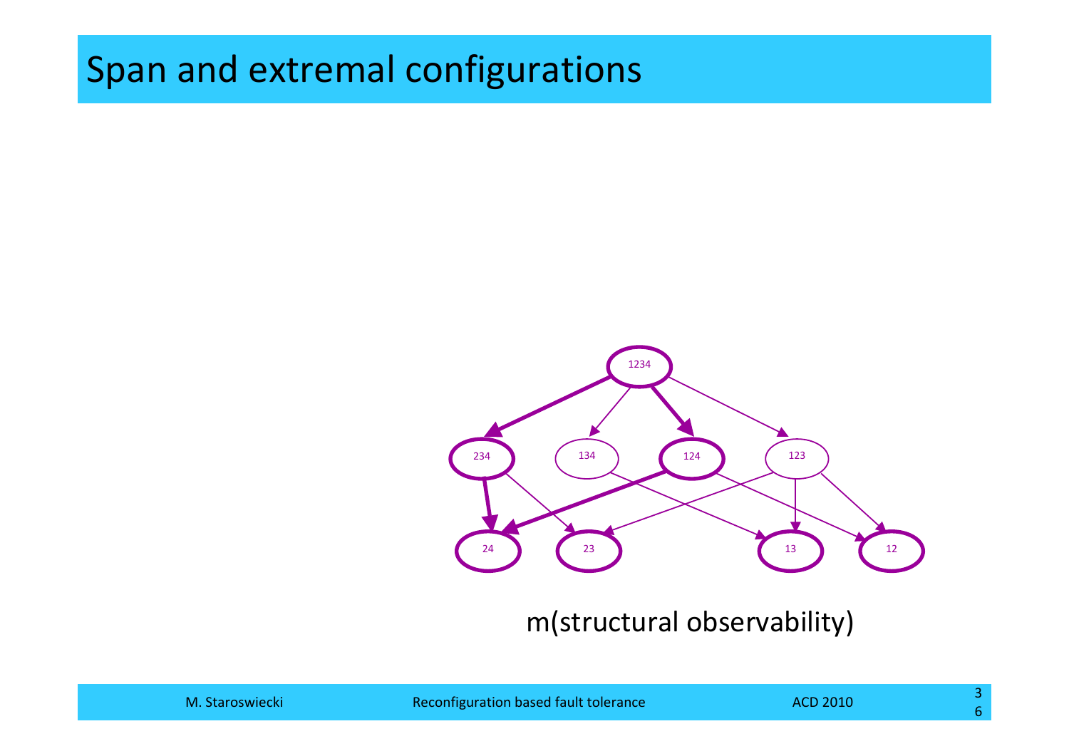# Span and extremal configurations

1234

234 134 124 123

24 23 13 12

m(structural observability)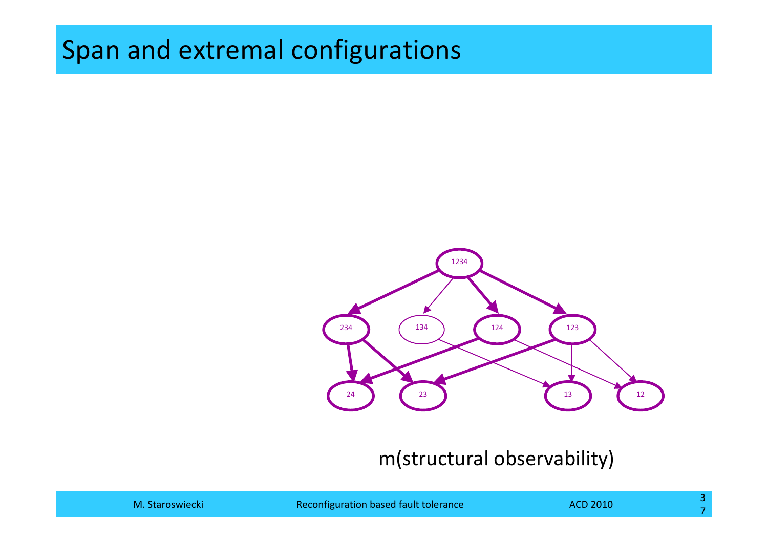# Span and extremal configurations

m(structural observability)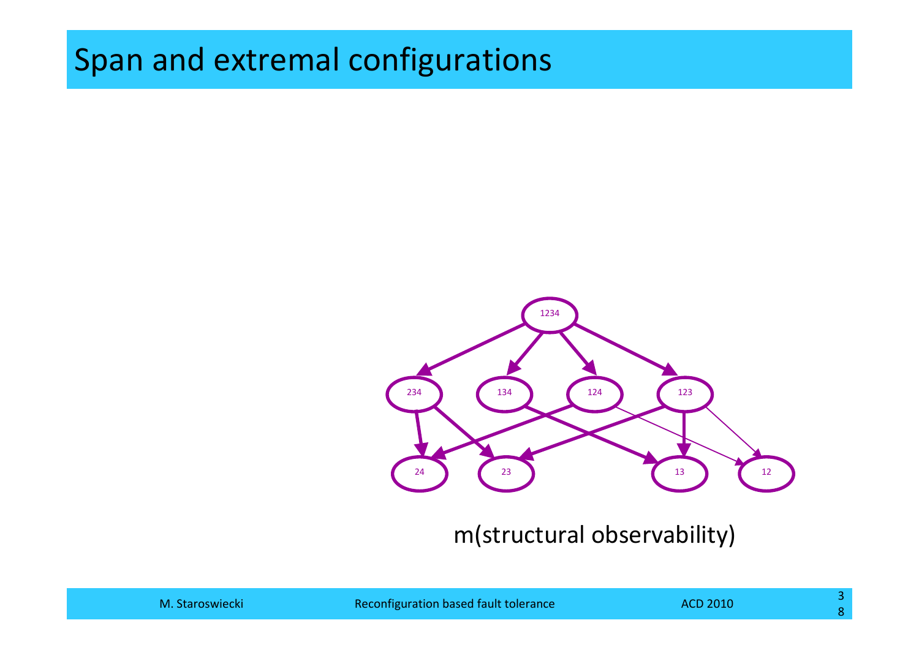# Span and extremal configurations

m(structural observability)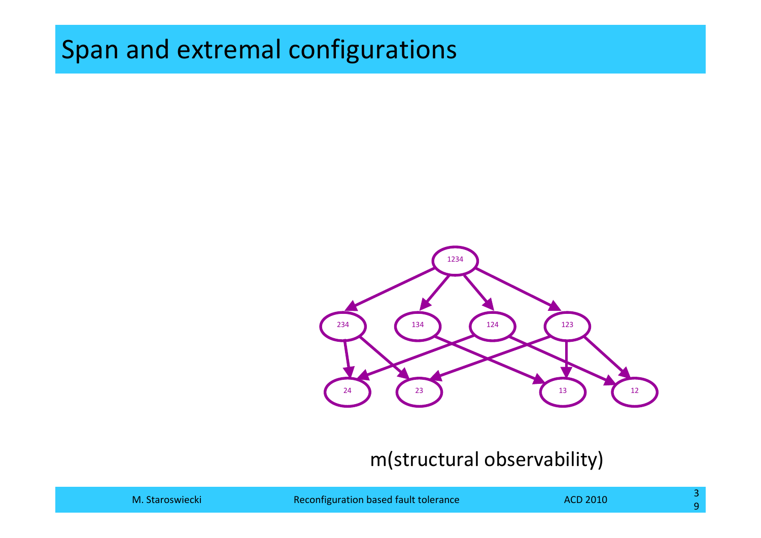# Span and extremal configurations

m(structural observability)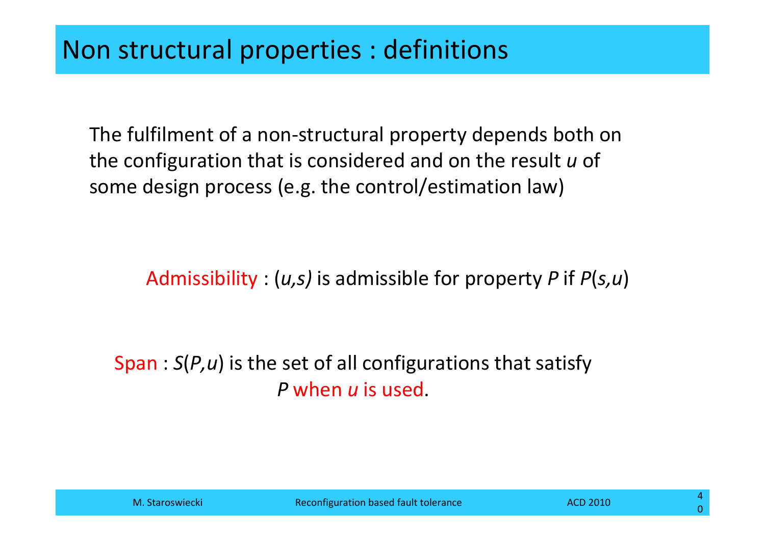# Non structural properties : definitions

The fulfilment of a non-structural property depends both on the configuration that is considered and on the result $u$ of some design process (e.g. the control/estimation law)

Admissibility : $(u,s)$ is admissible for property $P$ if $P(s,u)$

Span : $S(P,u)$ is the set of all configurations that satisfy $P$ when $u$ is used.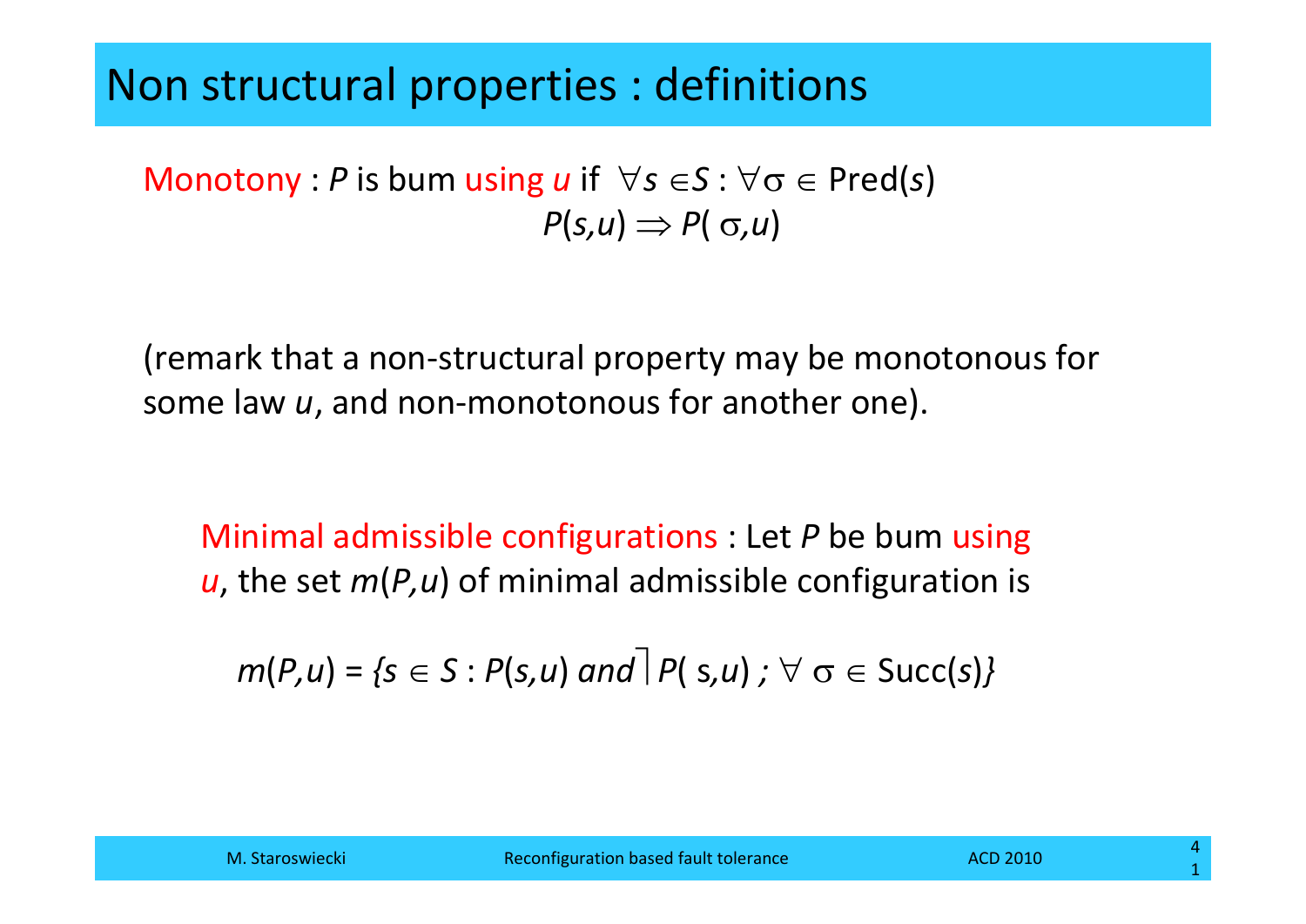# Non structural properties : definitions

Monotony : $P$ is bum using $u$ if $\forall s \in S : \forall \sigma \in \text{Pred}(s)$

$$P(s,u) \Rightarrow P(\sigma,u)$$

(remark that a non-structural property may be monotonous for some law $u$, and non-monotonous for another one).

Minimal admissible configurations : Let $P$ be bum using $u$, the set $m(P,u)$ of minimal admissible configuration is

$$m(P,u) = \{s \in S : P(s,u) \text{ and } \rceil P(s,u) \text{ ; } \forall \sigma \in \text{Succ}(s)\}$$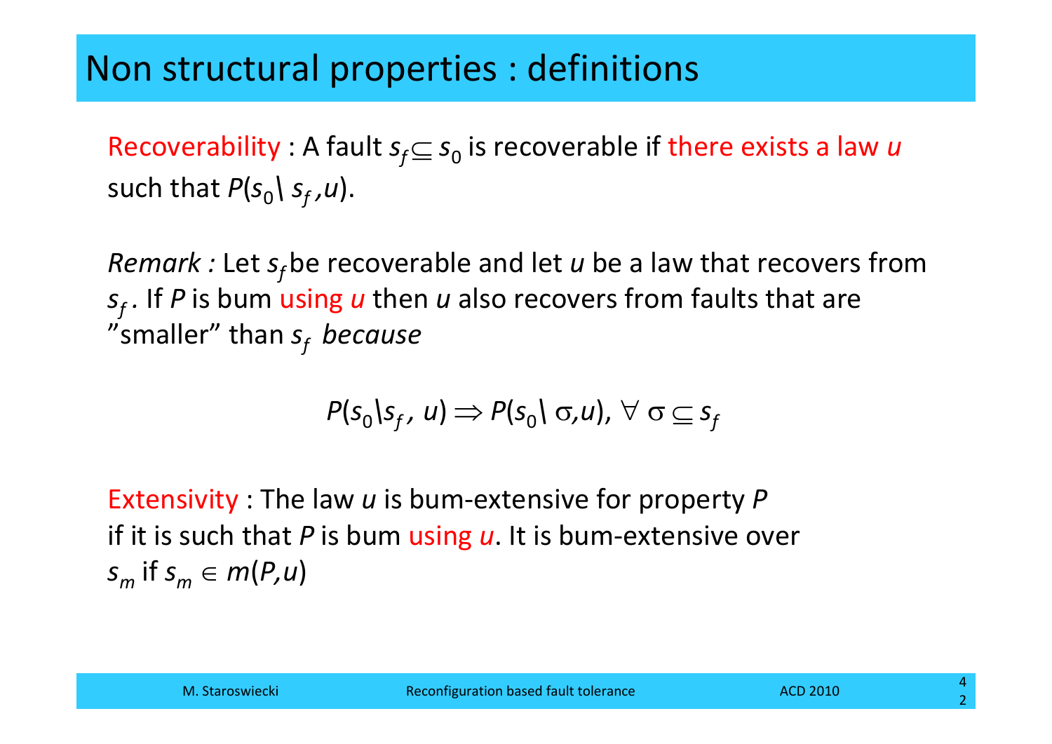# Non structural properties : definitions

Recoverability : A fault $s_f \subseteq s_0$ is recoverable if there exists a law $u$ such that $P(s_0 \setminus s_f, u)$.

*Remark :* Let $s_f$ be recoverable and let $u$ be a law that recovers from $s_f$. If $P$ is bum using $u$ then $u$ also recovers from faults that are "smaller" than $s_f$ *because*

$$P(s_0 \setminus s_f,\, u) \Rightarrow P(s_0 \setminus \sigma, u),\ \forall\, \sigma \subseteq s_f$$

Extensivity : The law $u$ is bum-extensive for property $P$ if it is such that $P$ is bum using $u$. It is bum-extensive over $s_m$ if $s_m \in m(P,u)$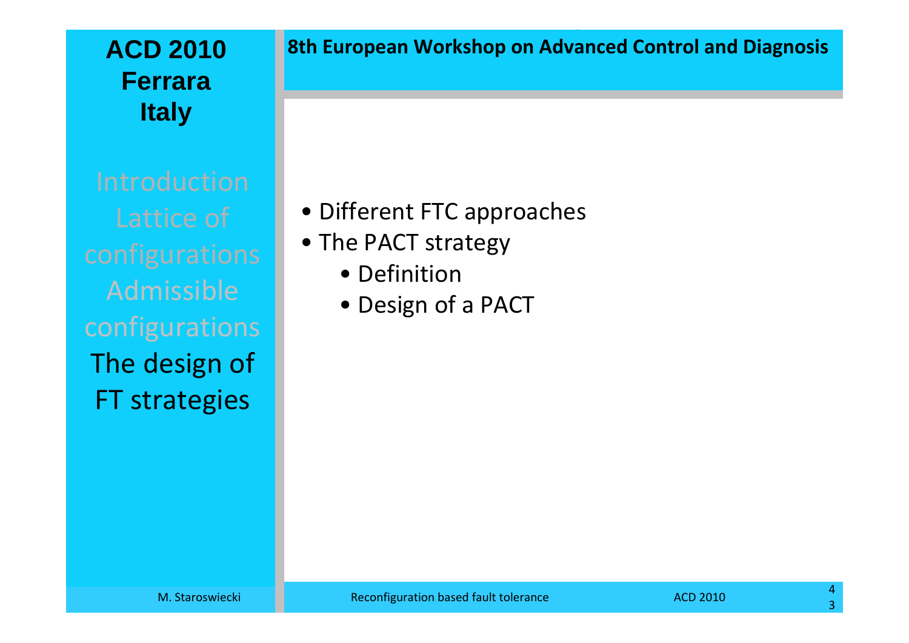Introduction
Lattice of configurations
Admissible configurations
**The design of FT strategies**

- Different FTC approaches
- The PACT strategy
  - Definition
  - Design of a PACT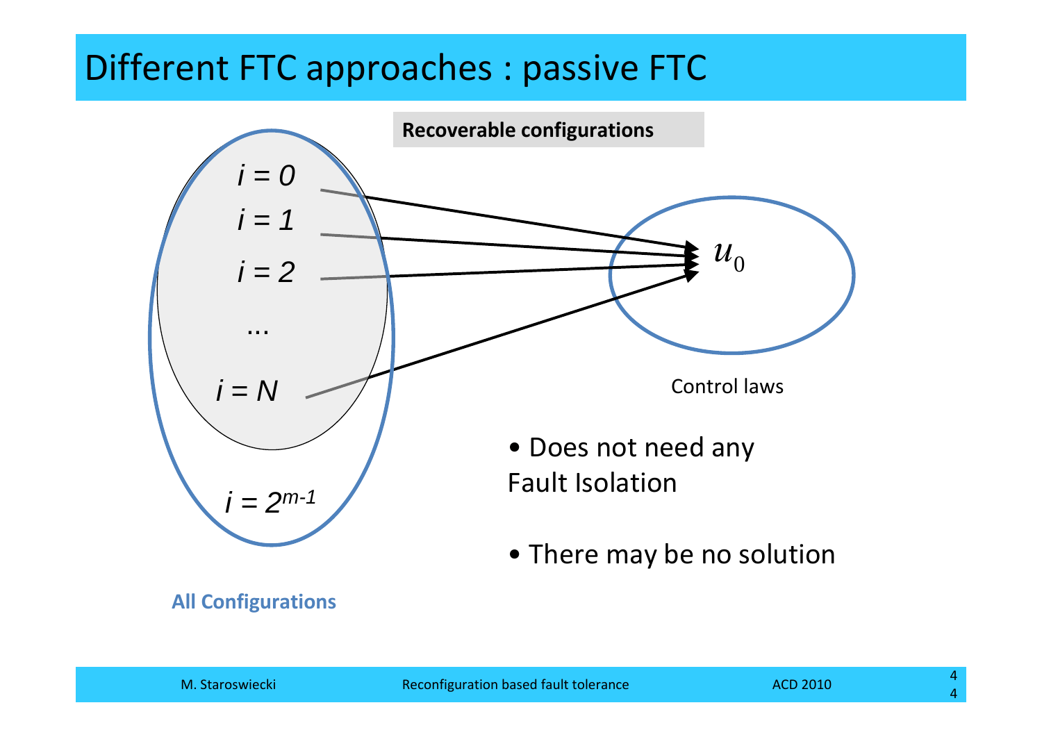# Different FTC approaches : passive FTC

**Recoverable configurations**

$i = 0$

$i = 1$

$i = 2$

...

$i = N$

$i = 2^{m-1}$

**All Configurations**

$u_0$

Control laws

- Does not need any Fault Isolation
- There may be no solution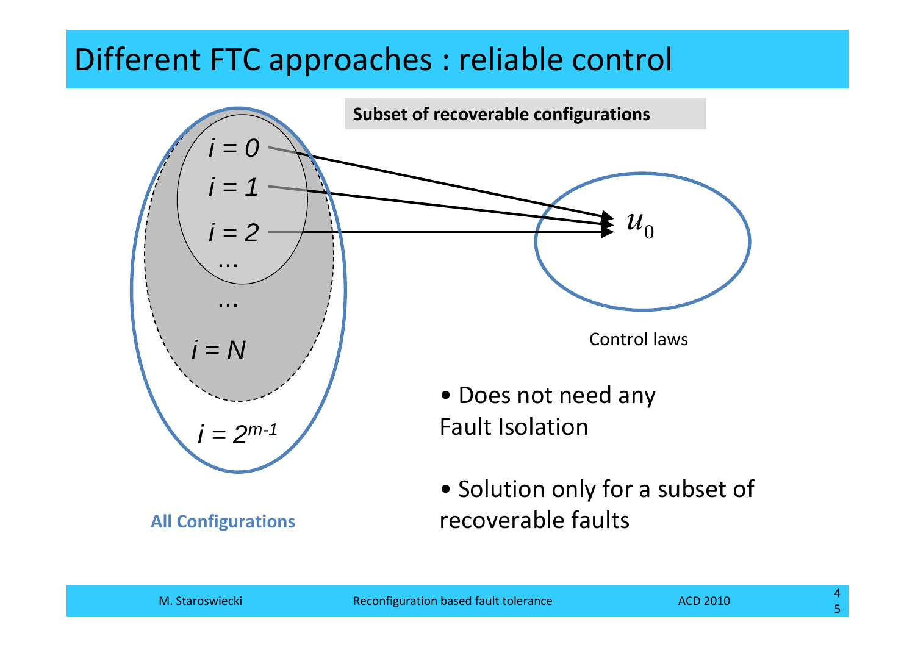# Different FTC approaches : reliable control

**Subset of recoverable configurations**

$i = 0$

$i = 1$

$i = 2$

...

...

$i = N$

$i = 2^{m-1}$

**All Configurations**

$u_0$

Control laws

- Does not need any Fault Isolation
- Solution only for a subset of recoverable faults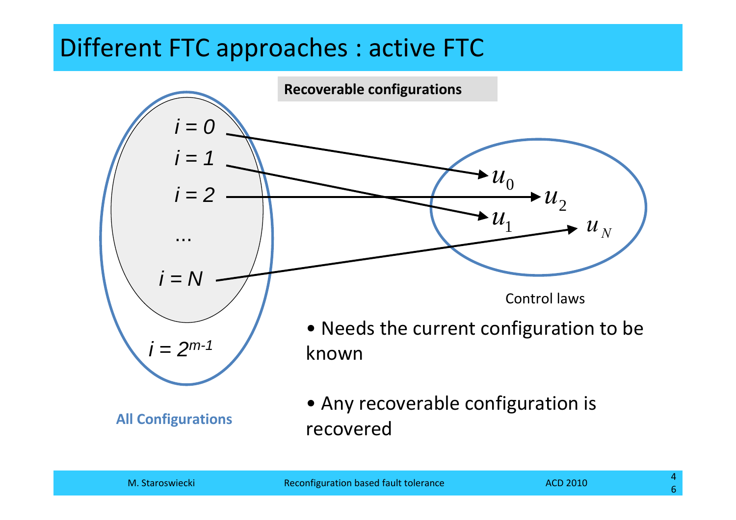# Different FTC approaches : active FTC

**Recoverable configurations**

$i = 0$ → $u_0$

$i = 1$ → $u_1$

$i = 2$ → $u_2$

...

$i = N$ → $u_N$

$i = 2^{m-1}$

**All Configurations**

Control laws

- Needs the current configuration to be known
- Any recoverable configuration is recovered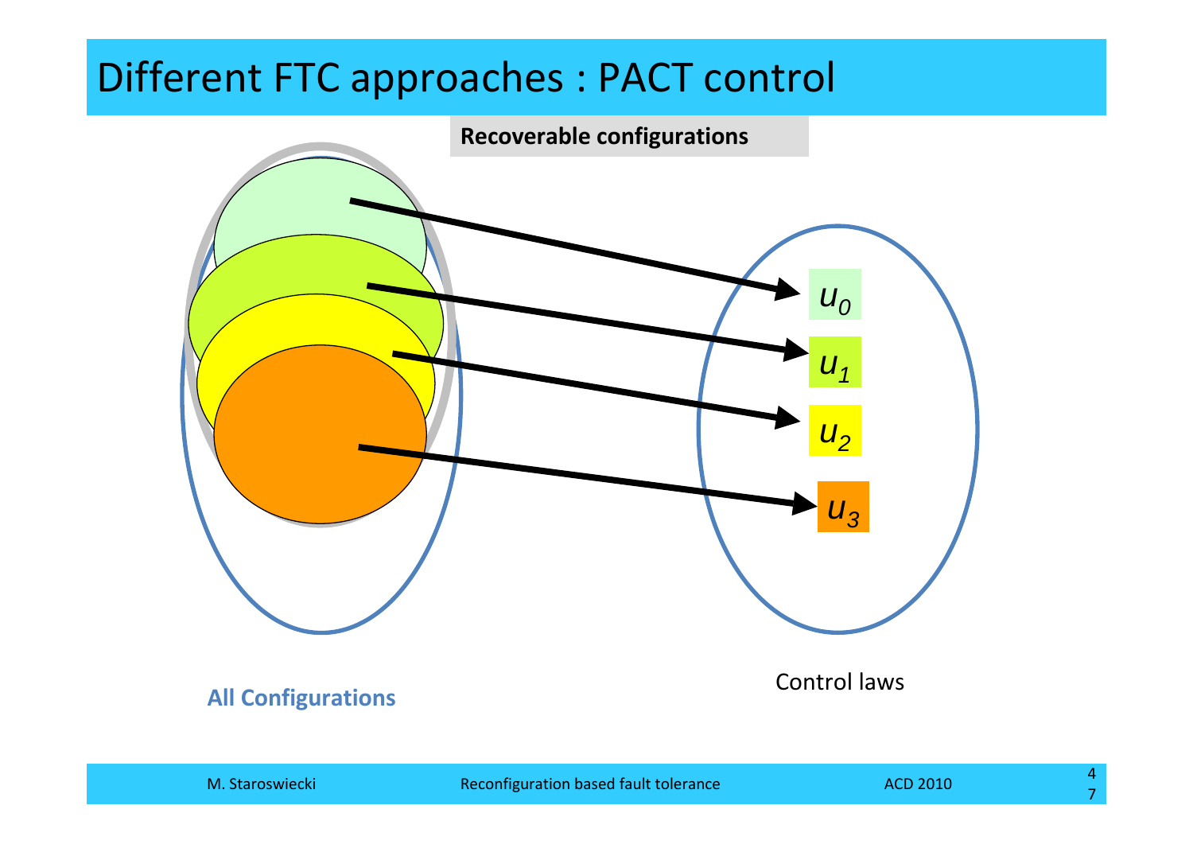# Different FTC approaches : PACT control

**Recoverable configurations**

$u_0$

$u_1$

$u_2$

$u_3$

**All Configurations**

Control laws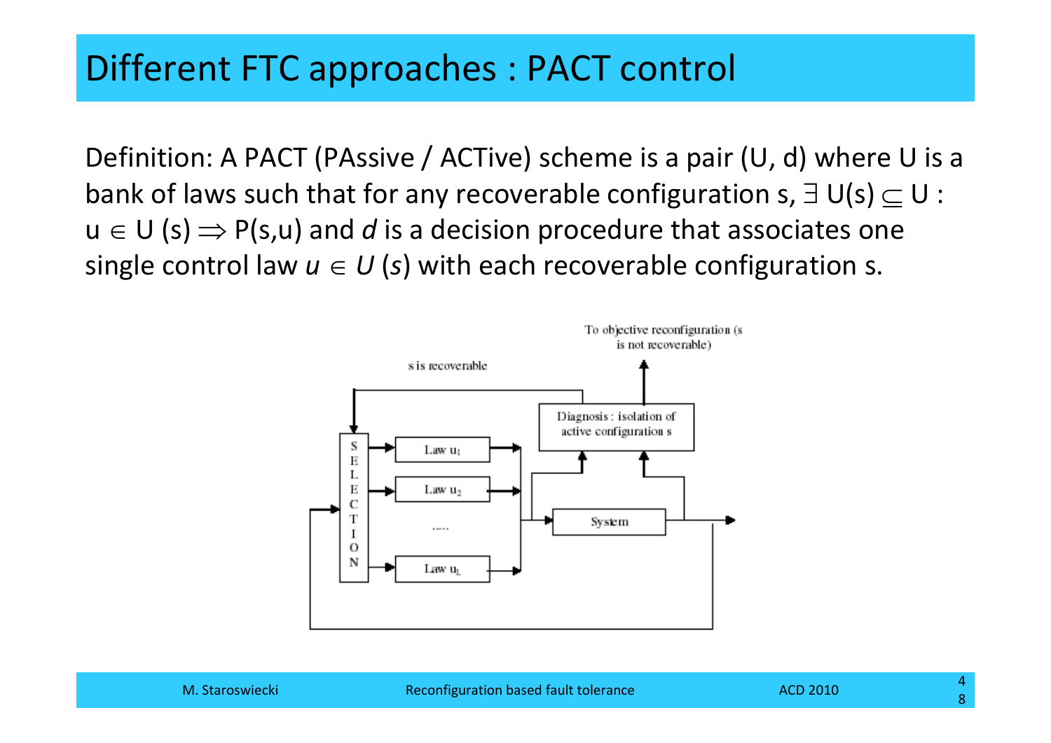# Different FTC approaches : PACT control

Definition: A PACT (PAssive / ACTive) scheme is a pair (U, d) where U is a bank of laws such that for any recoverable configuration s, $\exists\, U(s) \subseteq U$ : $u \in U(s) \Rightarrow P(s,u)$ and *d* is a decision procedure that associates one single control law $u \in U(s)$ with each recoverable configuration s.

To objective reconfiguration (s is not recoverable)

s is recoverable

Diagnosis : isolation of active configuration s

SELECTION

Law $u_1$

Law $u_2$

.....

Law $u_L$

System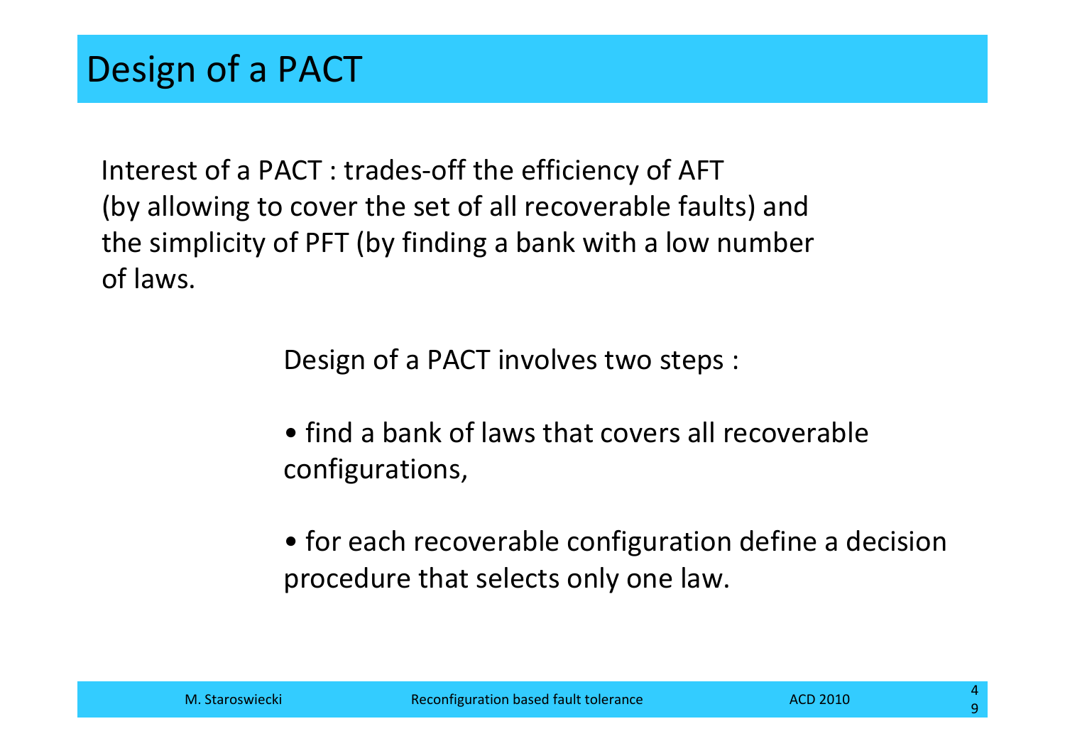# Design of a PACT

Interest of a PACT : trades-off the efficiency of AFT (by allowing to cover the set of all recoverable faults) and the simplicity of PFT (by finding a bank with a low number of laws.

Design of a PACT involves two steps :

- find a bank of laws that covers all recoverable configurations,
- for each recoverable configuration define a decision procedure that selects only one law.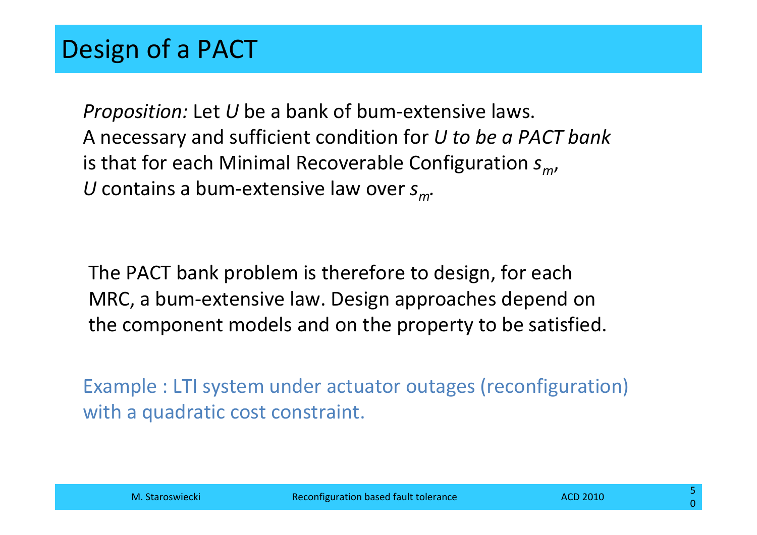# Design of a PACT

*Proposition:* Let *U* be a bank of bum-extensive laws.
A necessary and sufficient condition for *U to be a PACT bank* is that for each Minimal Recoverable Configuration $s_m$, *U* contains a bum-extensive law over $s_m$.

The PACT bank problem is therefore to design, for each MRC, a bum-extensive law. Design approaches depend on the component models and on the property to be satisfied.

Example : LTI system under actuator outages (reconfiguration) with a quadratic cost constraint.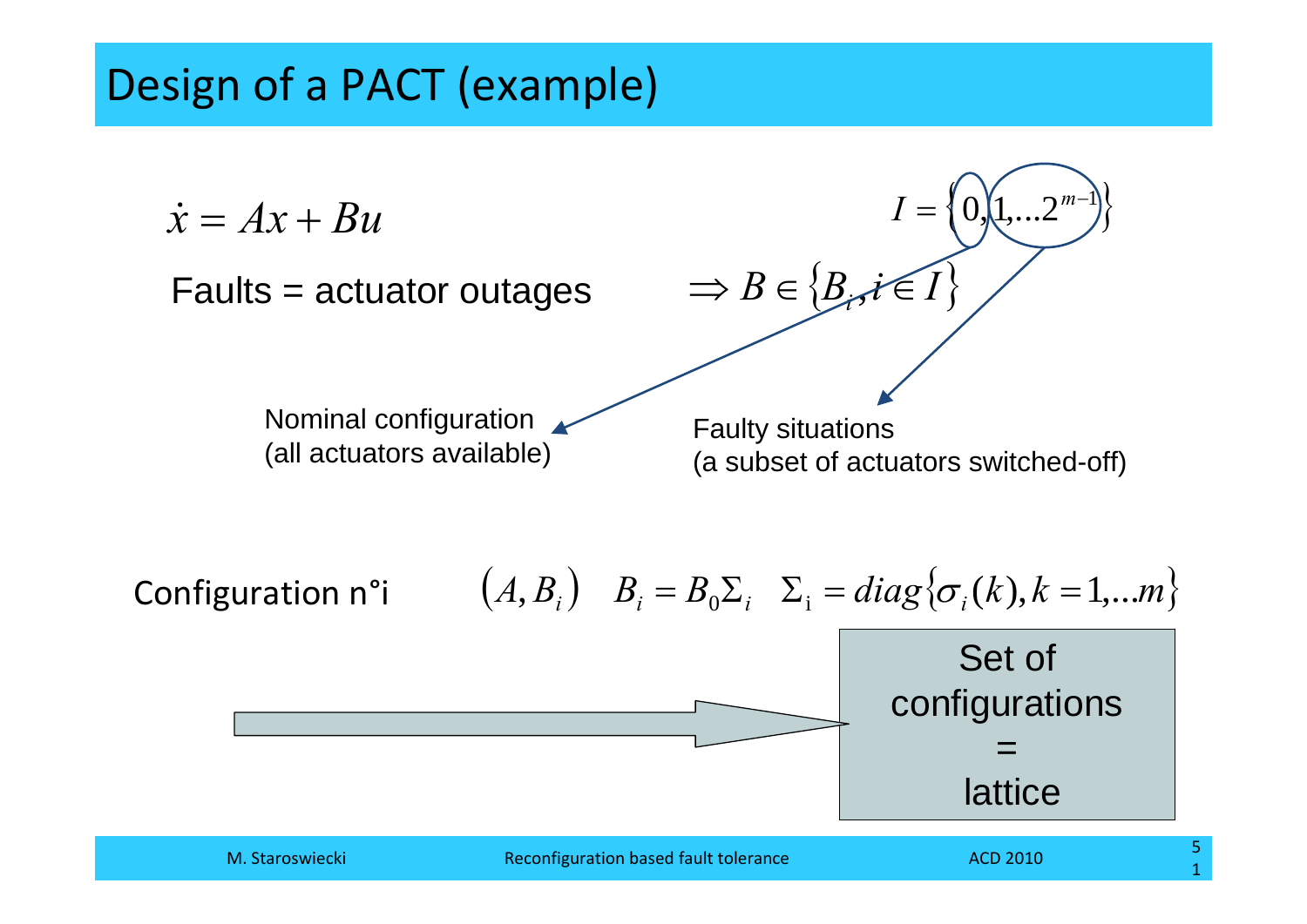# Design of a PACT (example)

$$\dot{x} = Ax + Bu$$

Faults = actuator outages $\Rightarrow B \in \{B_i, i \in I\}$

$$I = \{0, 1, \ldots 2^{m-1}\}$$

Nominal configuration (all actuators available)

Faulty situations (a subset of actuators switched-off)

Configuration n°i $\quad (A, B_i) \quad B_i = B_0 \Sigma_i \quad \Sigma_i = diag\{\sigma_i(k), k = 1, \ldots m\}$

Set of configurations = lattice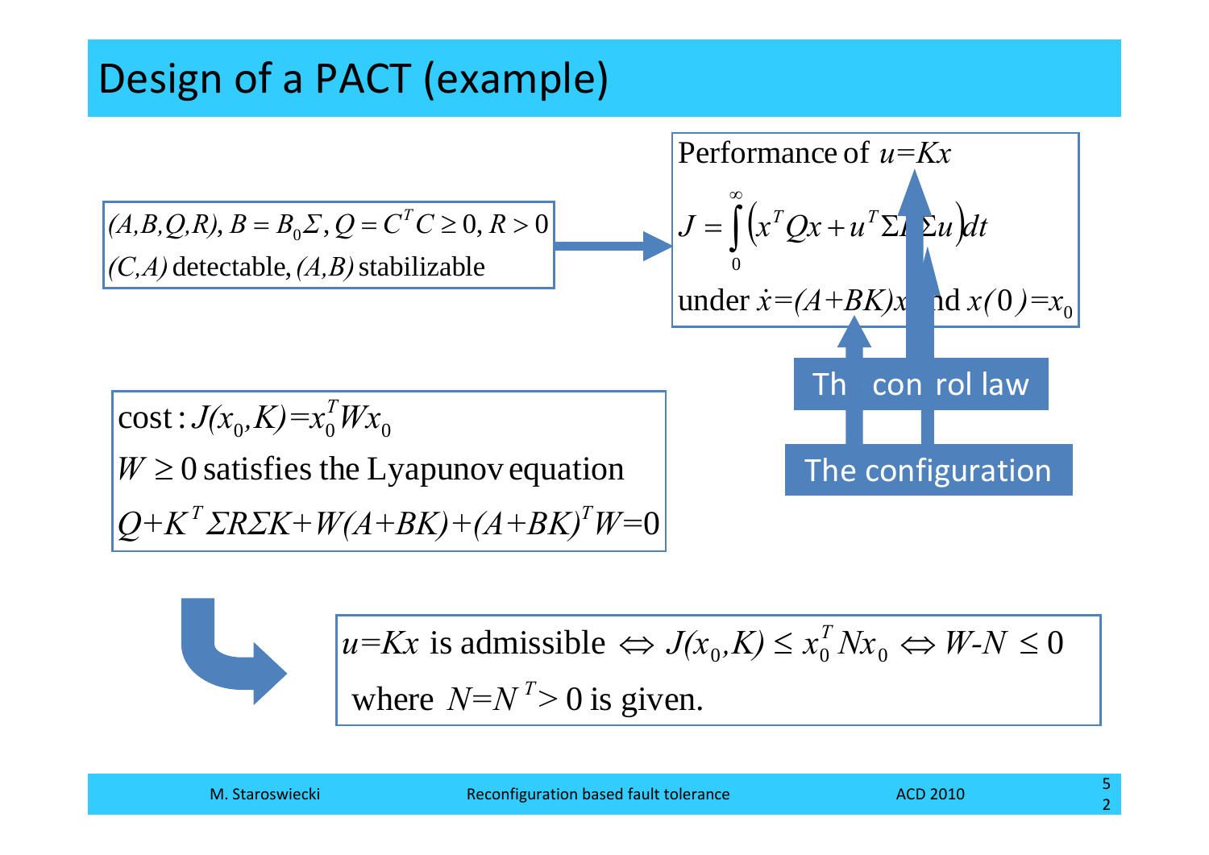# Design of a PACT (example)

$(A,B,Q,R)$, $B = B_0\Sigma$, $Q = C^TC \geq 0$, $R > 0$
$(C,A)$ detectable, $(A,B)$ stabilizable

Performance of $u=Kx$

$$J = \int_0^\infty \left(x^TQx + u^T\Sigma R\Sigma u\right)dt$$

under $\dot{x}=(A+BK)x$ and $x(0)=x_0$

The control law

The configuration

cost : $J(x_0,K)=x_0^TWx_0$

$W \geq 0$ satisfies the Lyapunov equation

$$Q+K^T\Sigma R\Sigma K+W(A+BK)+(A+BK)^TW=0$$

$u=Kx$ is admissible $\Leftrightarrow J(x_0,K) \leq x_0^TNx_0 \Leftrightarrow W\text{-}N \leq 0$

where $N=N^T>0$ is given.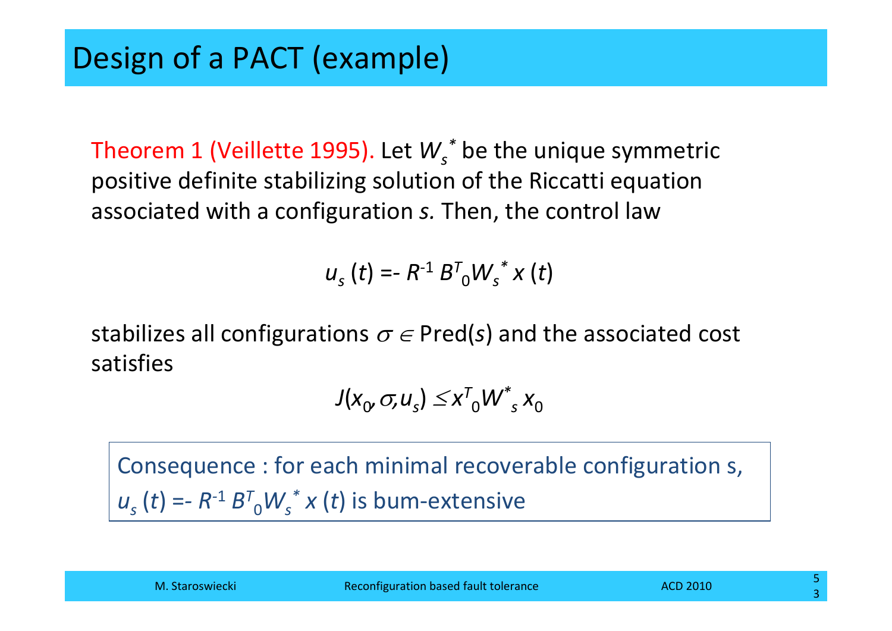# Design of a PACT (example)

Theorem 1 (Veillette 1995). Let $W_s^*$ be the unique symmetric positive definite stabilizing solution of the Riccati equation associated with a configuration *s.* Then, the control law

$$u_s(t) = -R^{-1} B^T{}_0 W_s^* x(t)$$

stabilizes all configurations $\sigma \in$ Pred($s$) and the associated cost satisfies

$$J(x_0, \sigma, u_s) \leq x^T{}_0 W^*{}_s x_0$$

> Consequence : for each minimal recoverable configuration s, $u_s(t) = -R^{-1} B^T{}_0 W_s^* x(t)$ is bum-extensive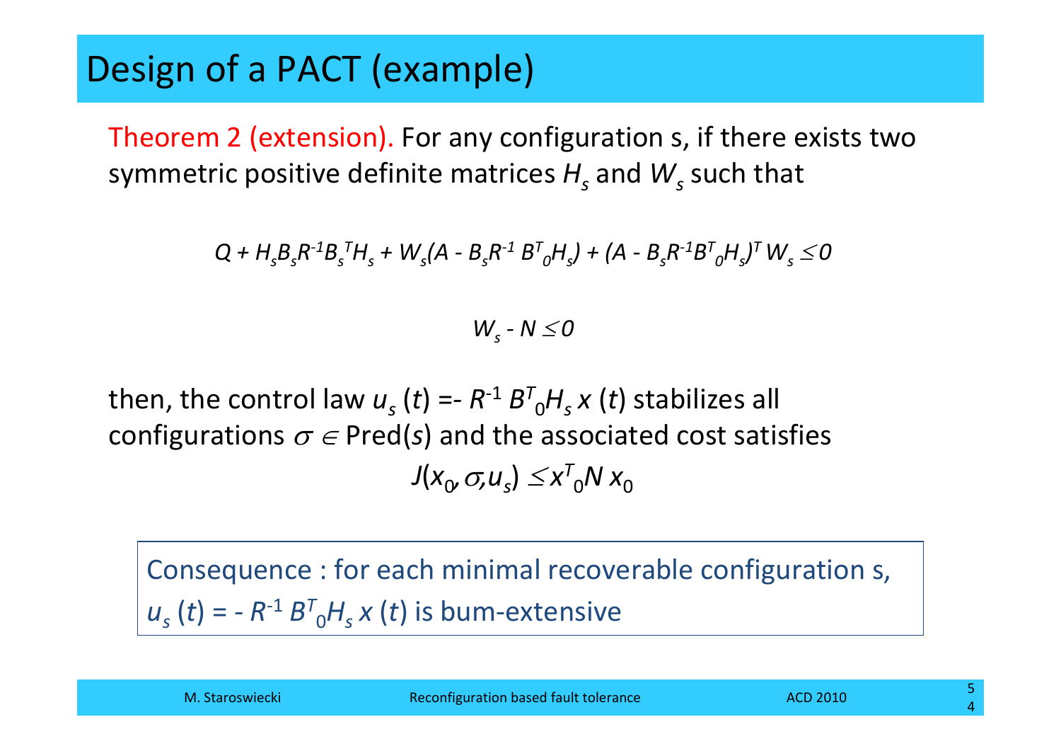# Design of a PACT (example)

Theorem 2 (extension). For any configuration s, if there exists two symmetric positive definite matrices $H_s$ and $W_s$ such that

$$Q + H_s B_s R^{-1} B_s^T H_s + W_s (A - B_s R^{-1} B^T_0 H_s) + (A - B_s R^{-1} B^T_0 H_s)^T W_s \leq 0$$

$$W_s - N \leq 0$$

then, the control law $u_s(t) = - R^{-1} B^T_0 H_s x(t)$ stabilizes all configurations $\sigma \in \text{Pred}(s)$ and the associated cost satisfies

$$J(x_0, \sigma, u_s) \leq x^T_0 N x_0$$

Consequence : for each minimal recoverable configuration s, $u_s(t) = - R^{-1} B^T_0 H_s x(t)$ is bum-extensive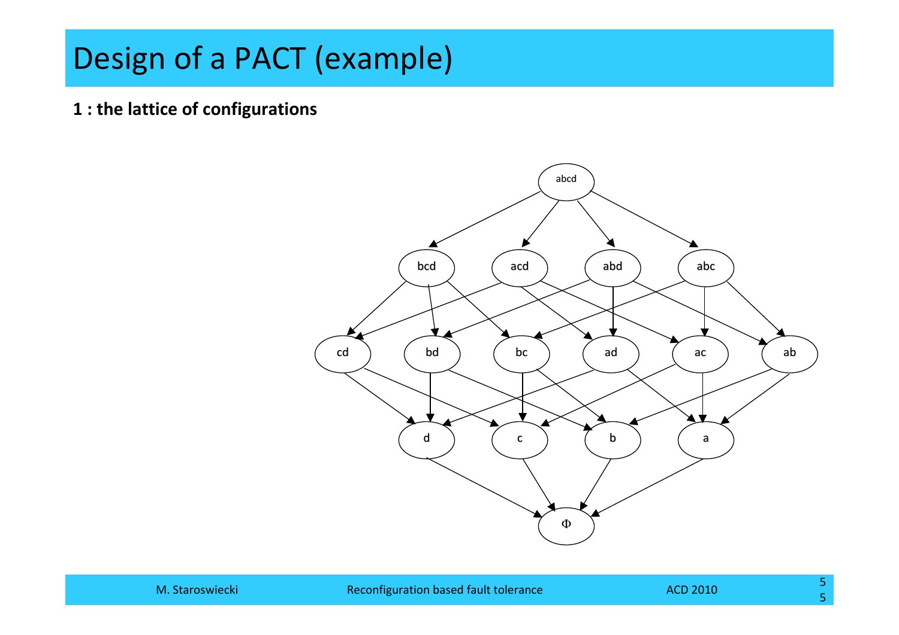# Design of a PACT (example)

**1 : the lattice of configurations**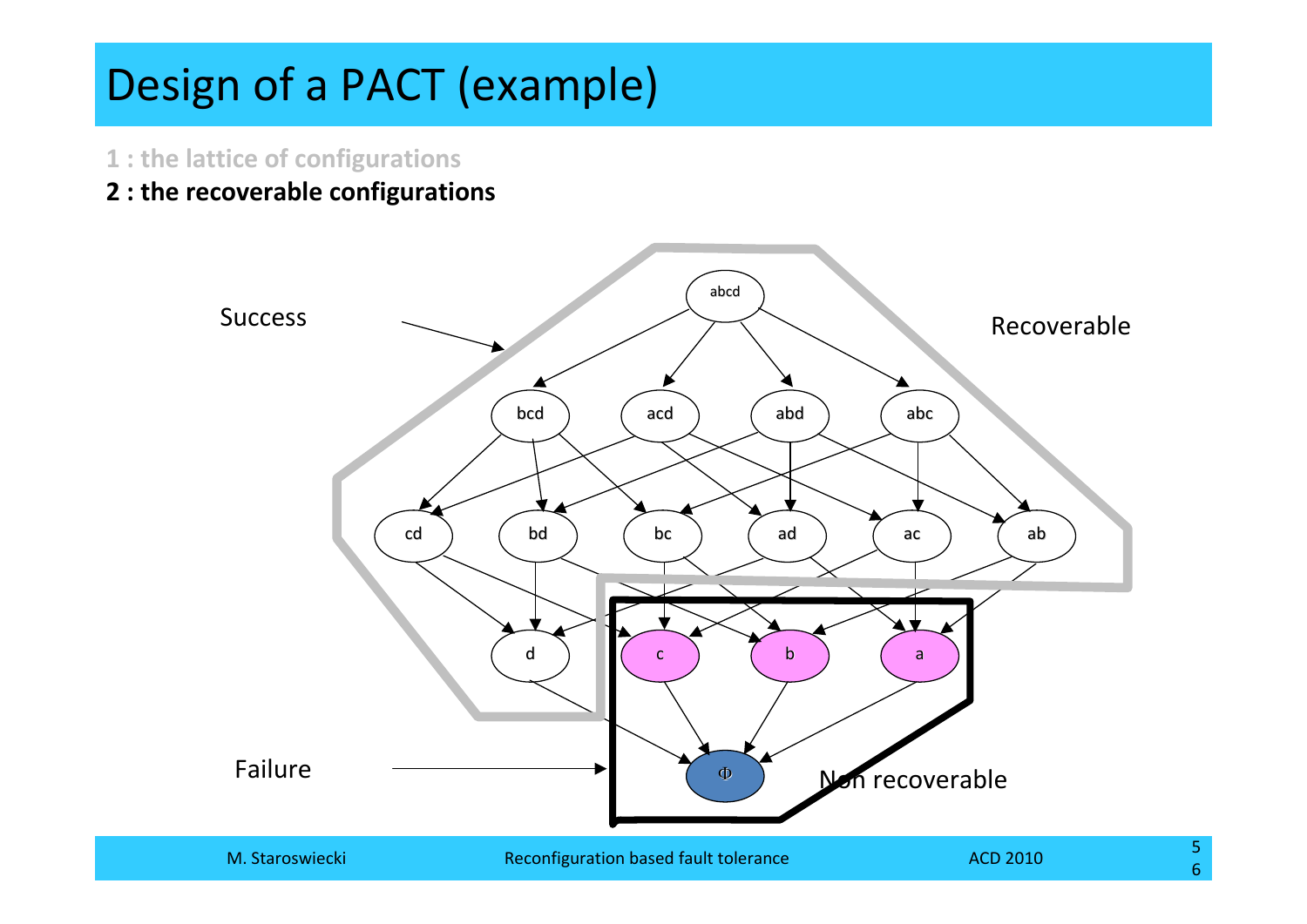# Design of a PACT (example)

1 : the lattice of configurations

**2 : the recoverable configurations**

Success

Recoverable

abcd

bcd acd abd abc

cd bd bc ad ac ab

d c b a

Φ

Failure

Non recoverable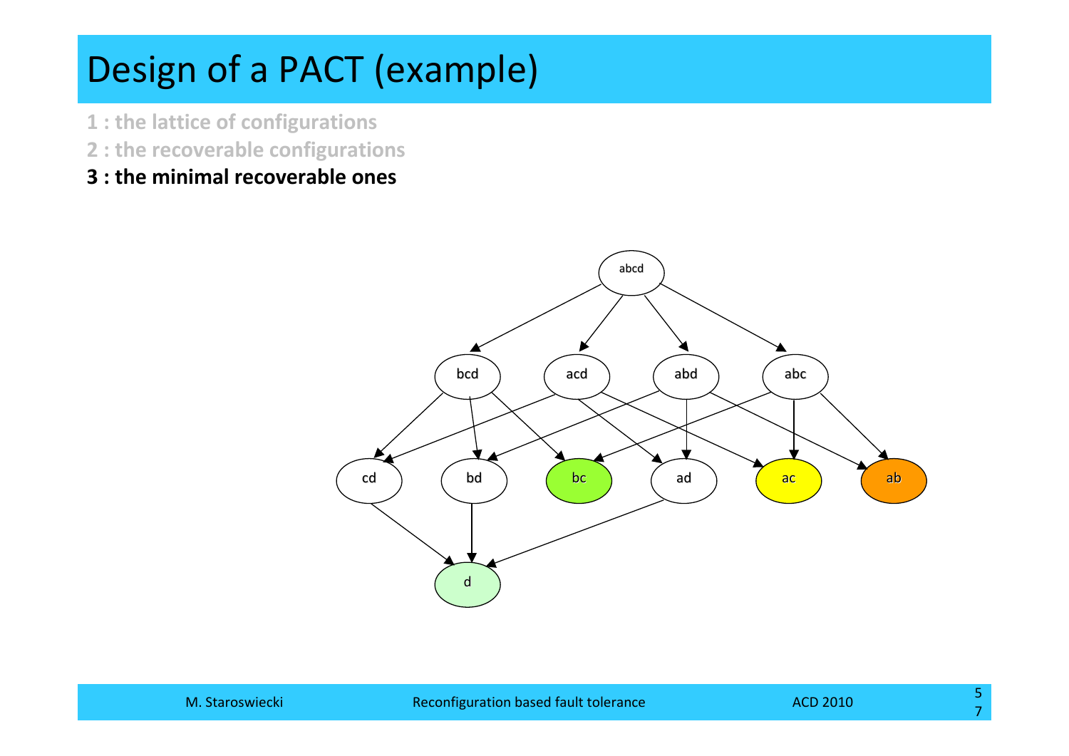# Design of a PACT (example)

1 : the lattice of configurations

2 : the recoverable configurations

**3 : the minimal recoverable ones**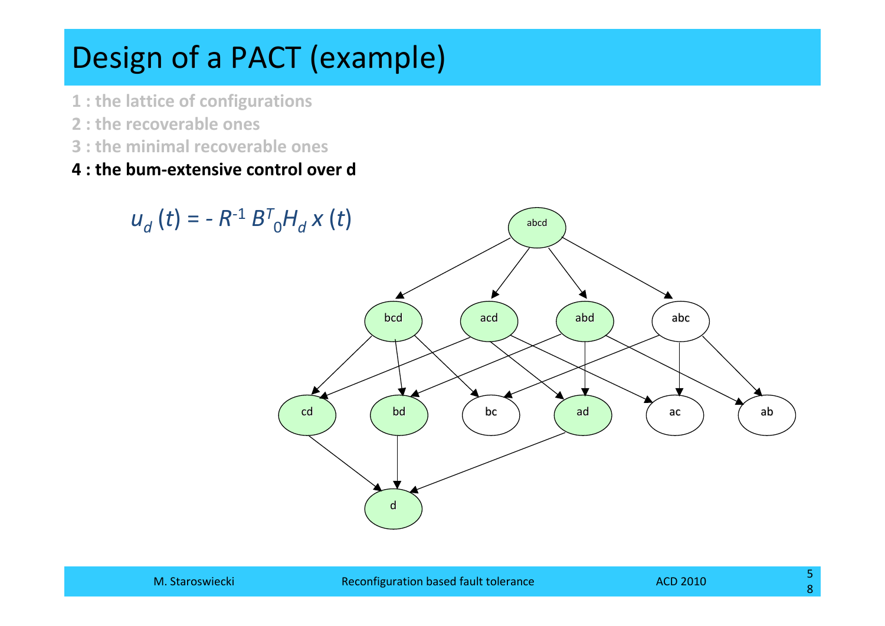# Design of a PACT (example)

1 : the lattice of configurations

2 : the recoverable ones

3 : the minimal recoverable ones

**4 : the bum-extensive control over d**

$$u_d(t) = -R^{-1} B^T{}_0 H_d\, x(t)$$

abcd

bcd acd abd abc

cd bd bc ad ac ab

d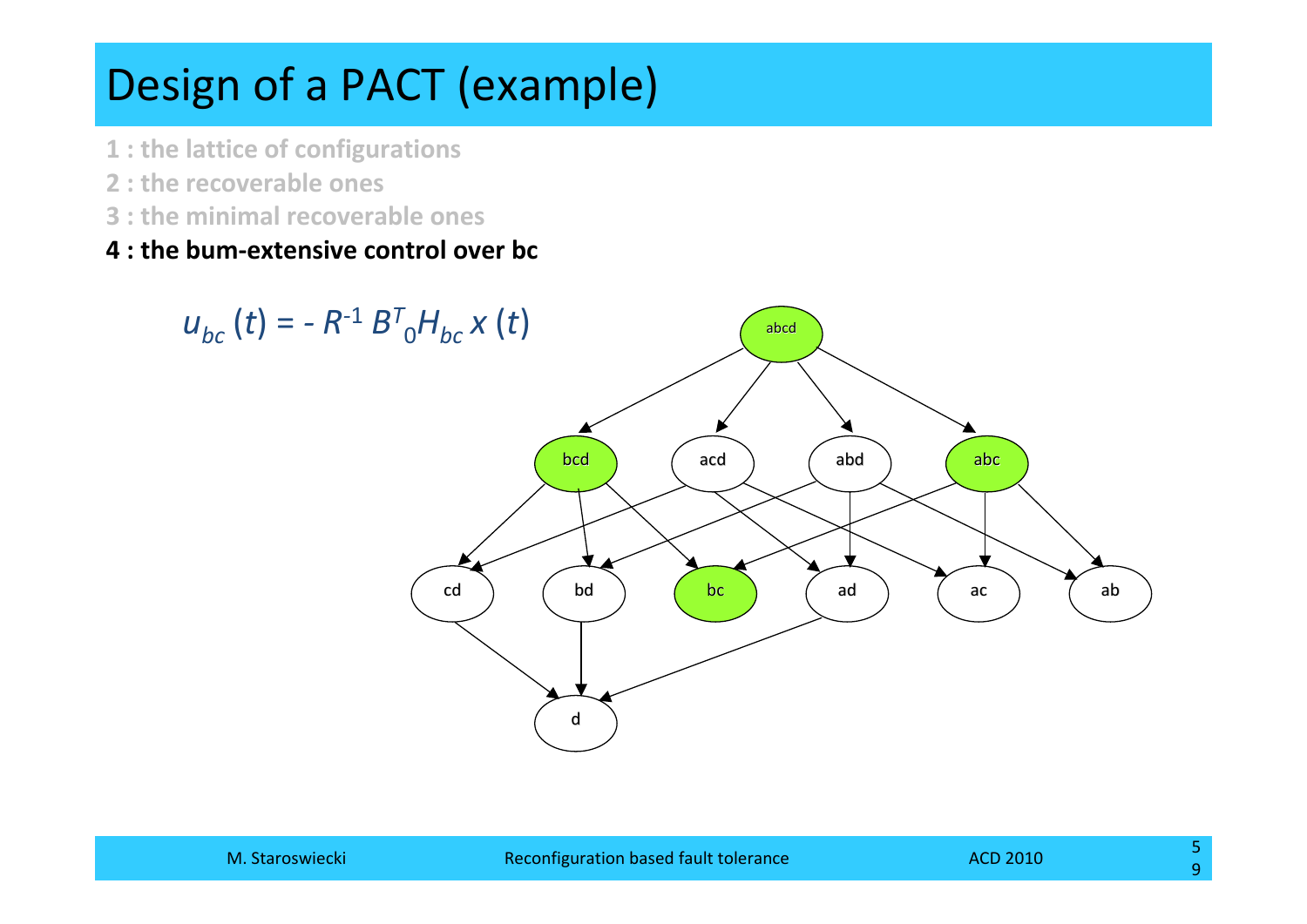# Design of a PACT (example)

1 : the lattice of configurations

2 : the recoverable ones

3 : the minimal recoverable ones

**4 : the bum-extensive control over bc**

$$u_{bc}(t) = -R^{-1} B^{T}{}_{0} H_{bc}\, x(t)$$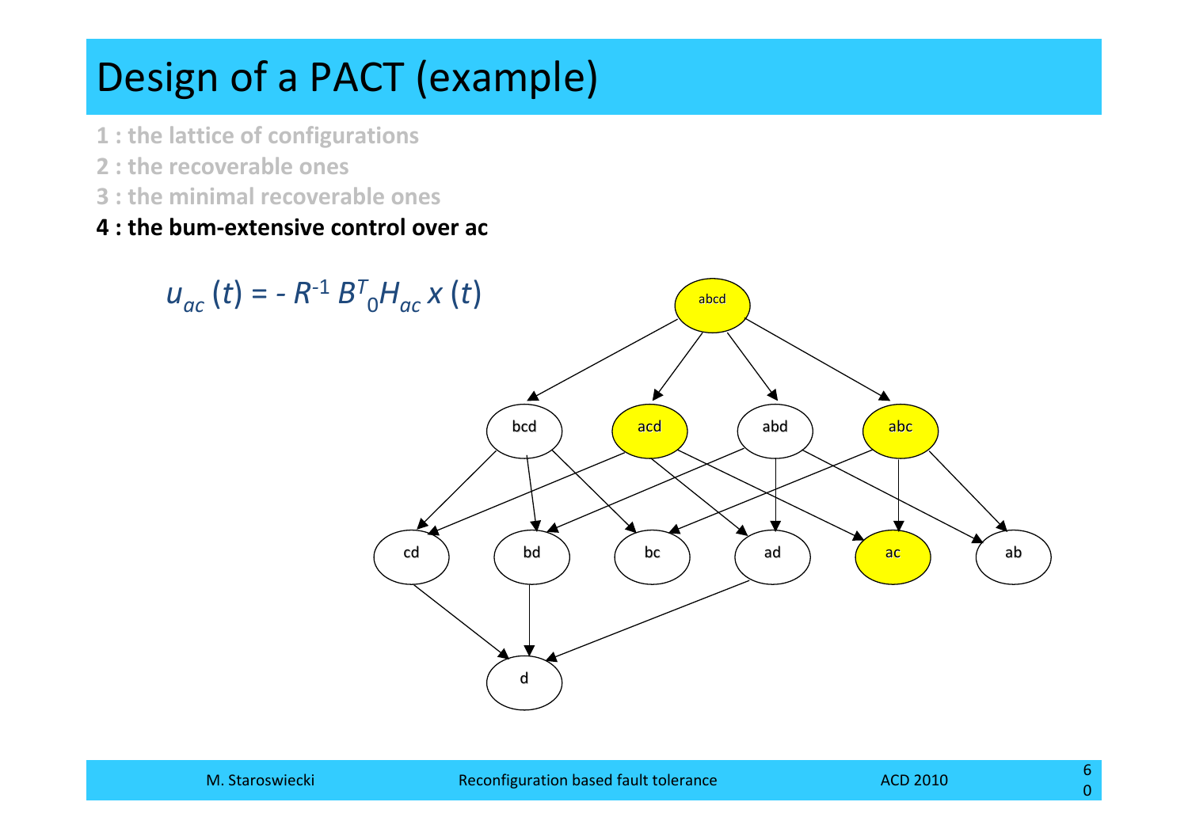# Design of a PACT (example)

1 : the lattice of configurations

2 : the recoverable ones

3 : the minimal recoverable ones

**4 : the bum-extensive control over ac**

$$u_{ac}(t) = -R^{-1} B^T{}_0 H_{ac} x(t)$$

abcd

bcd acd abd abc

cd bd bc ad ac ab

d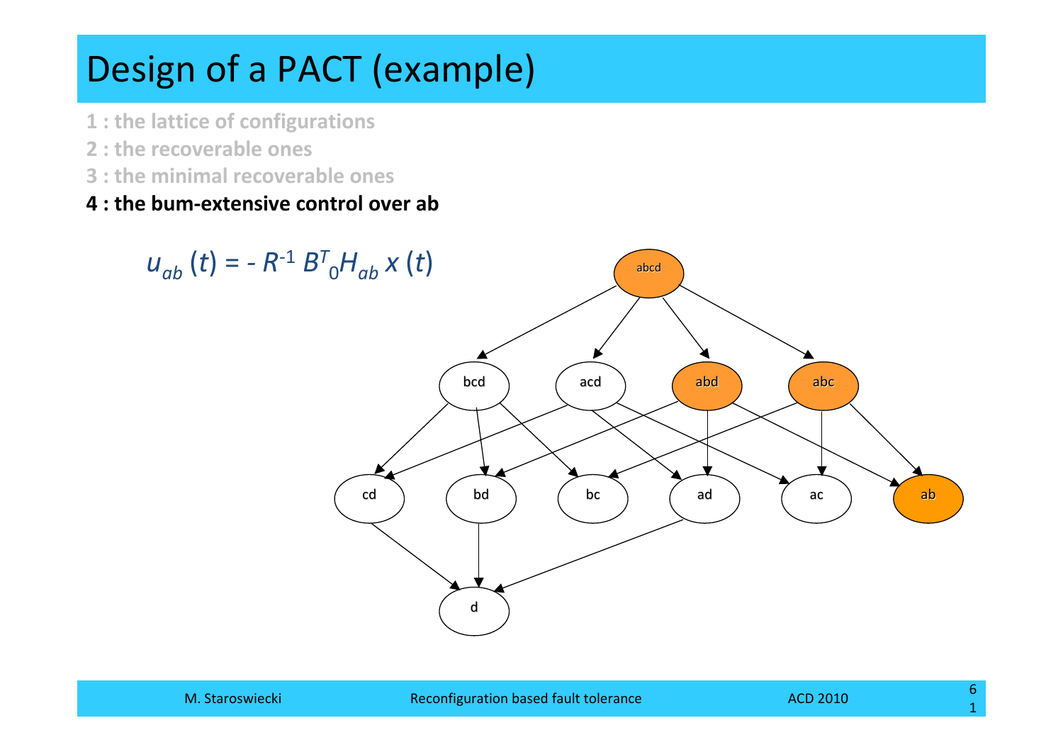# Design of a PACT (example)

1 : the lattice of configurations

2 : the recoverable ones

3 : the minimal recoverable ones

**4 : the bum-extensive control over ab**

$$u_{ab}(t) = - R^{-1} B^{T}{}_{0} H_{ab}\, x(t)$$

abcd

bcd acd abd abc

cd bd bc ad ac ab

d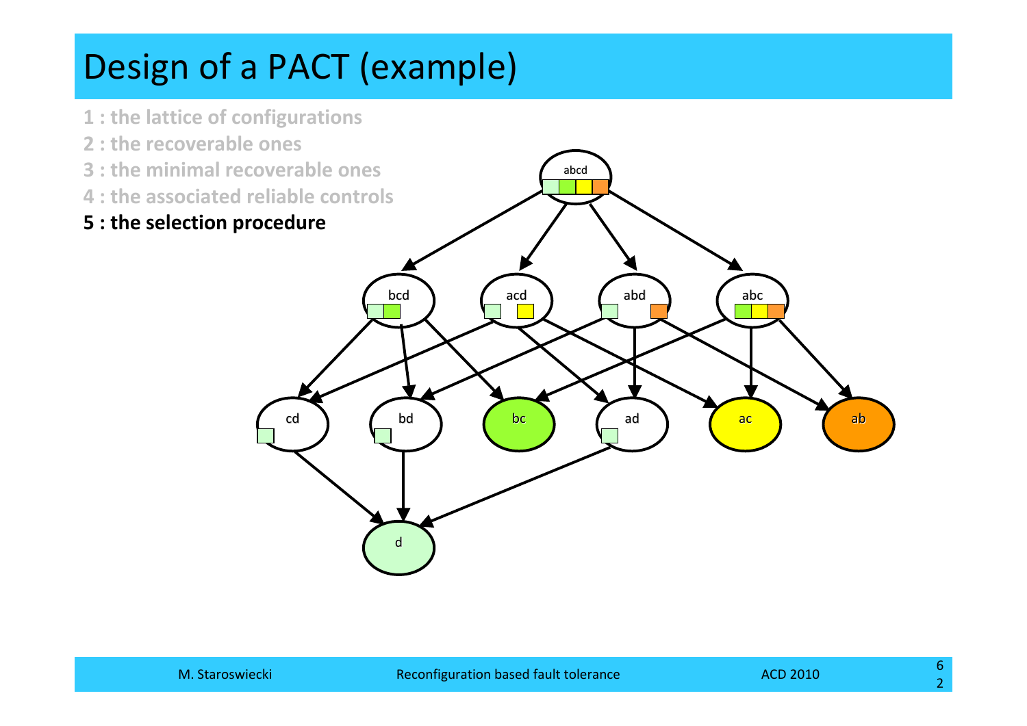# Design of a PACT (example)

1 : the lattice of configurations

2 : the recoverable ones

3 : the minimal recoverable ones

4 : the associated reliable controls

**5 : the selection procedure**

abcd

bcd acd abd abc

cd bd bc ad ac ab

d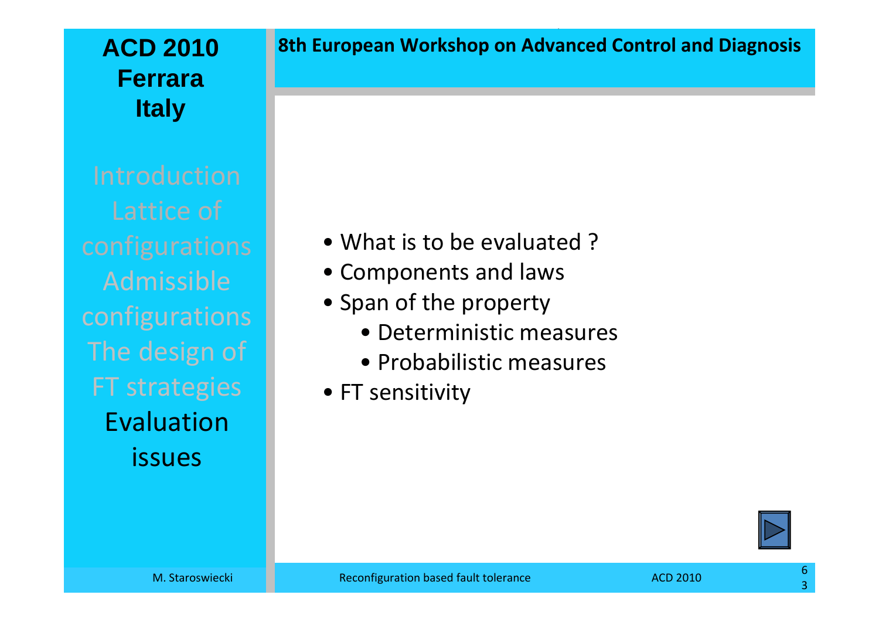- What is to be evaluated ?
- Components and laws
- Span of the property
  - Deterministic measures
  - Probabilistic measures
- FT sensitivity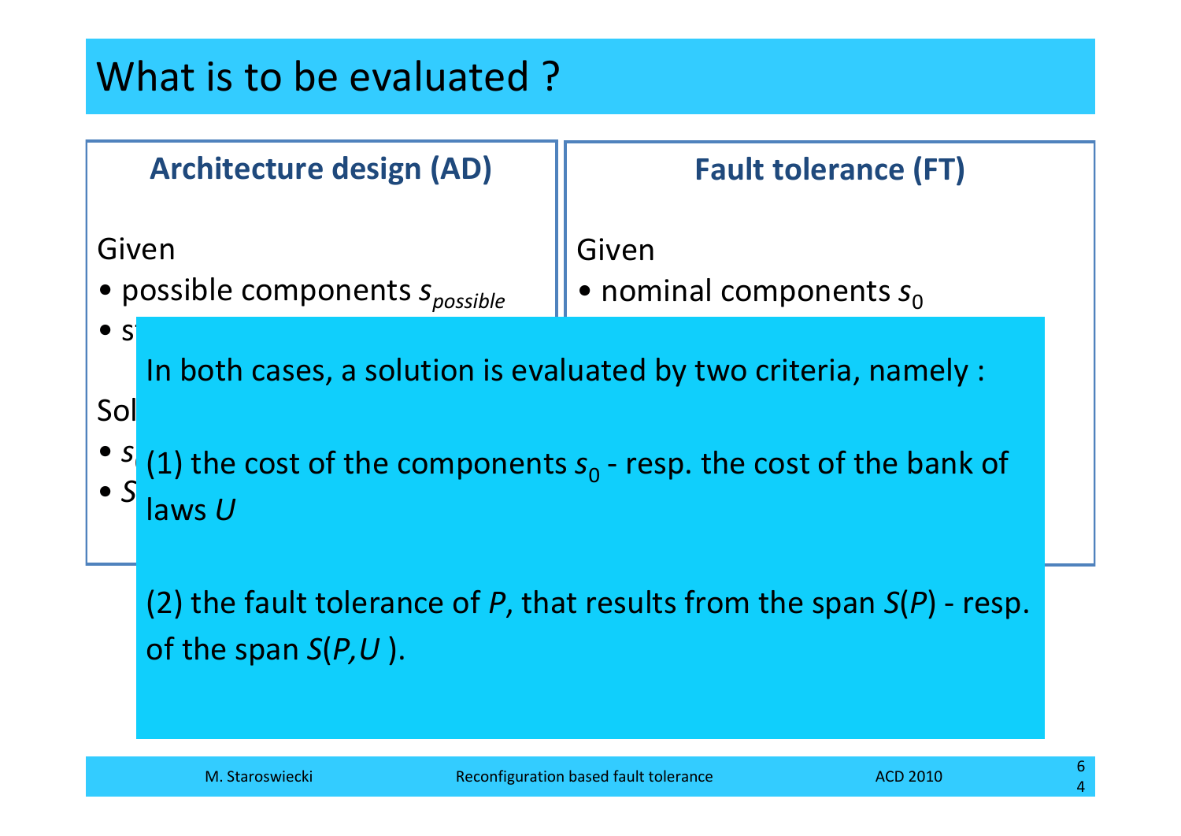# What is to be evaluated ?

**Architecture design (AD)**

Given

- possible components $s_{possible}$
- s

Sol

- $s$
- $S$

**Fault tolerance (FT)**

Given

- nominal components $s_0$

In both cases, a solution is evaluated by two criteria, namely :

(1) the cost of the components $s_0$ - resp. the cost of the bank of laws $U$

(2) the fault tolerance of $P$, that results from the span $S(P)$ - resp. of the span $S(P,U)$.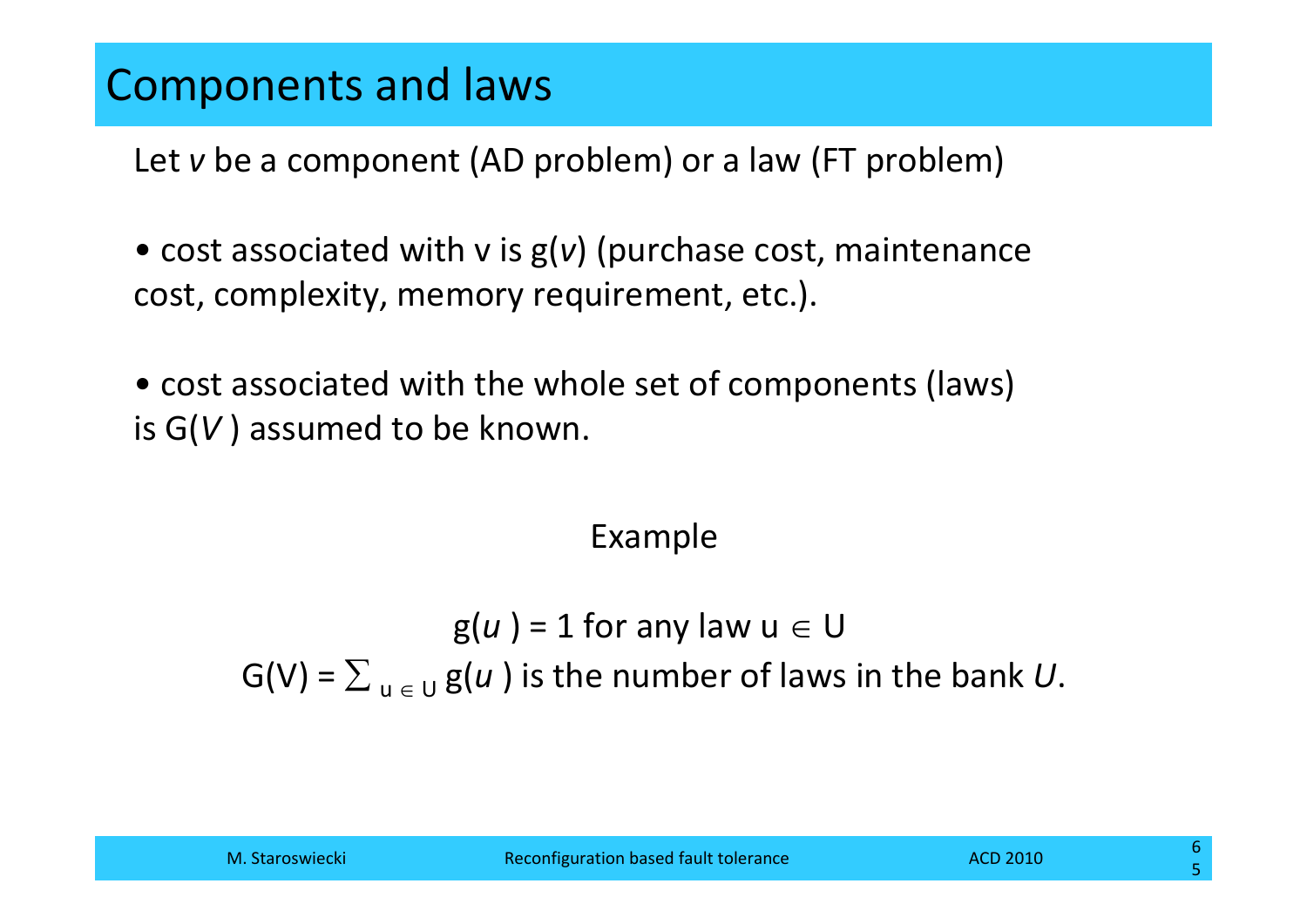# Components and laws

Let $v$ be a component (AD problem) or a law (FT problem)

- cost associated with v is $g(v)$ (purchase cost, maintenance cost, complexity, memory requirement, etc.).

- cost associated with the whole set of components (laws) is $G(V)$ assumed to be known.

Example

$$g(u) = 1 \text{ for any law } u \in U$$

$G(V) = \sum_{u \in U} g(u)$ is the number of laws in the bank $U$.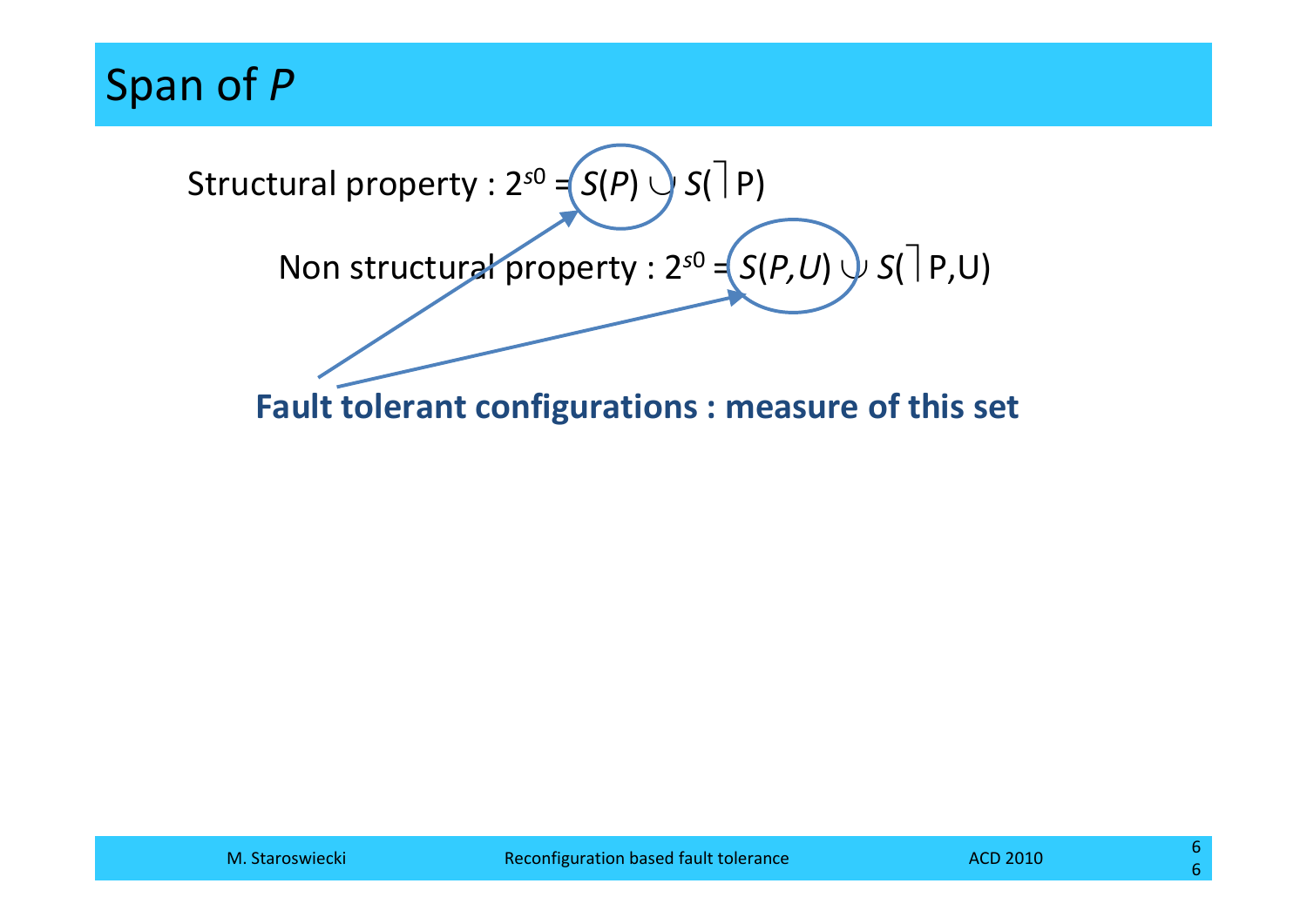# Span of *P*

Structural property : $2^{s0} = S(P) \cup S(\neg P)$

Non structural property : $2^{s0} = S(P,U) \cup S(\neg P,U)$

**Fault tolerant configurations : measure of this set**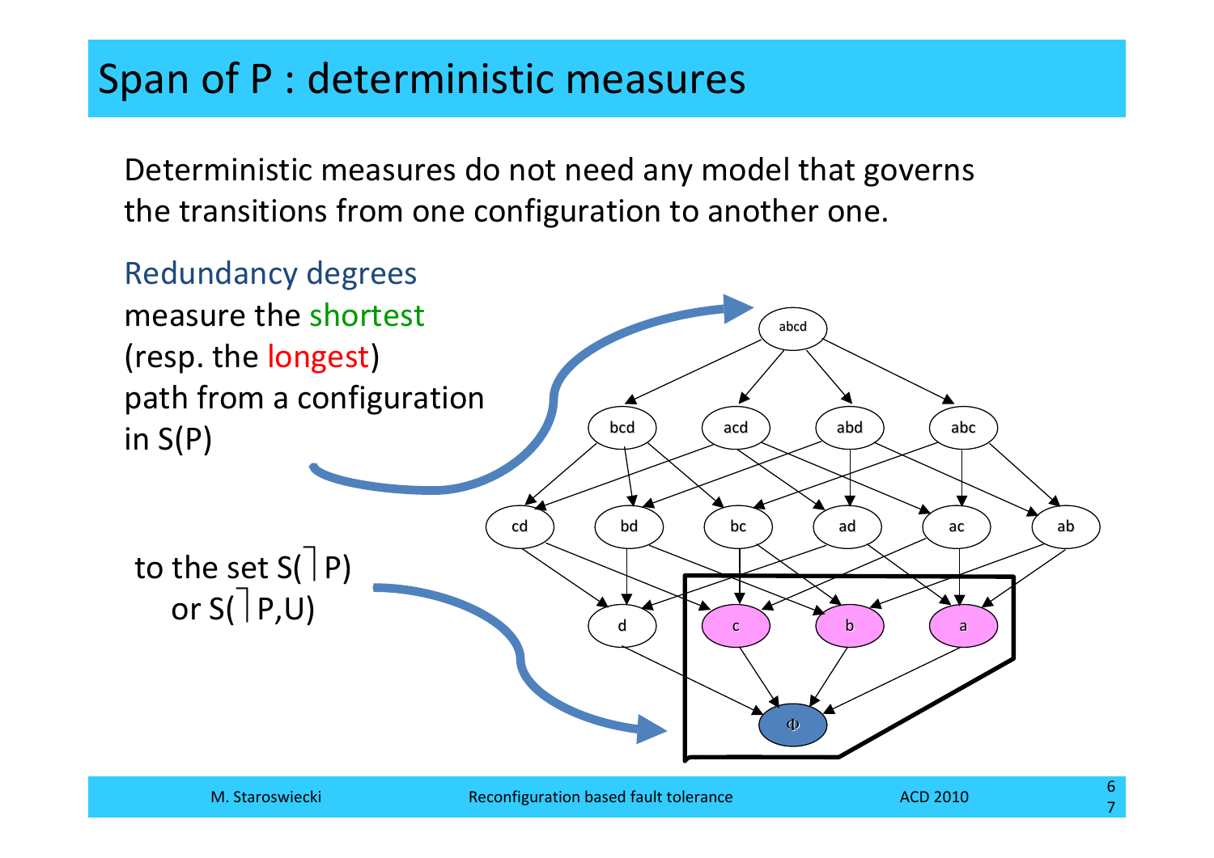# Span of P : deterministic measures

Deterministic measures do not need any model that governs the transitions from one configuration to another one.

Redundancy degrees measure the shortest (resp. the longest) path from a configuration in S(P)

to the set S(⌉P) or S(⌉P,U)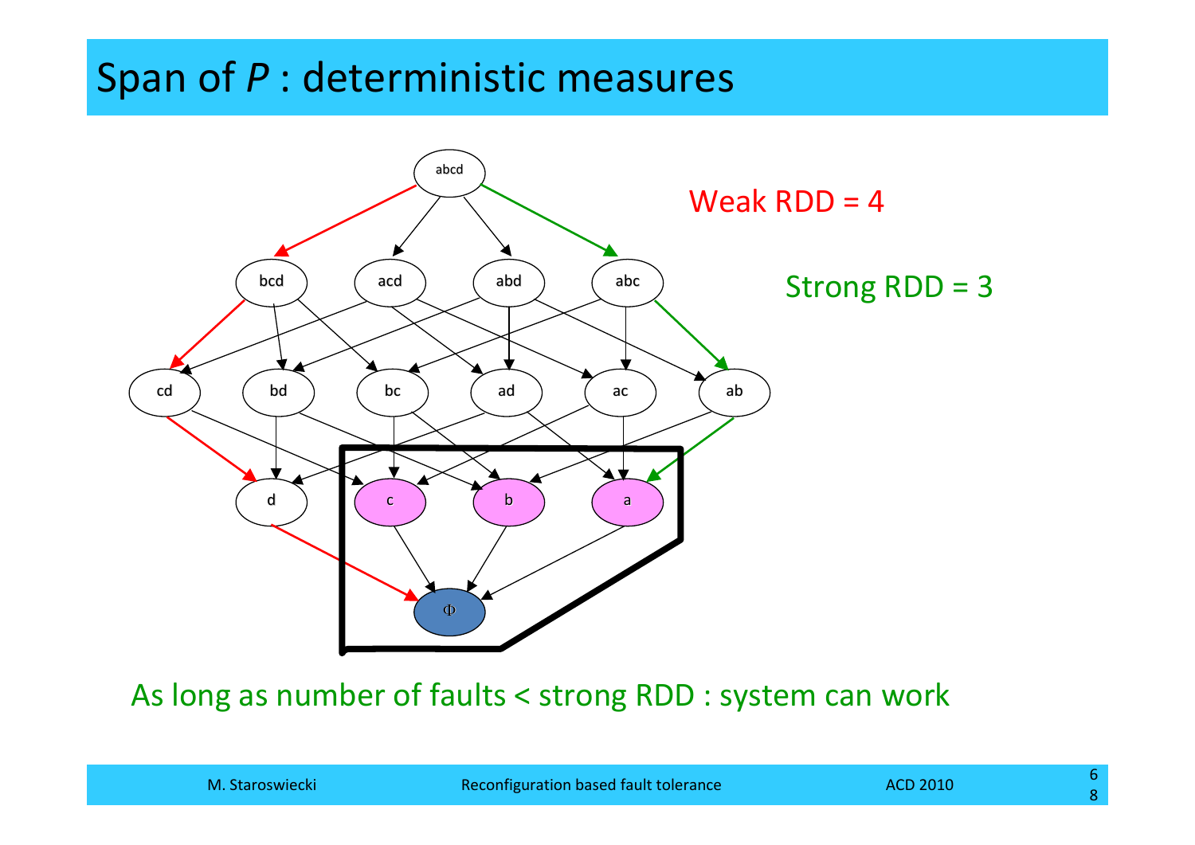# Span of *P* : deterministic measures

Weak RDD = 4

Strong RDD = 3

As long as number of faults < strong RDD : system can work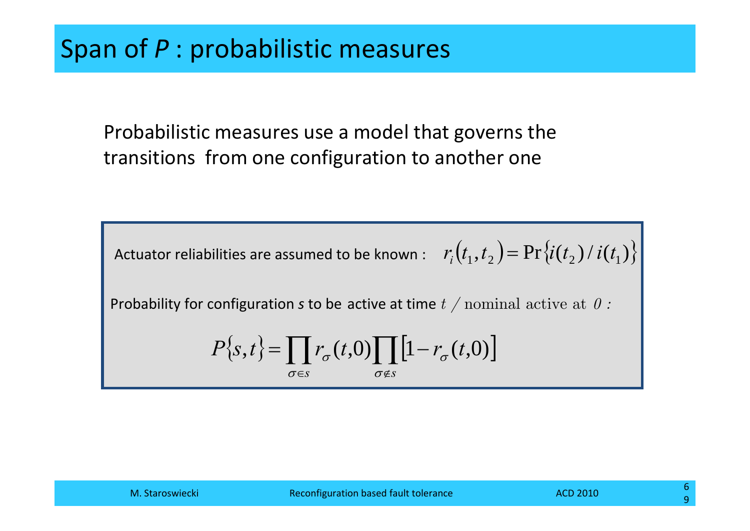# Span of *P* : probabilistic measures

Probabilistic measures use a model that governs the transitions from one configuration to another one

Actuator reliabilities are assumed to be known : $r_i(t_1, t_2) = \Pr\{i(t_2) / i(t_1)\}$

Probability for configuration *s* to be active at time $t$ / nominal active at $0$ :

$$P\{s,t\} = \prod_{\sigma \in s} r_\sigma(t,0) \prod_{\sigma \notin s} \left[1 - r_\sigma(t,0)\right]$$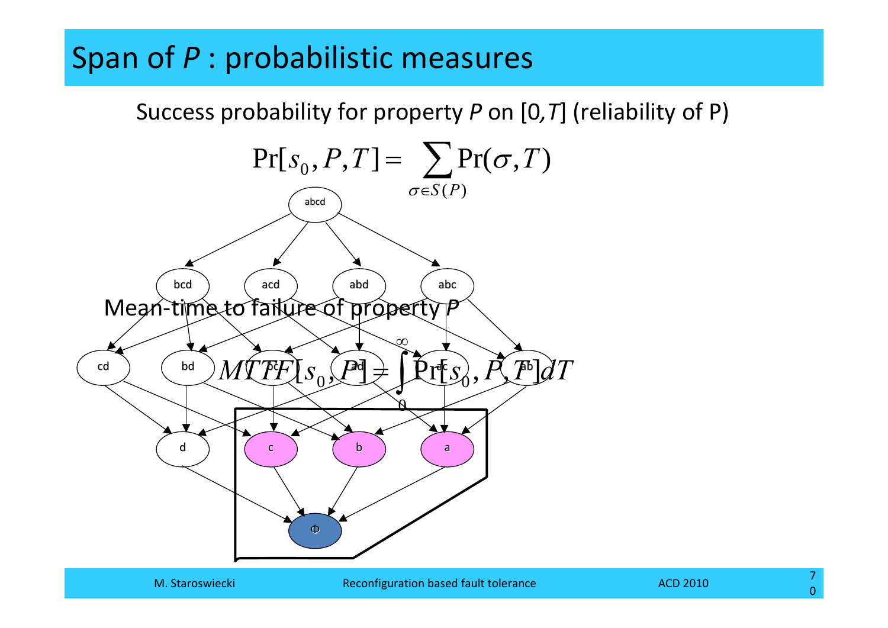# Span of *P* : probabilistic measures

Success probability for property *P* on [0,*T*] (reliability of P)

$$\Pr[s_0, P, T] = \sum_{\sigma \in S(P)} \Pr(\sigma, T)$$

Mean-time to failure of property *P*

$$MTTF[s_0, P] = \int_0^{\infty} \Pr[s_0, P, T]\, dT$$

abcd

bcd acd abd abc

cd bd bc ad ac ab

d c b a

Φ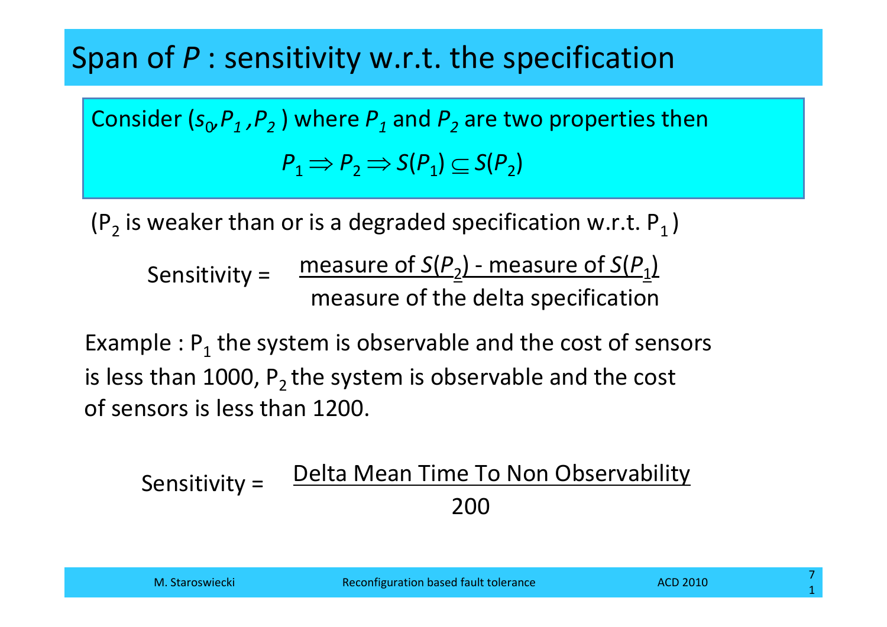# Span of $P$ : sensitivity w.r.t. the specification

Consider $(s_0, P_1, P_2)$ where $P_1$ and $P_2$ are two properties then

$$P_1 \Rightarrow P_2 \Rightarrow S(P_1) \subseteq S(P_2)$$

($P_2$ is weaker than or is a degraded specification w.r.t. $P_1$)

$$\text{Sensitivity} = \frac{\text{measure of } S(P_2) - \text{measure of } S(P_1)}{\text{measure of the delta specification}}$$

Example : $P_1$ the system is observable and the cost of sensors is less than 1000, $P_2$ the system is observable and the cost of sensors is less than 1200.

$$\text{Sensitivity} = \frac{\text{Delta Mean Time To Non Observability}}{200}$$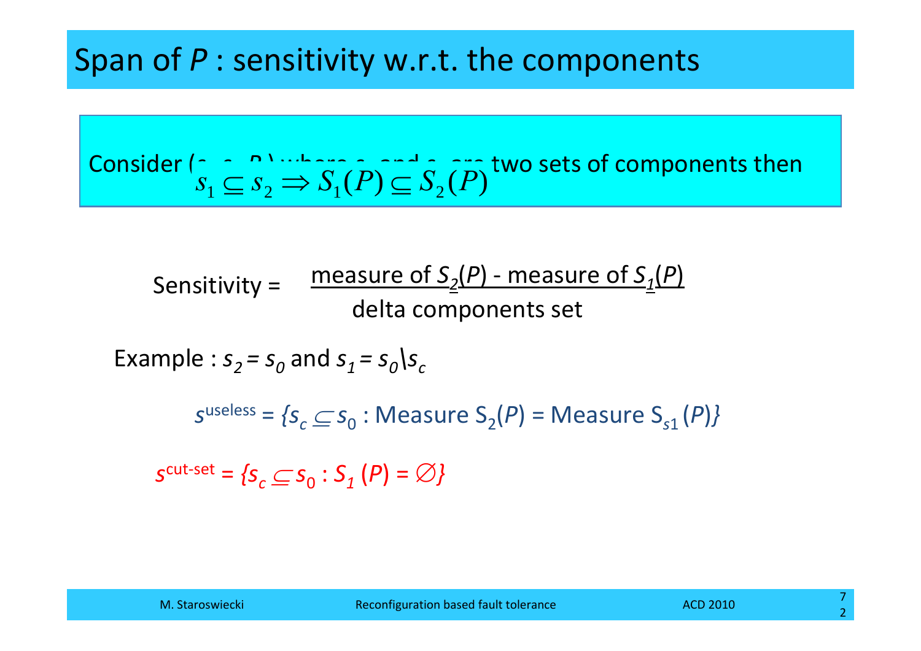# Span of *P* : sensitivity w.r.t. the components

Consider $(s_1, s_2, P)$ where $s_1$ and $s_2$ are two sets of components then

$$s_1 \subseteq s_2 \Rightarrow S_1(P) \subseteq S_2(P)$$

$$\text{Sensitivity} = \frac{\text{measure of } S_2(P) - \text{measure of } S_1(P)}{\text{delta components set}}$$

Example : $s_2 = s_0$ and $s_1 = s_0 \backslash s_c$

$s^{\text{useless}} = \{s_c \subseteq s_0 : \text{Measure } S_2(P) = \text{Measure } S_{s1}(P)\}$

$s^{\text{cut-set}} = \{s_c \subseteq s_0 : S_1(P) = \varnothing\}$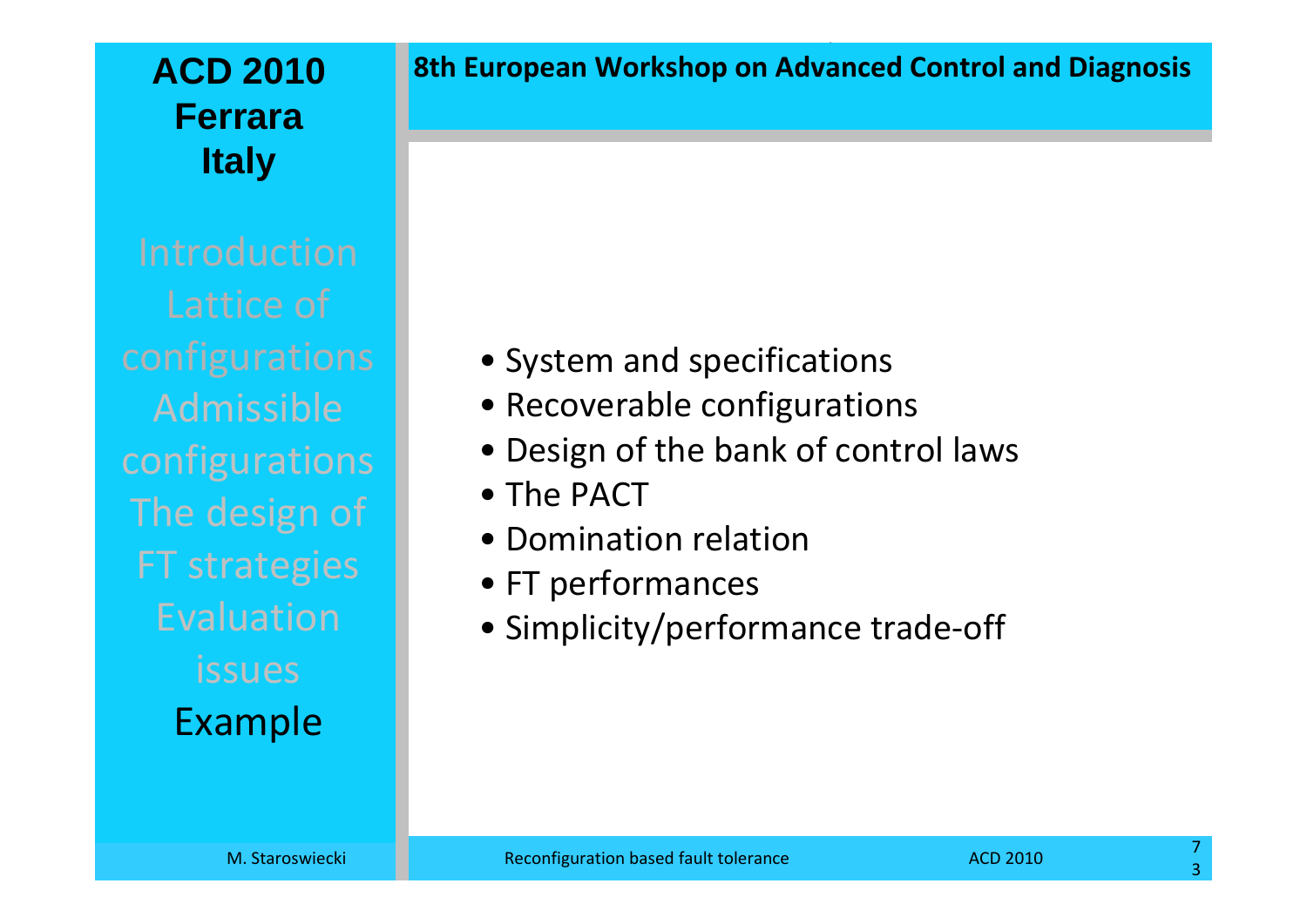- Introduction
- Lattice of configurations
- Admissible configurations
- The design of FT strategies
- Evaluation issues
- **Example**

---

- System and specifications
- Recoverable configurations
- Design of the bank of control laws
- The PACT
- Domination relation
- FT performances
- Simplicity/performance trade-off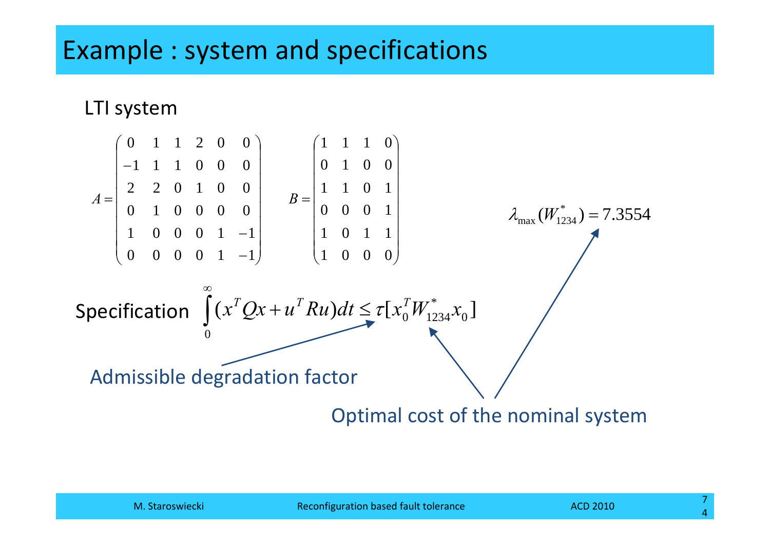# Example : system and specifications

LTI system

$$A = \begin{pmatrix} 0 & 1 & 1 & 2 & 0 & 0 \\ -1 & 1 & 1 & 0 & 0 & 0 \\ 2 & 2 & 0 & 1 & 0 & 0 \\ 0 & 1 & 0 & 0 & 0 & 0 \\ 1 & 0 & 0 & 0 & 1 & -1 \\ 0 & 0 & 0 & 0 & 1 & -1 \end{pmatrix} \qquad B = \begin{pmatrix} 1 & 1 & 1 & 0 \\ 0 & 1 & 0 & 0 \\ 1 & 1 & 0 & 1 \\ 0 & 0 & 0 & 1 \\ 1 & 0 & 1 & 1 \\ 1 & 0 & 0 & 0 \end{pmatrix}$$

$$\lambda_{\max}(W_{1234}^{*}) = 7.3554$$

Specification $\int_0^{\infty} (x^T Q x + u^T R u) dt \leq \tau [x_0^T W_{1234}^{*} x_0]$

Admissible degradation factor

Optimal cost of the nominal system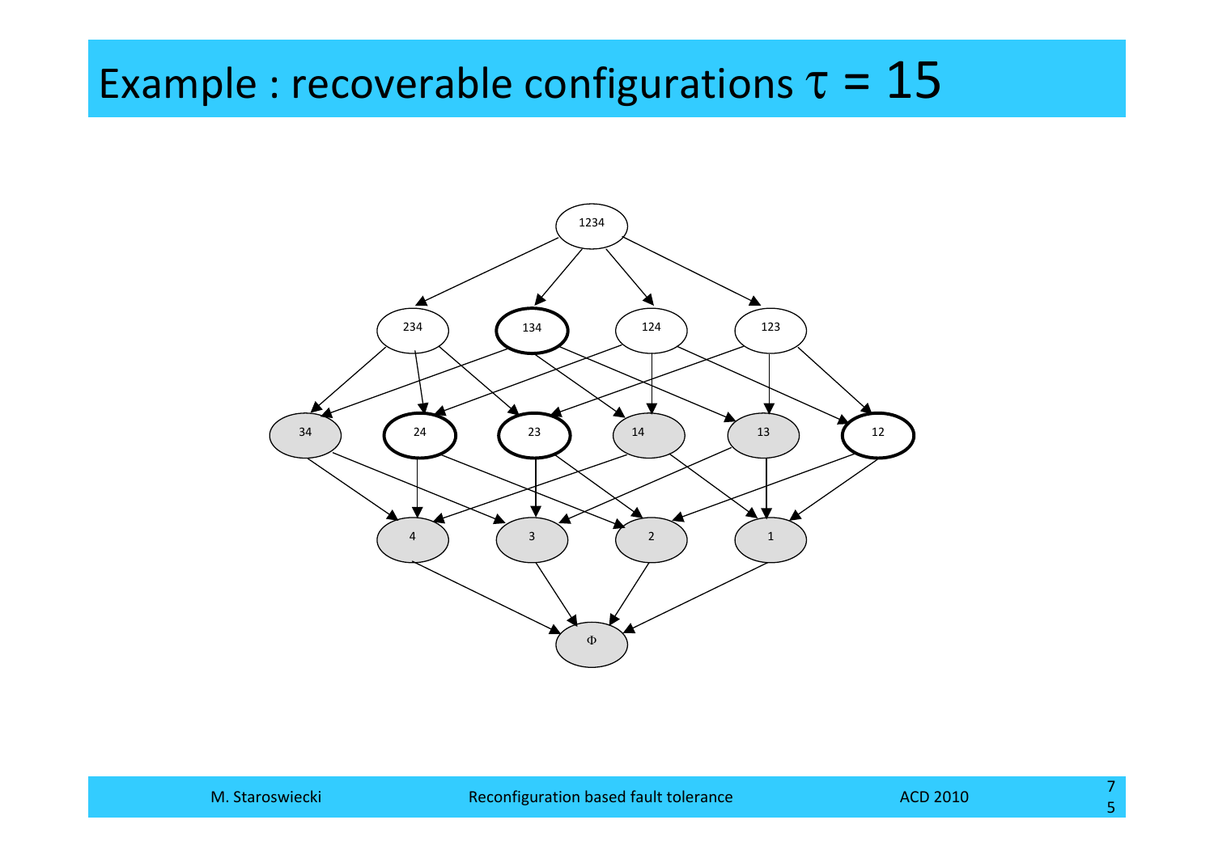# Example : recoverable configurations $\tau = 15$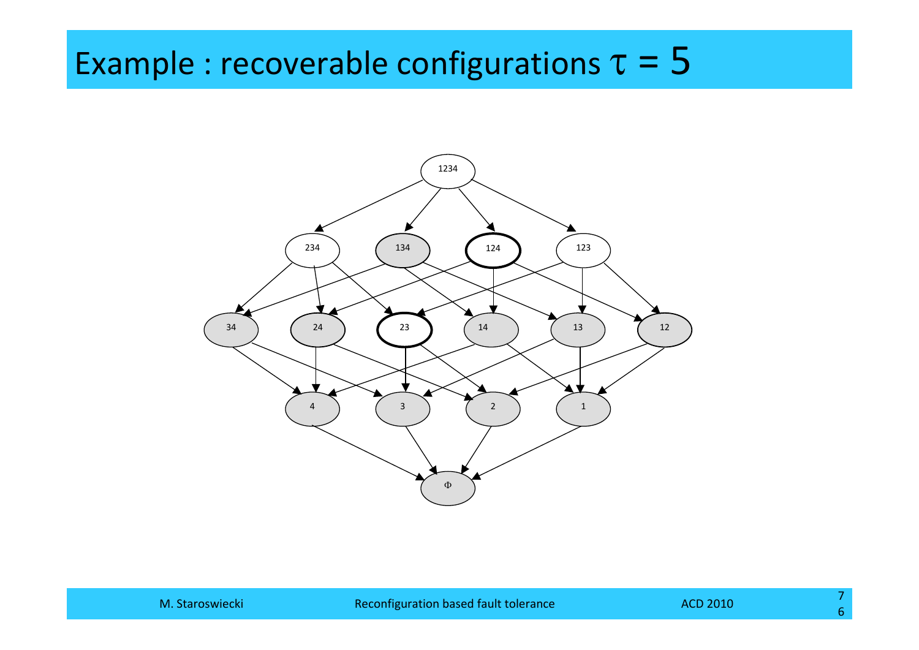# Example : recoverable configurations $\tau = 5$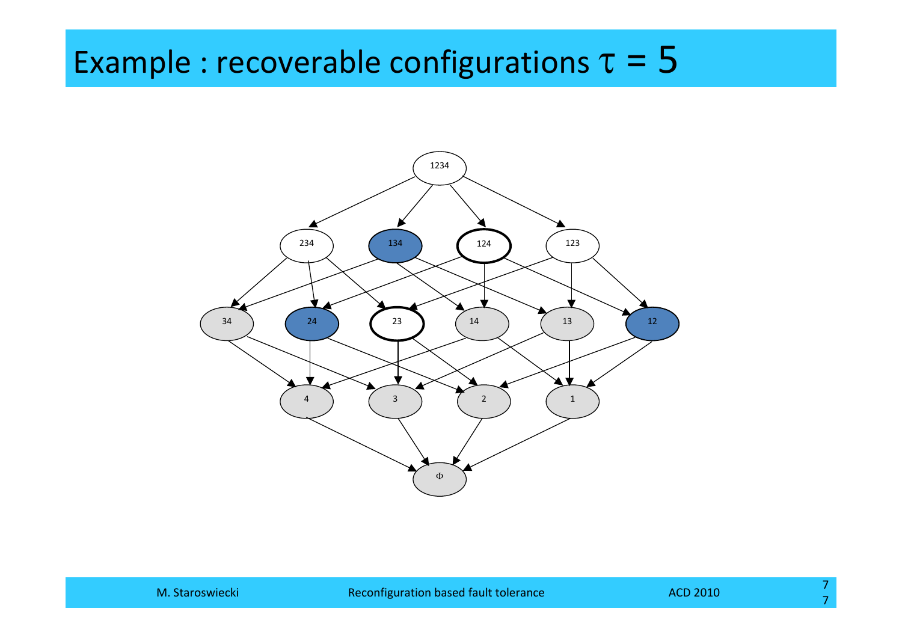# Example : recoverable configurations $\tau = 5$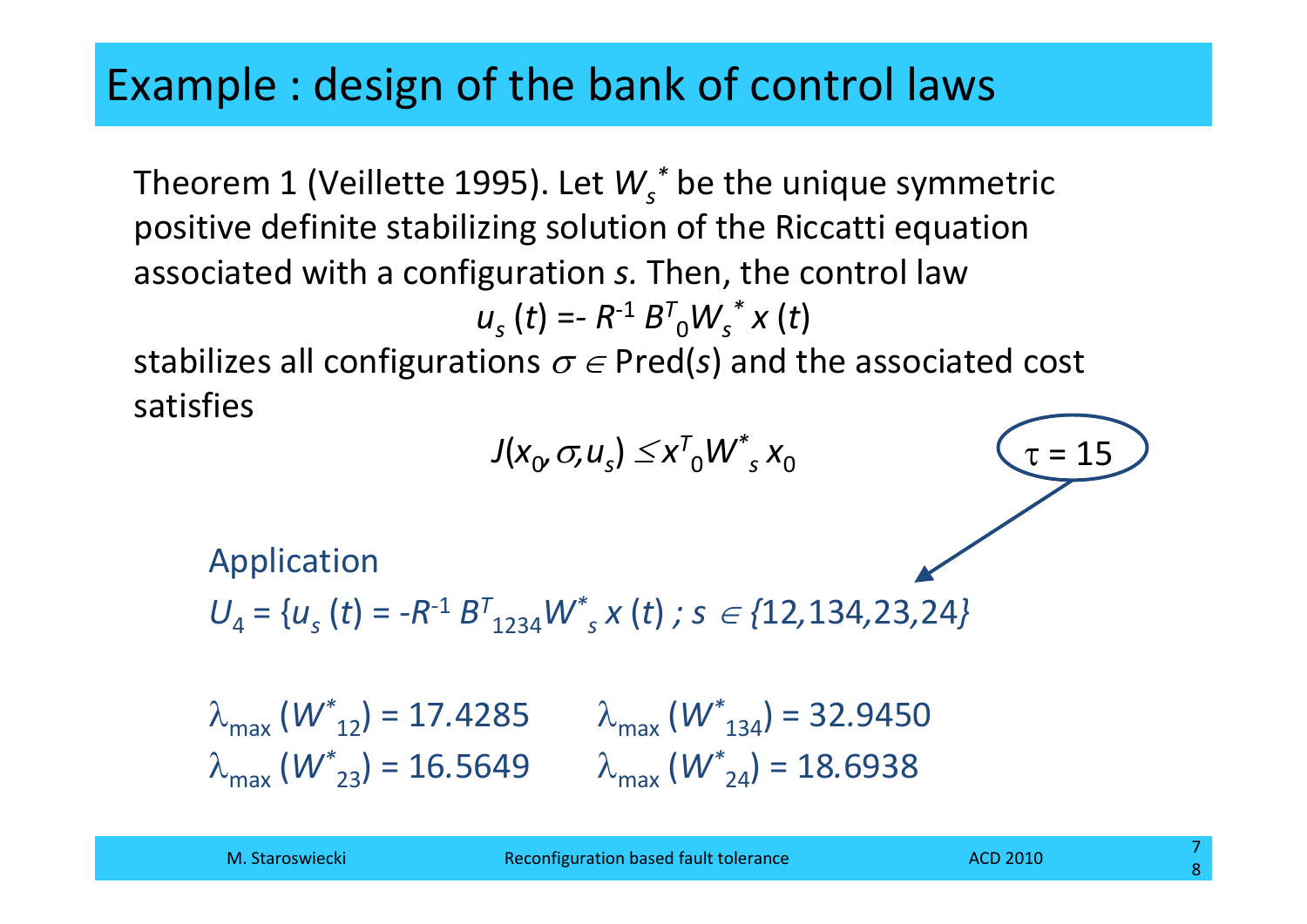# Example : design of the bank of control laws

Theorem 1 (Veillette 1995). Let $W_s^*$ be the unique symmetric positive definite stabilizing solution of the Riccati equation associated with a configuration *s.* Then, the control law

$$u_s(t) = -R^{-1} B^T_0 W_s^* x(t)$$

stabilizes all configurations $\sigma \in \text{Pred}(s)$ and the associated cost satisfies

$$J(x_0, \sigma, u_s) \leq x^T_0 W^*_s x_0$$

$\tau = 15$

Application

$U_4 = \{u_s(t) = -R^{-1} B^T_{1234} W^*_s x(t) \, ; \, s \in \{12, 134, 23, 24\}$

$\lambda_{\max}(W^*_{12}) = 17.4285$ $\lambda_{\max}(W^*_{134}) = 32.9450$

$\lambda_{\max}(W^*_{23}) = 16.5649$ $\lambda_{\max}(W^*_{24}) = 18.6938$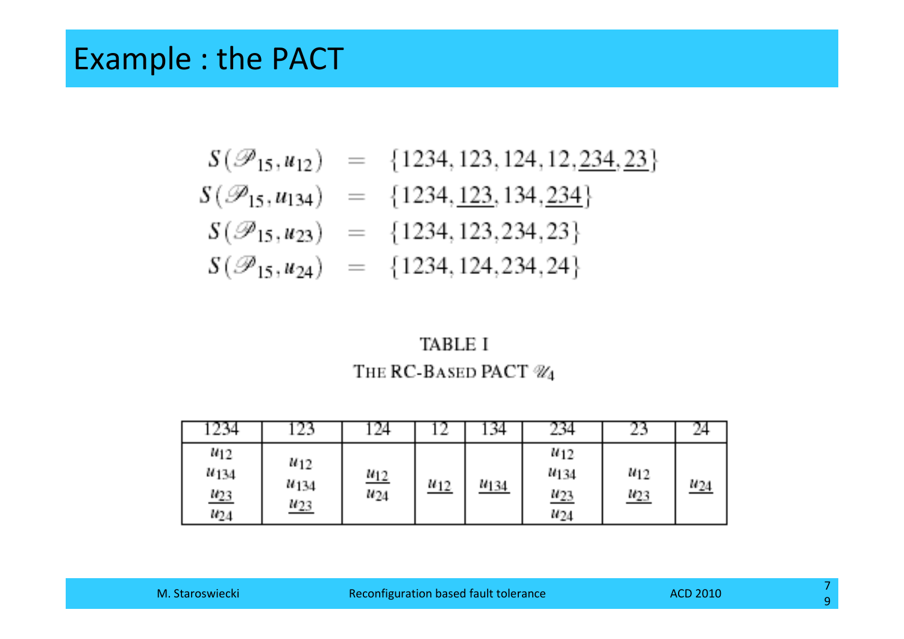# Example : the PACT

$$
\begin{aligned}
S(\mathscr{P}_{15}, u_{12}) &= \{1234, 123, 124, 12, \underline{234}, \underline{23}\} \\
S(\mathscr{P}_{15}, u_{134}) &= \{1234, \underline{123}, 134, \underline{234}\} \\
S(\mathscr{P}_{15}, u_{23}) &= \{1234, 123, 234, 23\} \\
S(\mathscr{P}_{15}, u_{24}) &= \{1234, 124, 234, 24\}
\end{aligned}
$$

TABLE I

THE RC-BASED PACT $\mathscr{U}_4$

| 1234 | 123 | 124 | 12 | 134 | 234 | 23 | 24 |
|---|---|---|---|---|---|---|---|
| $u_{12}$ $u_{134}$ $\underline{u_{23}}$ $u_{24}$ | $u_{12}$ $u_{134}$ $\underline{u_{23}}$ | $\underline{u_{12}}$ $u_{24}$ | $\underline{u_{12}}$ | $\underline{u_{134}}$ | $u_{12}$ $u_{134}$ $\underline{u_{23}}$ $u_{24}$ | $u_{12}$ $\underline{u_{23}}$ | $\underline{u_{24}}$ |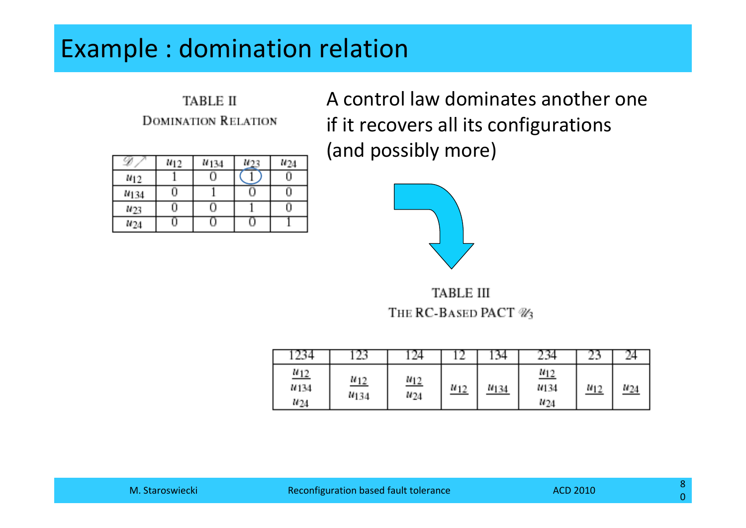# Example : domination relation

TABLE II

DOMINATION RELATION

| $\mathscr{D} \nearrow$ | $u_{12}$ | $u_{134}$ | $u_{23}$ | $u_{24}$ |
|---|---|---|---|---|
| $u_{12}$ | 1 | 0 | 1 | 0 |
| $u_{134}$ | 0 | 1 | 0 | 0 |
| $u_{23}$ | 0 | 0 | 1 | 0 |
| $u_{24}$ | 0 | 0 | 0 | 1 |

A control law dominates another one if it recovers all its configurations (and possibly more)

TABLE III

THE RC-BASED PACT $\mathscr{U}_3$

| 1234 | 123 | 124 | 12 | 134 | 234 | 23 | 24 |
|---|---|---|---|---|---|---|---|
| $\underline{u_{12}}$ $u_{134}$ $u_{24}$ | $\underline{u_{12}}$ $u_{134}$ | $\underline{u_{12}}$ $u_{24}$ | $\underline{u_{12}}$ | $\underline{u_{134}}$ | $\underline{u_{12}}$ $u_{134}$ $u_{24}$ | $\underline{u_{12}}$ | $\underline{u_{24}}$ |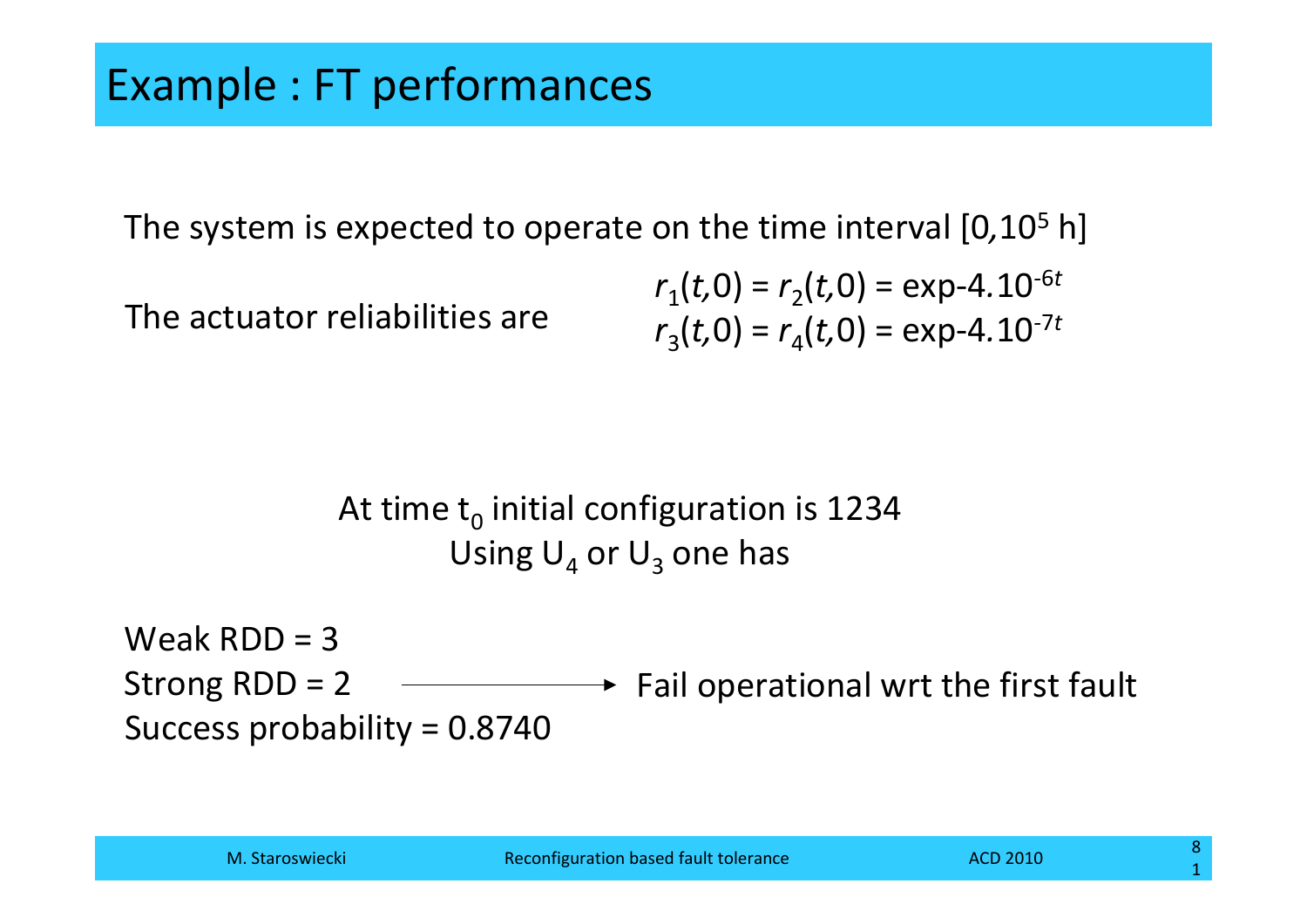# Example : FT performances

The system is expected to operate on the time interval $[0, 10^5 \text{ h}]$

The actuator reliabilities are

$$r_1(t,0) = r_2(t,0) = \exp{-4.10^{-6}t}$$
$$r_3(t,0) = r_4(t,0) = \exp{-4.10^{-7}t}$$

At time $t_0$ initial configuration is 1234

Using $U_4$ or $U_3$ one has

Weak RDD = 3

Strong RDD = 2 ⟶ Fail operational wrt the first fault

Success probability = 0.8740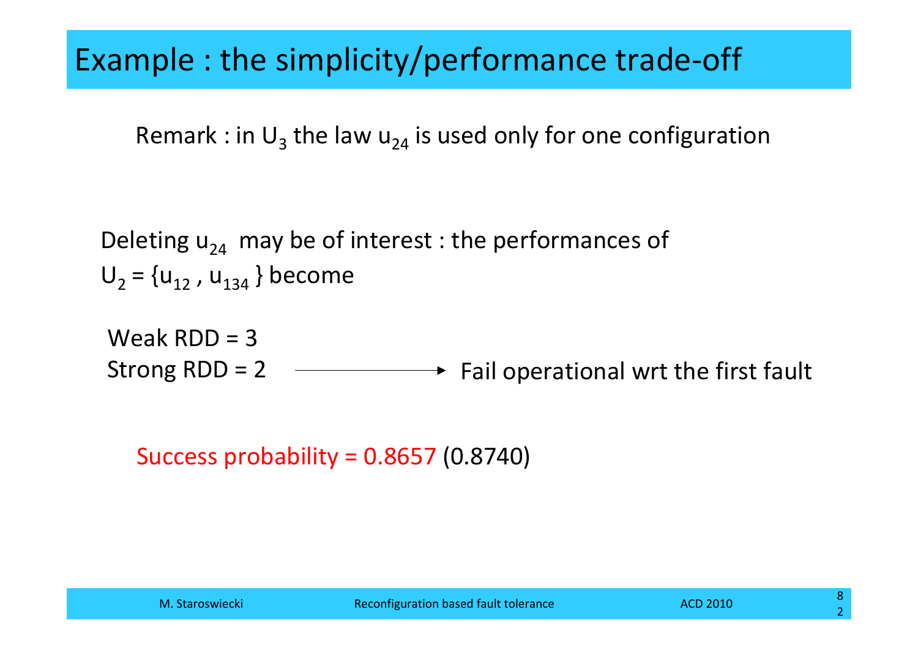# Example : the simplicity/performance trade-off

Remark : in $U_3$ the law $u_{24}$ is used only for one configuration

Deleting $u_{24}$ may be of interest : the performances of $U_2 = \{u_{12}, u_{134}\}$ become

Weak RDD = 3

Strong RDD = 2 → Fail operational wrt the first fault

Success probability = 0.8657 (0.8740)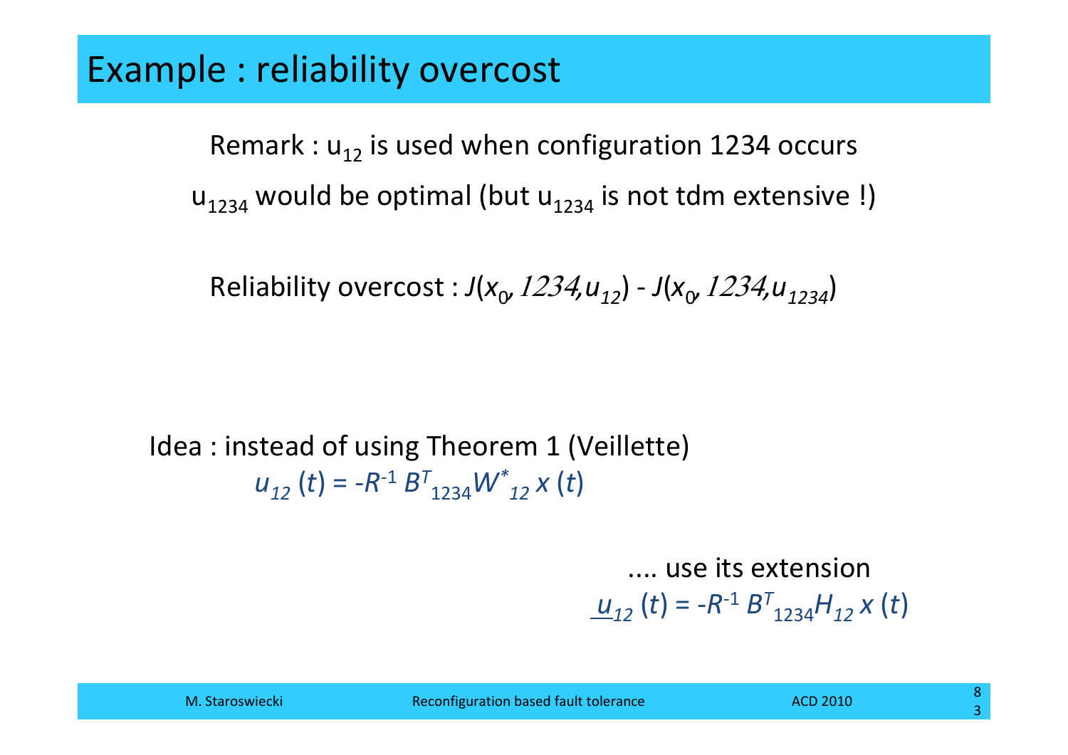# Example : reliability overcost

Remark : $u_{12}$ is used when configuration 1234 occurs

$u_{1234}$ would be optimal (but $u_{1234}$ is not tdm extensive !)

Reliability overcost : $J(x_0, 1234, u_{12}) - J(x_0, 1234, u_{1234})$

Idea : instead of using Theorem 1 (Veillette)

$$u_{12}(t) = -R^{-1} B^T_{1234} W^*_{12} x(t)$$

.... use its extension

$$\underline{u}_{12}(t) = -R^{-1} B^T_{1234} H_{12} x(t)$$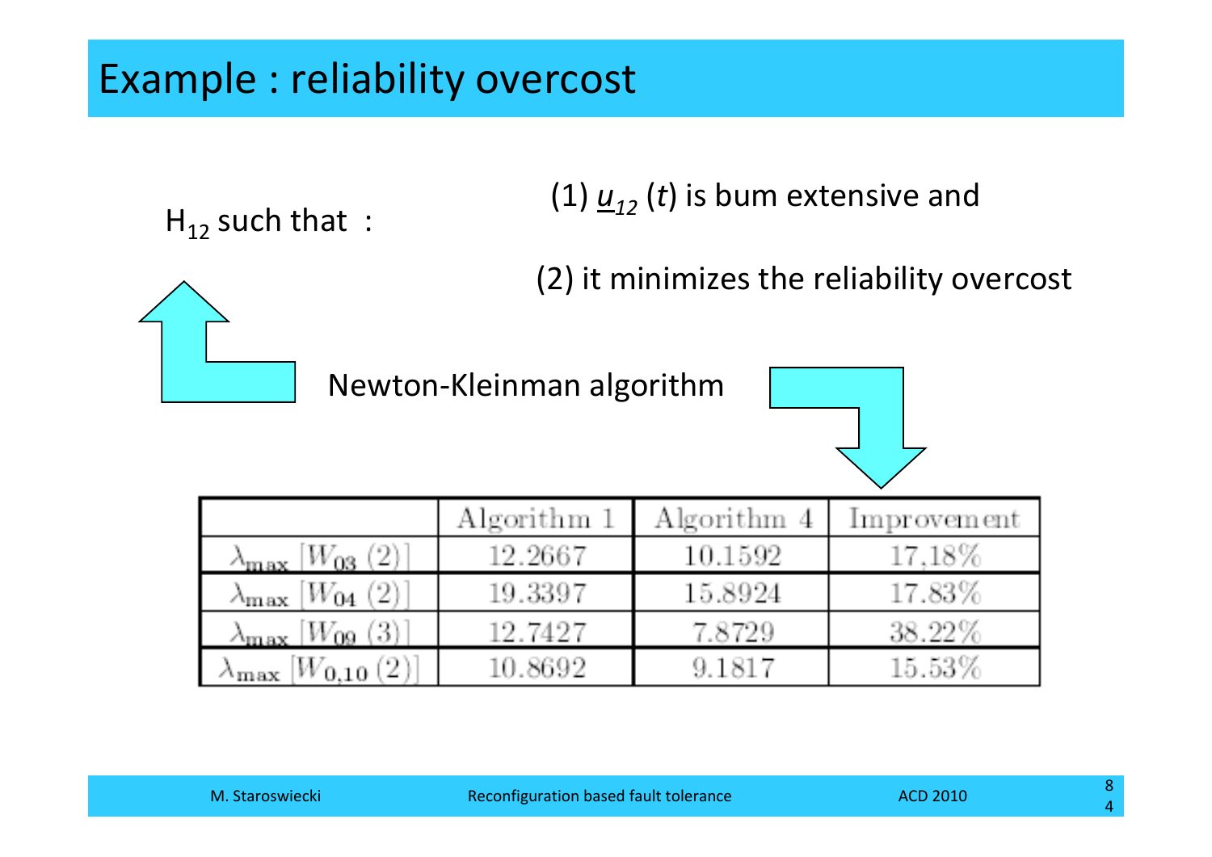# Example : reliability overcost

$H_{12}$ such that :

(1) $\underline{u}_{12}(t)$ is bum extensive and

(2) it minimizes the reliability overcost

Newton-Kleinman algorithm

| | Algorithm 1 | Algorithm 4 | Improvement |
|---|---|---|---|
| $\lambda_{\max}[W_{03}(2)]$ | 12.2667 | 10.1592 | 17,18% |
| $\lambda_{\max}[W_{04}(2)]$ | 19.3397 | 15.8924 | 17.83% |
| $\lambda_{\max}[W_{09}(3)]$ | 12.7427 | 7.8729 | 38.22% |
| $\lambda_{\max}[W_{0,10}(2)]$ | 10.8692 | 9.1817 | 15.53% |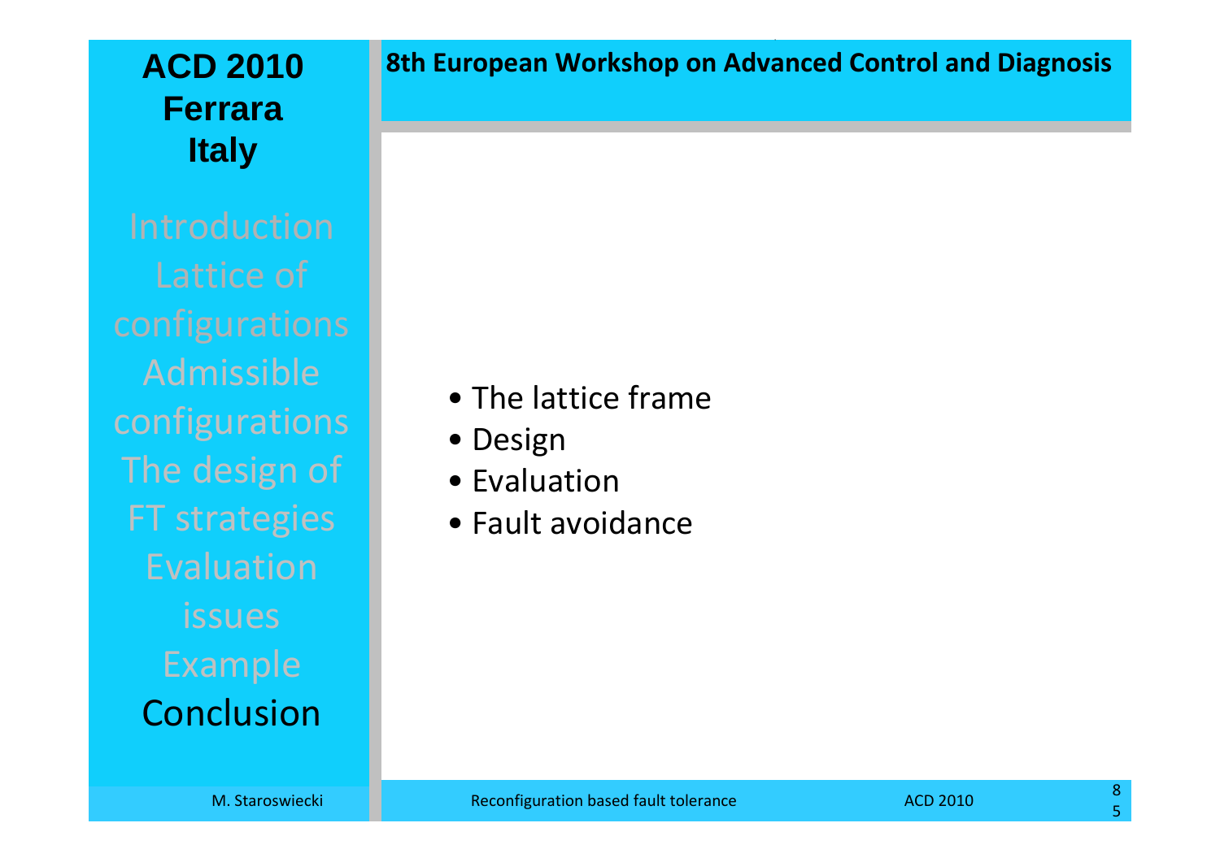- The lattice frame
- Design
- Evaluation
- Fault avoidance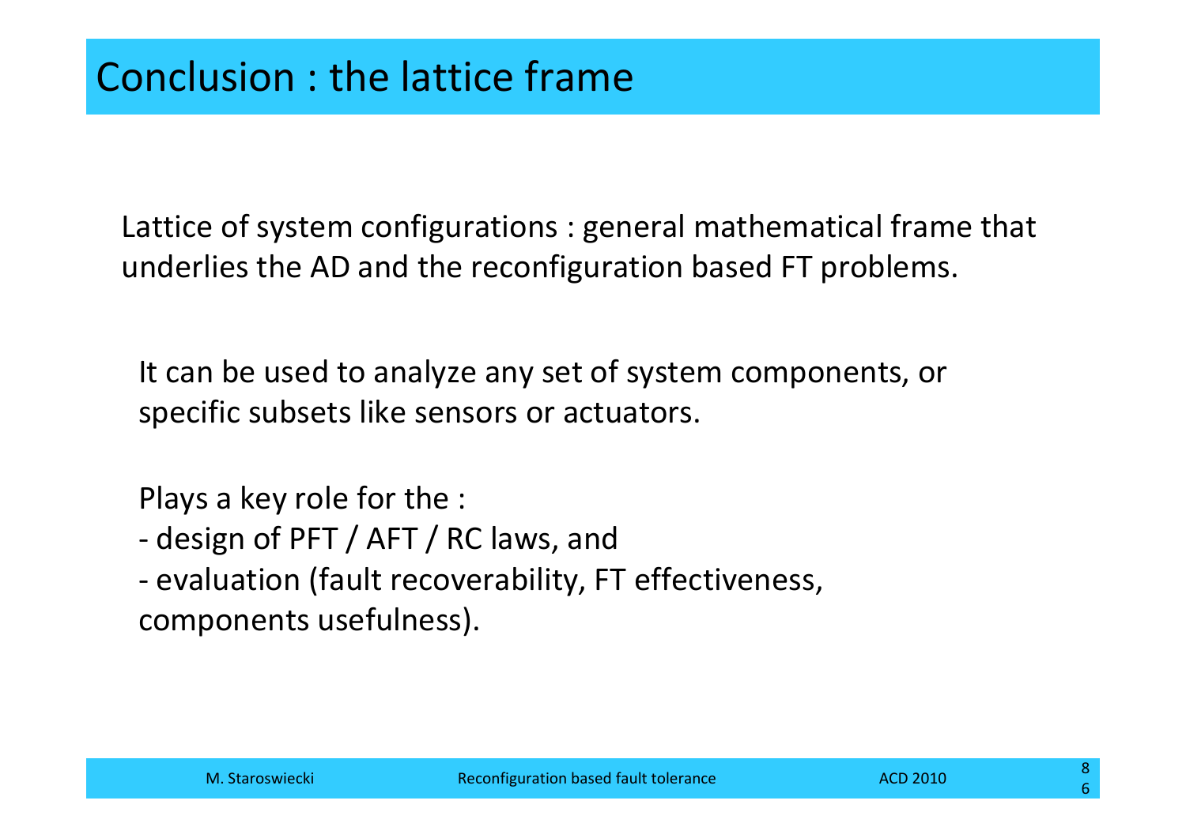# Conclusion : the lattice frame

Lattice of system configurations : general mathematical frame that underlies the AD and the reconfiguration based FT problems.

It can be used to analyze any set of system components, or specific subsets like sensors or actuators.

Plays a key role for the :

- design of PFT / AFT / RC laws, and
- evaluation (fault recoverability, FT effectiveness, components usefulness).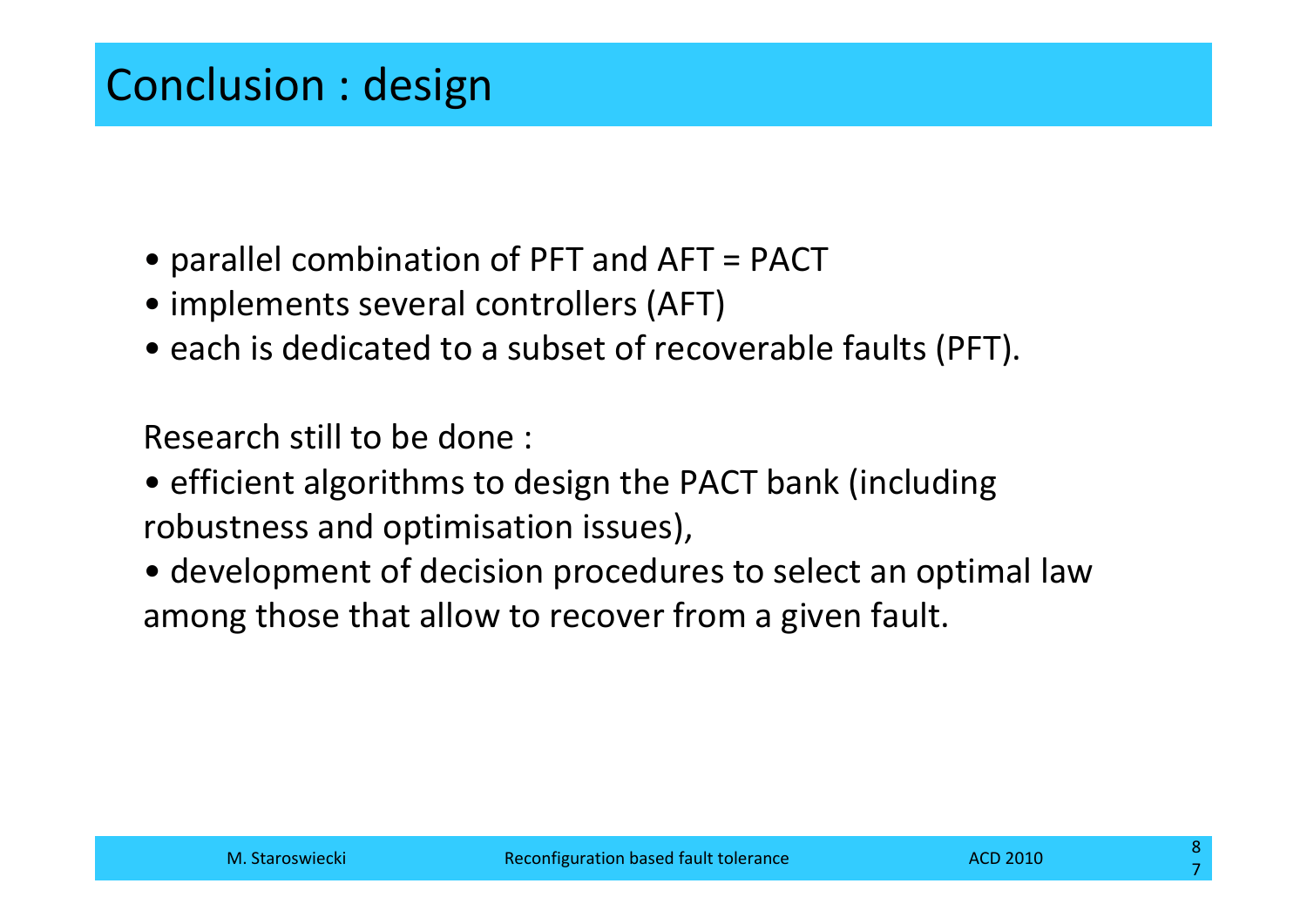# Conclusion : design

- parallel combination of PFT and AFT = PACT
- implements several controllers (AFT)
- each is dedicated to a subset of recoverable faults (PFT).

Research still to be done :

- efficient algorithms to design the PACT bank (including robustness and optimisation issues),
- development of decision procedures to select an optimal law among those that allow to recover from a given fault.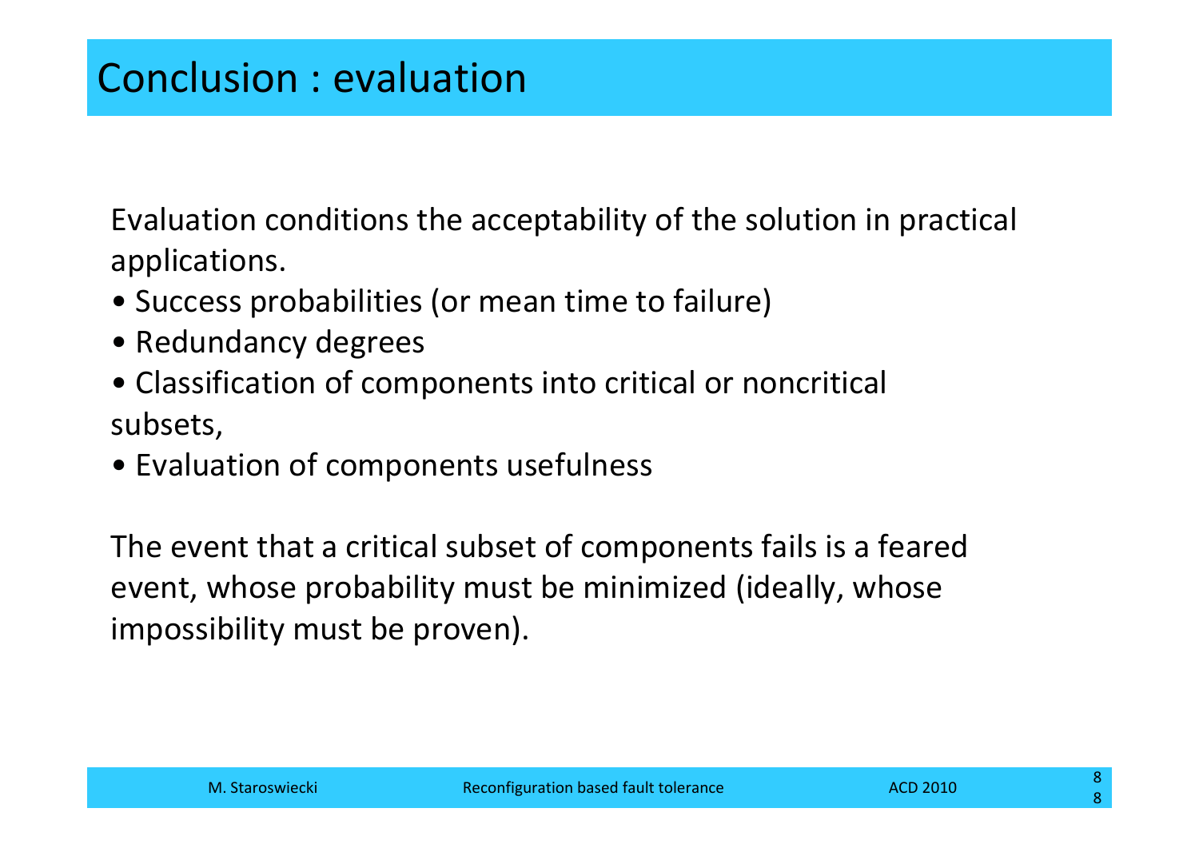# Conclusion : evaluation

Evaluation conditions the acceptability of the solution in practical applications.

- Success probabilities (or mean time to failure)
- Redundancy degrees
- Classification of components into critical or noncritical subsets,
- Evaluation of components usefulness

The event that a critical subset of components fails is a feared event, whose probability must be minimized (ideally, whose impossibility must be proven).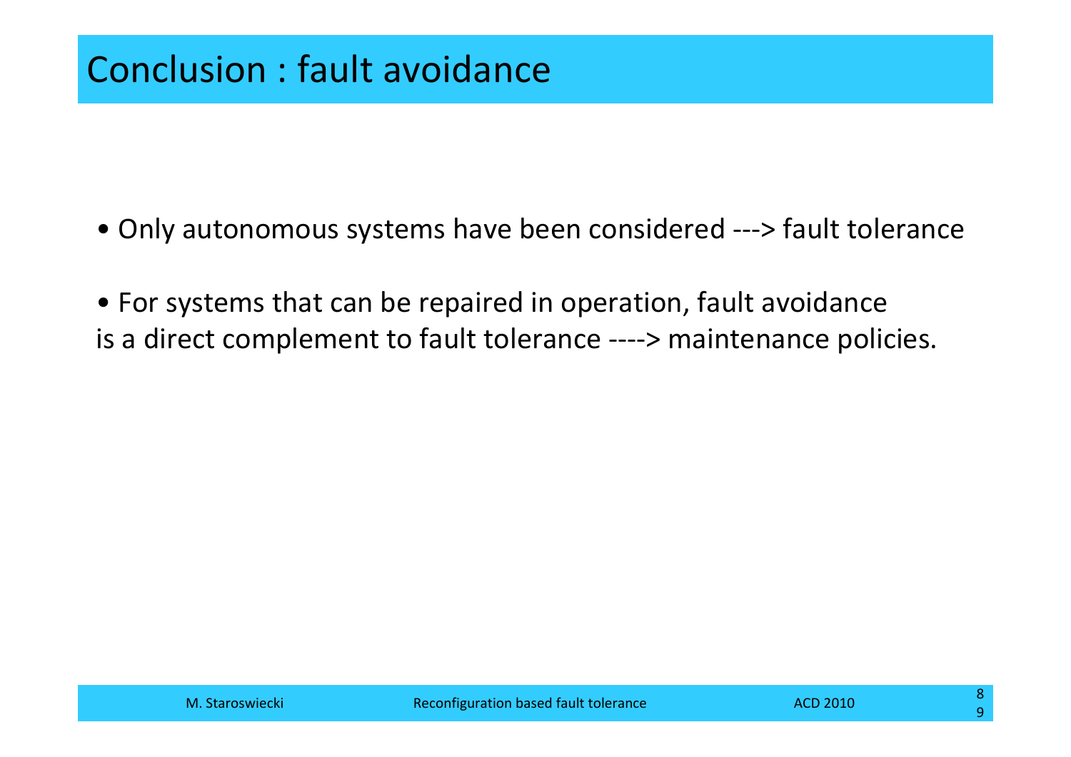# Conclusion : fault avoidance

- Only autonomous systems have been considered ---> fault tolerance

- For systems that can be repaired in operation, fault avoidance is a direct complement to fault tolerance ----> maintenance policies.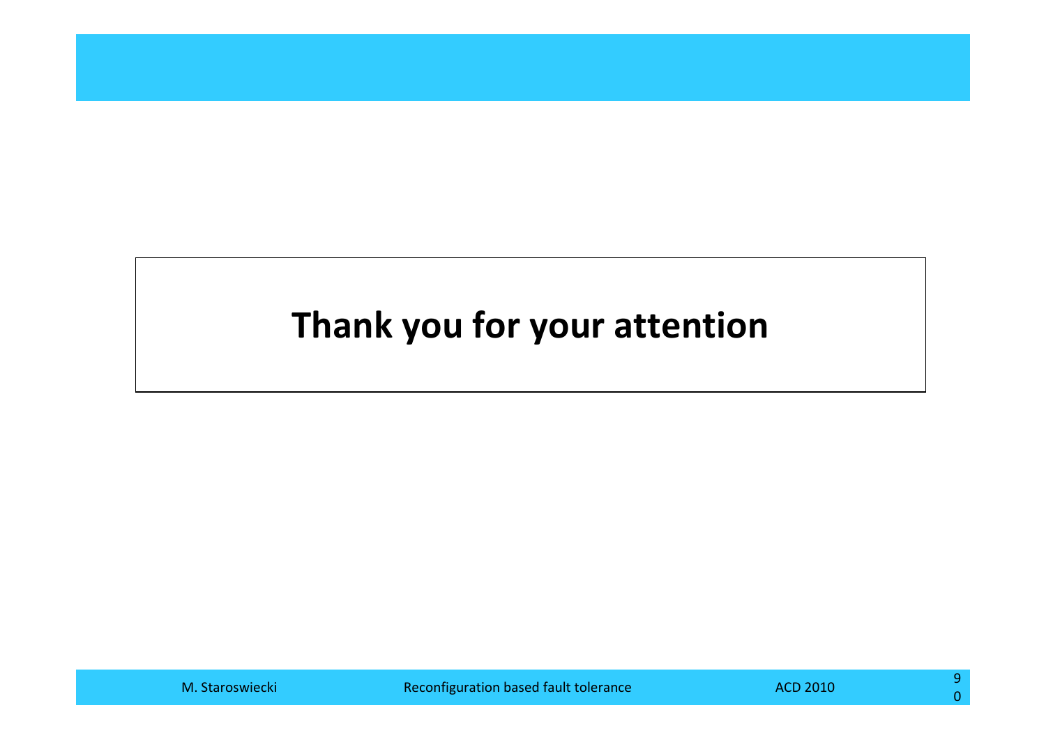**Thank you for your attention**